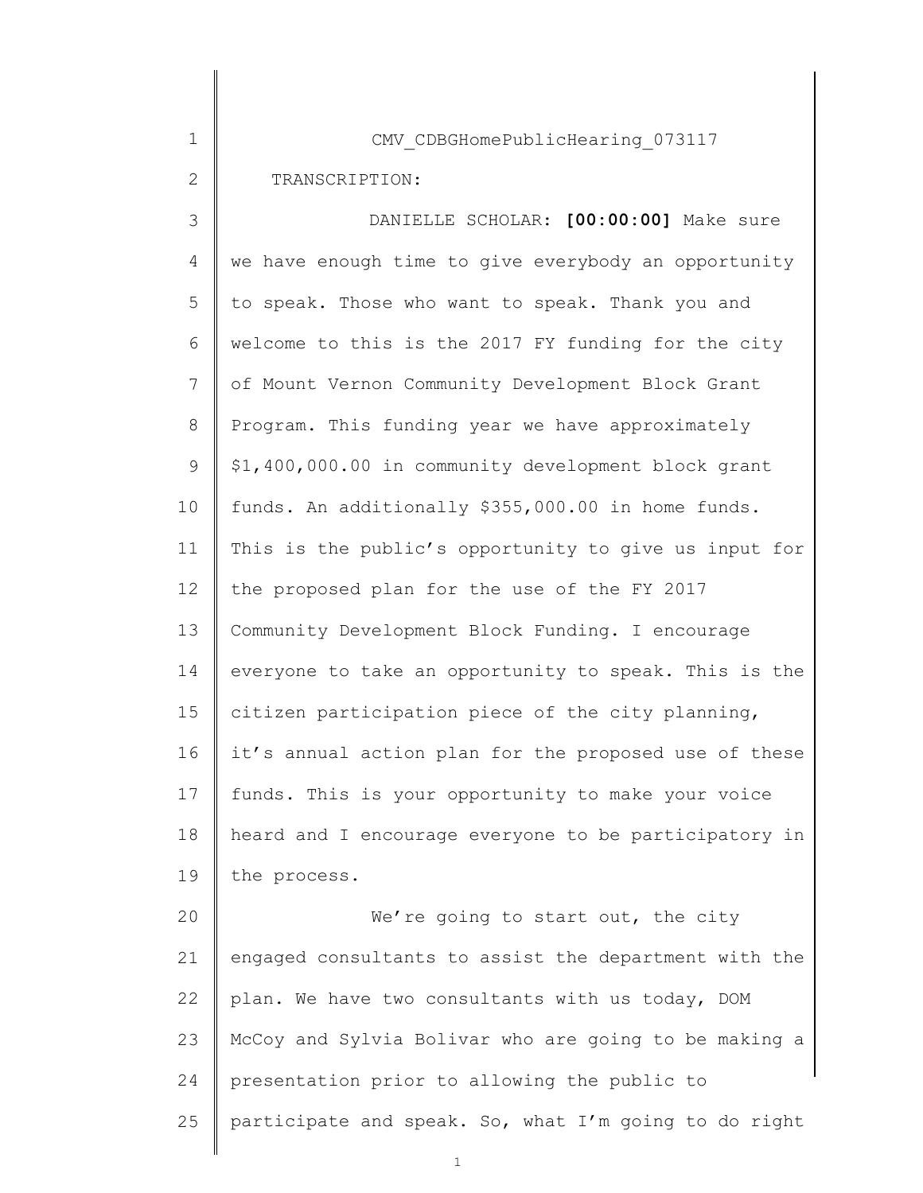CMV_CDBGHomePublicHearing_073117

TRANSCRIPTION:

DANIELLE SCHOLAR: **[00:00:00]** Make sure we have enough time to give everybody an opportunity to speak. Those who want to speak. Thank you and welcome to this is the 2017 FY funding for the city of Mount Vernon Community Development Block Grant Program. This funding year we have approximately $1,400,000.00 in community development block grant funds. An additionally $355,000.00 in home funds. This is the public's opportunity to give us input for the proposed plan for the use of the FY 2017 Community Development Block Funding. I encourage everyone to take an opportunity to speak. This is the citizen participation piece of the city planning, it's annual action plan for the proposed use of these funds. This is your opportunity to make your voice heard and I encourage everyone to be participatory in the process.

We're going to start out, the city engaged consultants to assist the department with the plan. We have two consultants with us today, DOM McCoy and Sylvia Bolivar who are going to be making a presentation prior to allowing the public to participate and speak. So, what I'm going to do right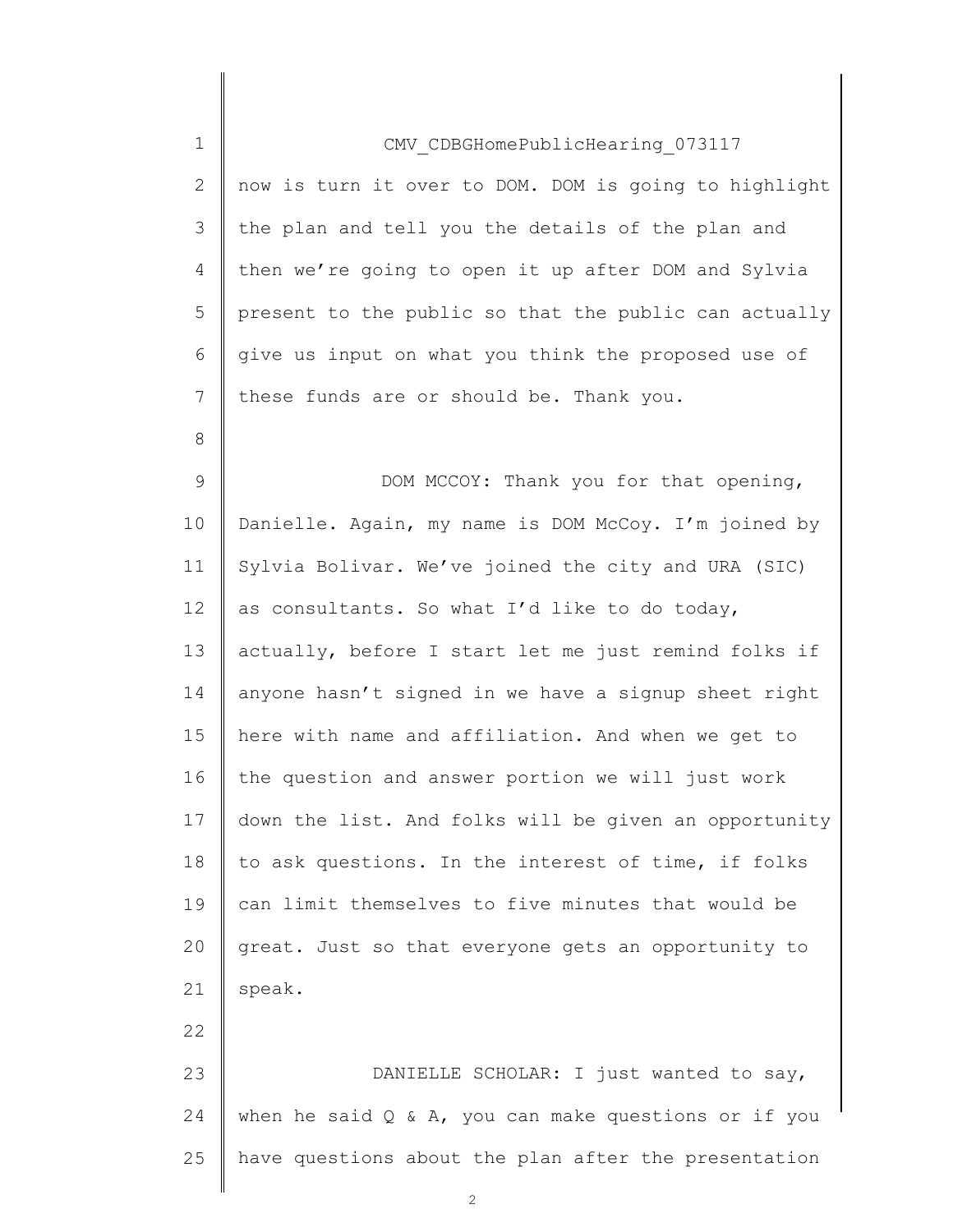now is turn it over to DOM. DOM is going to highlight the plan and tell you the details of the plan and then we're going to open it up after DOM and Sylvia present to the public so that the public can actually give us input on what you think the proposed use of these funds are or should be. Thank you.

DOM MCCOY: Thank you for that opening, Danielle. Again, my name is DOM McCoy. I'm joined by Sylvia Bolivar. We've joined the city and URA (SIC) as consultants. So what I'd like to do today, actually, before I start let me just remind folks if anyone hasn't signed in we have a signup sheet right here with name and affiliation. And when we get to the question and answer portion we will just work down the list. And folks will be given an opportunity to ask questions. In the interest of time, if folks can limit themselves to five minutes that would be great. Just so that everyone gets an opportunity to speak.

DANIELLE SCHOLAR: I just wanted to say, when he said Q & A, you can make questions or if you have questions about the plan after the presentation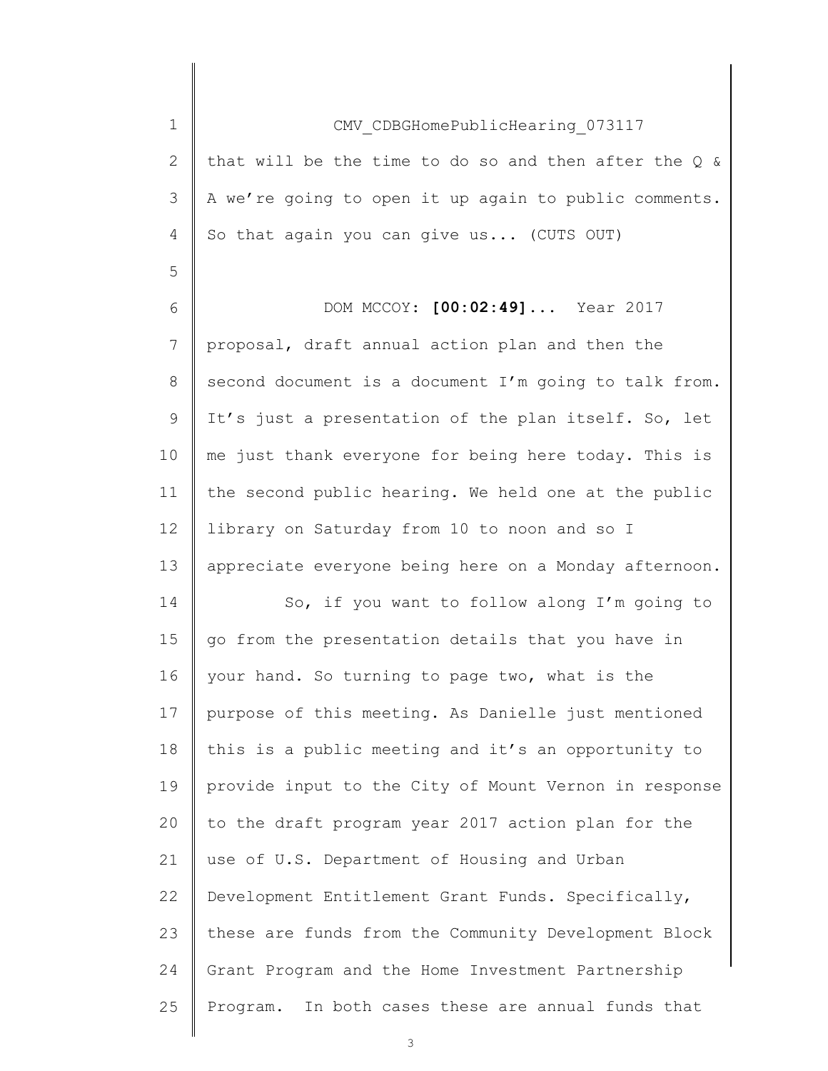CMV_CDBGHomePublicHearing_073117

that will be the time to do so and then after the Q & A we're going to open it up again to public comments. So that again you can give us... (CUTS OUT)

DOM MCCOY: **[00:02:49]**... Year 2017 proposal, draft annual action plan and then the second document is a document I'm going to talk from. It's just a presentation of the plan itself. So, let me just thank everyone for being here today. This is the second public hearing. We held one at the public library on Saturday from 10 to noon and so I appreciate everyone being here on a Monday afternoon.

So, if you want to follow along I'm going to go from the presentation details that you have in your hand. So turning to page two, what is the purpose of this meeting. As Danielle just mentioned this is a public meeting and it's an opportunity to provide input to the City of Mount Vernon in response to the draft program year 2017 action plan for the use of U.S. Department of Housing and Urban Development Entitlement Grant Funds. Specifically, these are funds from the Community Development Block Grant Program and the Home Investment Partnership Program. In both cases these are annual funds that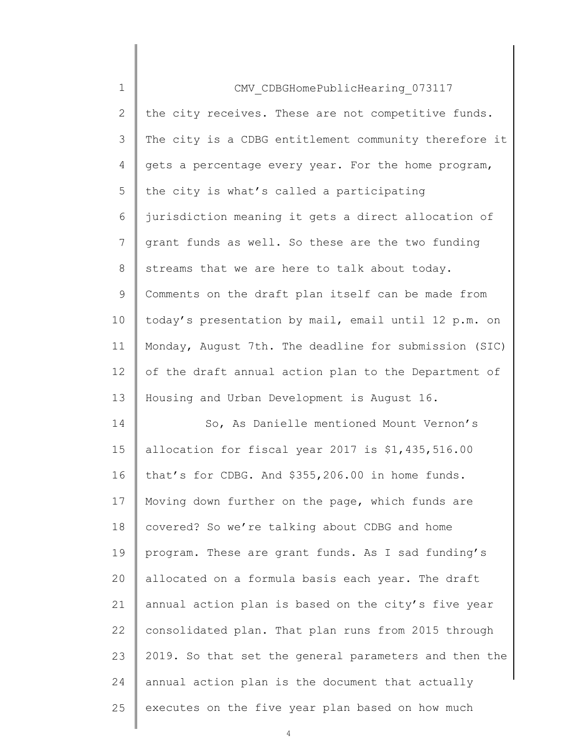the city receives. These are not competitive funds. The city is a CDBG entitlement community therefore it gets a percentage every year. For the home program, the city is what's called a participating jurisdiction meaning it gets a direct allocation of grant funds as well. So these are the two funding streams that we are here to talk about today. Comments on the draft plan itself can be made from today's presentation by mail, email until 12 p.m. on Monday, August 7th. The deadline for submission (SIC) of the draft annual action plan to the Department of Housing and Urban Development is August 16.

So, As Danielle mentioned Mount Vernon's allocation for fiscal year 2017 is $1,435,516.00 that's for CDBG. And $355,206.00 in home funds. Moving down further on the page, which funds are covered? So we're talking about CDBG and home program. These are grant funds. As I sad funding's allocated on a formula basis each year. The draft annual action plan is based on the city's five year consolidated plan. That plan runs from 2015 through 2019. So that set the general parameters and then the annual action plan is the document that actually executes on the five year plan based on how much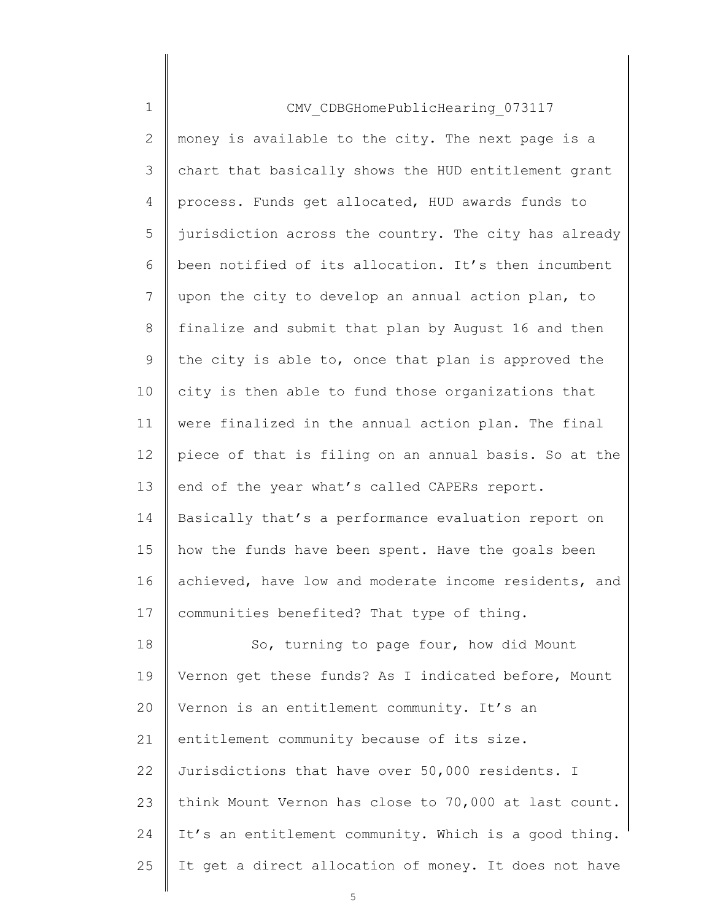money is available to the city. The next page is a chart that basically shows the HUD entitlement grant process. Funds get allocated, HUD awards funds to jurisdiction across the country. The city has already been notified of its allocation. It's then incumbent upon the city to develop an annual action plan, to finalize and submit that plan by August 16 and then the city is able to, once that plan is approved the city is then able to fund those organizations that were finalized in the annual action plan. The final piece of that is filing on an annual basis. So at the end of the year what's called CAPERs report. Basically that's a performance evaluation report on how the funds have been spent. Have the goals been achieved, have low and moderate income residents, and communities benefited? That type of thing.

So, turning to page four, how did Mount Vernon get these funds? As I indicated before, Mount Vernon is an entitlement community. It's an entitlement community because of its size. Jurisdictions that have over 50,000 residents. I think Mount Vernon has close to 70,000 at last count. It's an entitlement community. Which is a good thing. It get a direct allocation of money. It does not have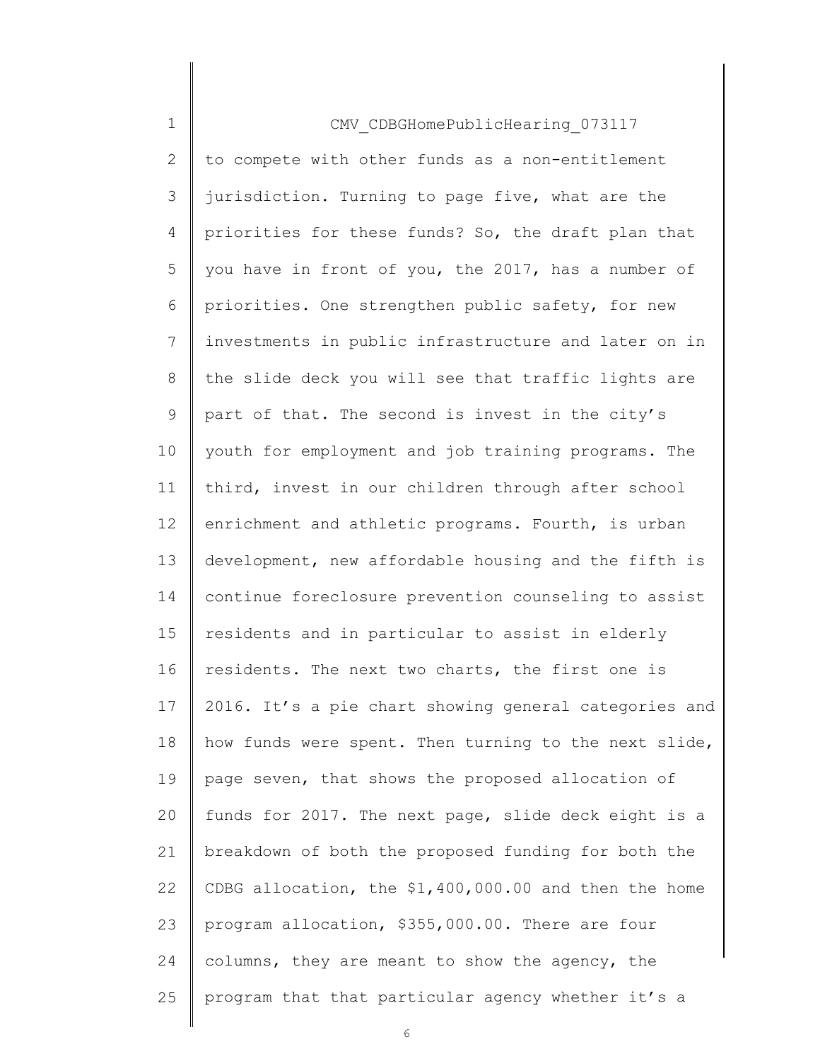to compete with other funds as a non-entitlement jurisdiction. Turning to page five, what are the priorities for these funds? So, the draft plan that you have in front of you, the 2017, has a number of priorities. One strengthen public safety, for new investments in public infrastructure and later on in the slide deck you will see that traffic lights are part of that. The second is invest in the city's youth for employment and job training programs. The third, invest in our children through after school enrichment and athletic programs. Fourth, is urban development, new affordable housing and the fifth is continue foreclosure prevention counseling to assist residents and in particular to assist in elderly residents. The next two charts, the first one is 2016. It's a pie chart showing general categories and how funds were spent. Then turning to the next slide, page seven, that shows the proposed allocation of funds for 2017. The next page, slide deck eight is a breakdown of both the proposed funding for both the CDBG allocation, the $1,400,000.00 and then the home program allocation, $355,000.00. There are four columns, they are meant to show the agency, the program that that particular agency whether it's a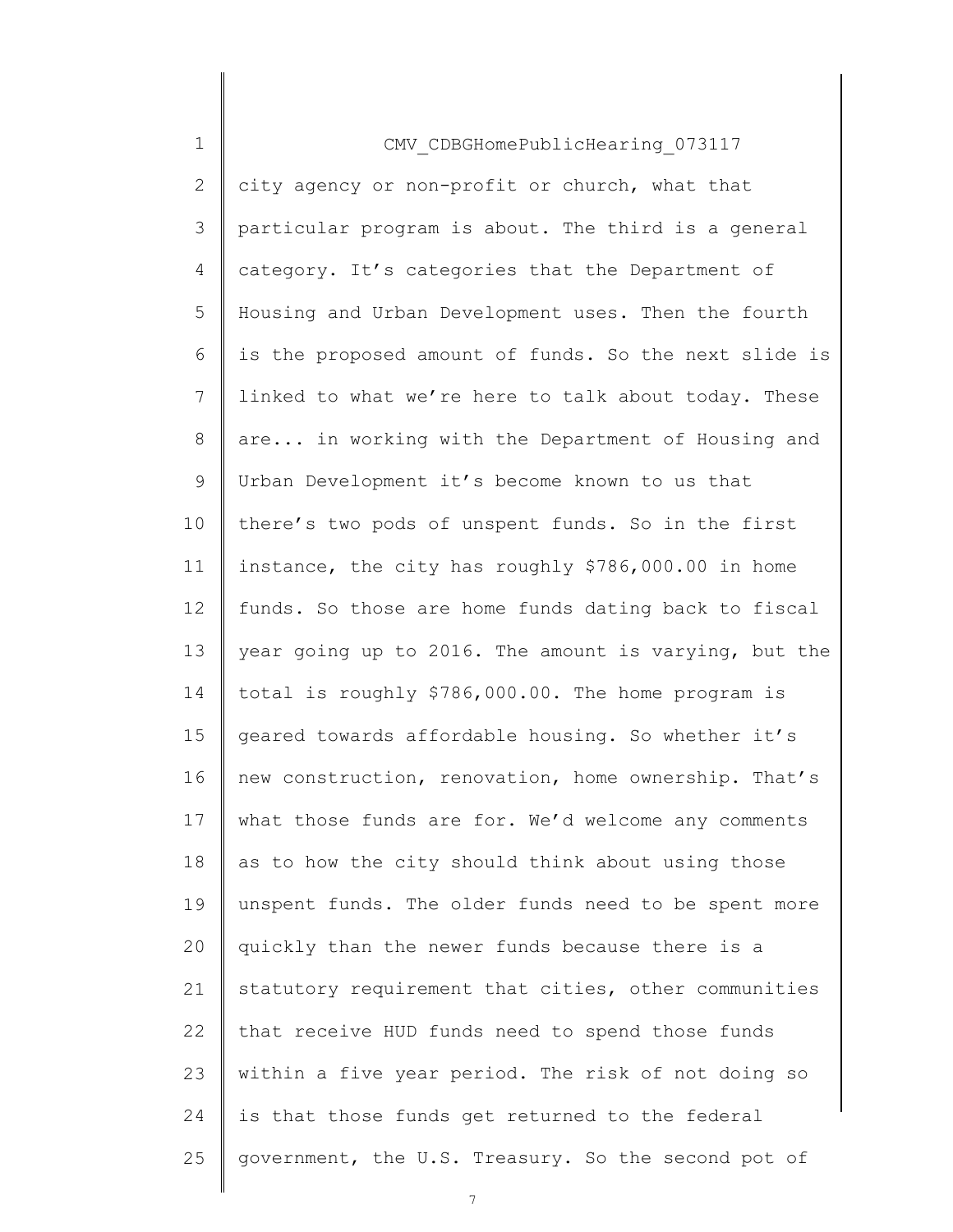CMV_CDBGHomePublicHearing_073117

city agency or non-profit or church, what that particular program is about. The third is a general category. It's categories that the Department of Housing and Urban Development uses. Then the fourth is the proposed amount of funds. So the next slide is linked to what we're here to talk about today. These are... in working with the Department of Housing and Urban Development it's become known to us that there's two pods of unspent funds. So in the first instance, the city has roughly $786,000.00 in home funds. So those are home funds dating back to fiscal year going up to 2016. The amount is varying, but the total is roughly $786,000.00. The home program is geared towards affordable housing. So whether it's new construction, renovation, home ownership. That's what those funds are for. We'd welcome any comments as to how the city should think about using those unspent funds. The older funds need to be spent more quickly than the newer funds because there is a statutory requirement that cities, other communities that receive HUD funds need to spend those funds within a five year period. The risk of not doing so is that those funds get returned to the federal government, the U.S. Treasury. So the second pot of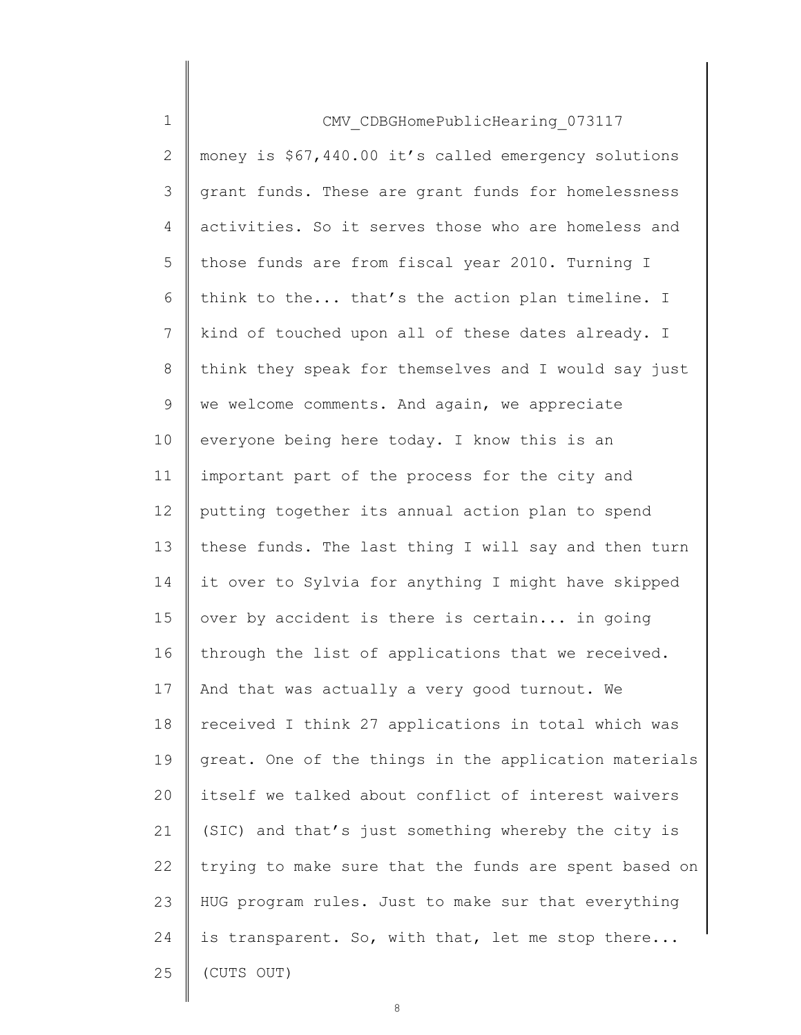CMV_CDBGHomePublicHearing_073117

money is $67,440.00 it's called emergency solutions grant funds. These are grant funds for homelessness activities. So it serves those who are homeless and those funds are from fiscal year 2010. Turning I think to the... that's the action plan timeline. I kind of touched upon all of these dates already. I think they speak for themselves and I would say just we welcome comments. And again, we appreciate everyone being here today. I know this is an important part of the process for the city and putting together its annual action plan to spend these funds. The last thing I will say and then turn it over to Sylvia for anything I might have skipped over by accident is there is certain... in going through the list of applications that we received. And that was actually a very good turnout. We received I think 27 applications in total which was great. One of the things in the application materials itself we talked about conflict of interest waivers (SIC) and that's just something whereby the city is trying to make sure that the funds are spent based on HUG program rules. Just to make sur that everything is transparent. So, with that, let me stop there... (CUTS OUT)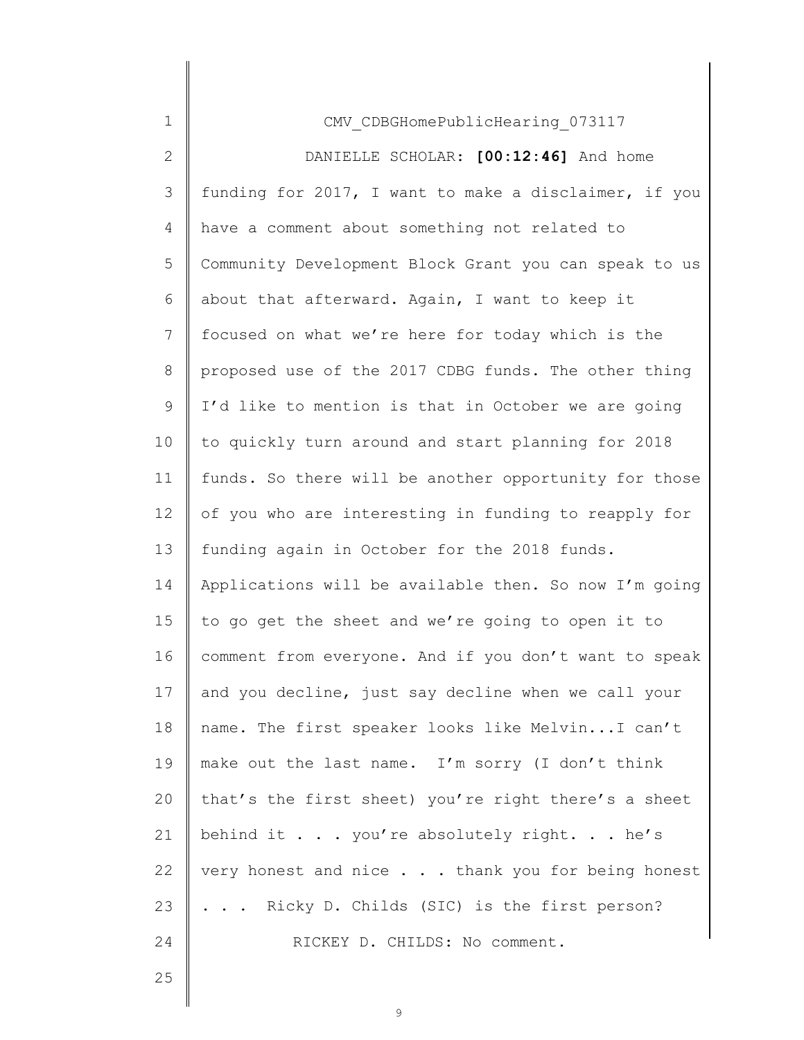CMV_CDBGHomePublicHearing_073117

DANIELLE SCHOLAR: **[00:12:46]** And home funding for 2017, I want to make a disclaimer, if you have a comment about something not related to Community Development Block Grant you can speak to us about that afterward. Again, I want to keep it focused on what we're here for today which is the proposed use of the 2017 CDBG funds. The other thing I'd like to mention is that in October we are going to quickly turn around and start planning for 2018 funds. So there will be another opportunity for those of you who are interesting in funding to reapply for funding again in October for the 2018 funds. Applications will be available then. So now I'm going to go get the sheet and we're going to open it to comment from everyone. And if you don't want to speak and you decline, just say decline when we call your name. The first speaker looks like Melvin...I can't make out the last name. I'm sorry (I don't think that's the first sheet) you're right there's a sheet behind it . . . you're absolutely right. . . he's very honest and nice . . . thank you for being honest . . . Ricky D. Childs (SIC) is the first person?

RICKEY D. CHILDS: No comment.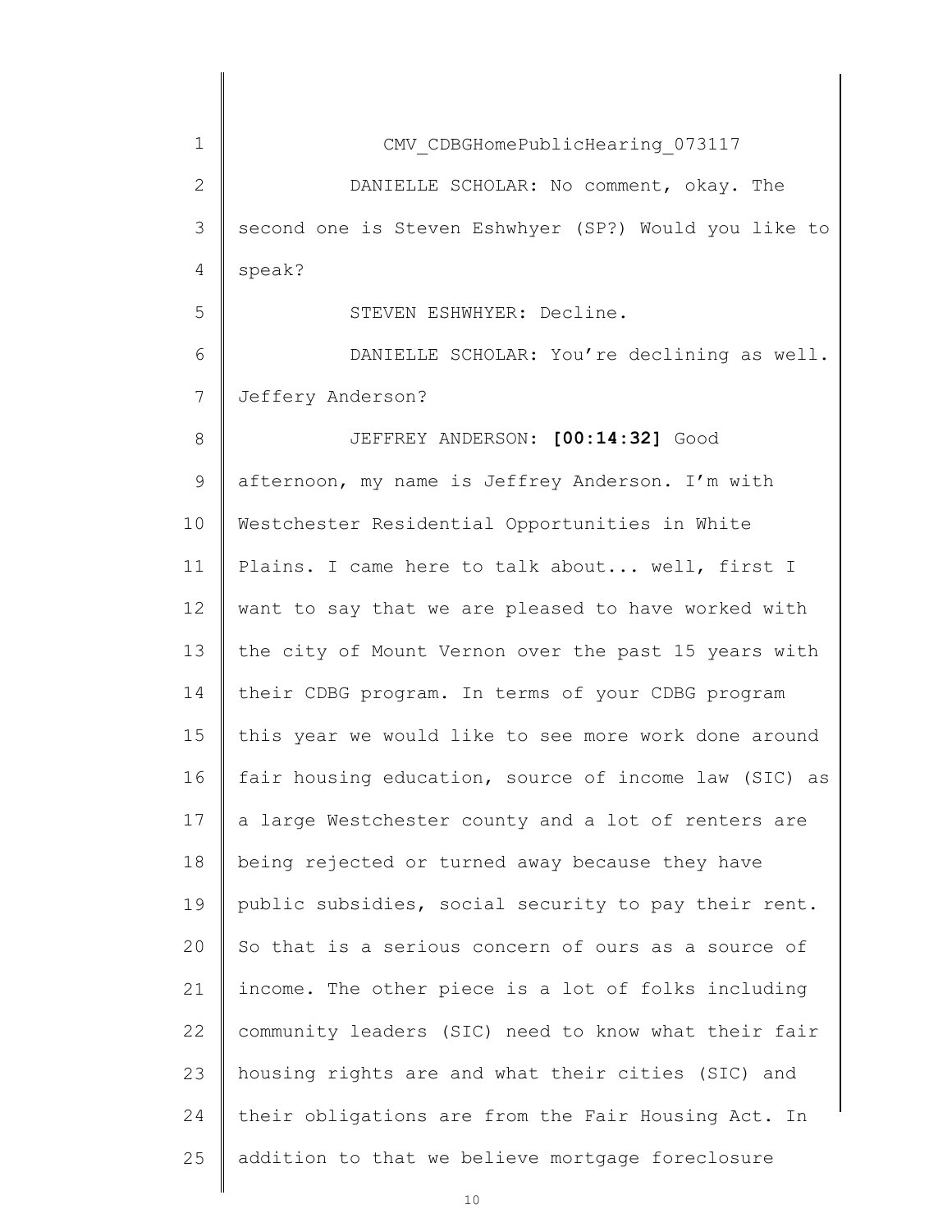CMV_CDBGHomePublicHearing_073117

DANIELLE SCHOLAR: No comment, okay. The second one is Steven Eshwhyer (SP?) Would you like to speak?

STEVEN ESHWHYER: Decline.

DANIELLE SCHOLAR: You're declining as well. Jeffery Anderson?

JEFFREY ANDERSON: **[00:14:32]** Good afternoon, my name is Jeffrey Anderson. I'm with Westchester Residential Opportunities in White Plains. I came here to talk about... well, first I want to say that we are pleased to have worked with the city of Mount Vernon over the past 15 years with their CDBG program. In terms of your CDBG program this year we would like to see more work done around fair housing education, source of income law (SIC) as a large Westchester county and a lot of renters are being rejected or turned away because they have public subsidies, social security to pay their rent. So that is a serious concern of ours as a source of income. The other piece is a lot of folks including community leaders (SIC) need to know what their fair housing rights are and what their cities (SIC) and their obligations are from the Fair Housing Act. In addition to that we believe mortgage foreclosure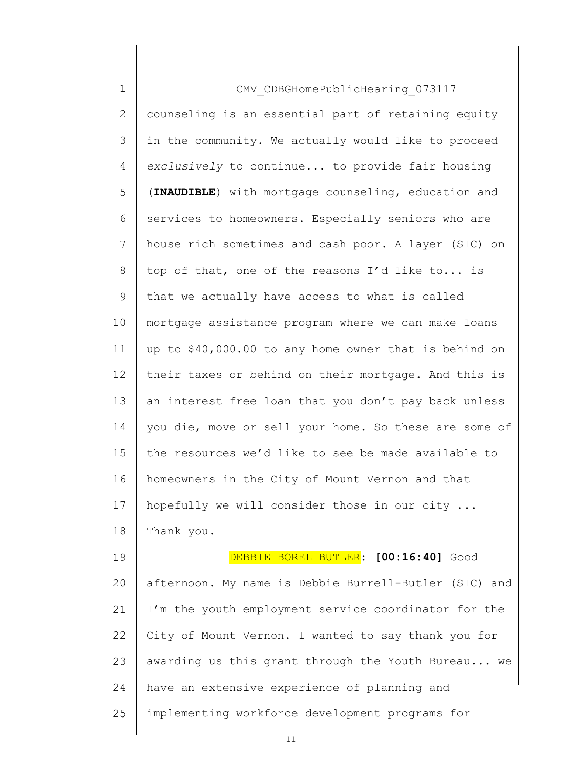CMV_CDBGHomePublicHearing_073117

counseling is an essential part of retaining equity in the community. We actually would like to proceed *exclusively* to continue... to provide fair housing (**INAUDIBLE**) with mortgage counseling, education and services to homeowners. Especially seniors who are house rich sometimes and cash poor. A layer (SIC) on top of that, one of the reasons I'd like to... is that we actually have access to what is called mortgage assistance program where we can make loans up to $40,000.00 to any home owner that is behind on their taxes or behind on their mortgage. And this is an interest free loan that you don't pay back unless you die, move or sell your home. So these are some of the resources we'd like to see be made available to homeowners in the City of Mount Vernon and that hopefully we will consider those in our city ... Thank you.

DEBBIE BOREL BUTLER: **[00:16:40]** Good afternoon. My name is Debbie Burrell-Butler (SIC) and I'm the youth employment service coordinator for the City of Mount Vernon. I wanted to say thank you for awarding us this grant through the Youth Bureau... we have an extensive experience of planning and implementing workforce development programs for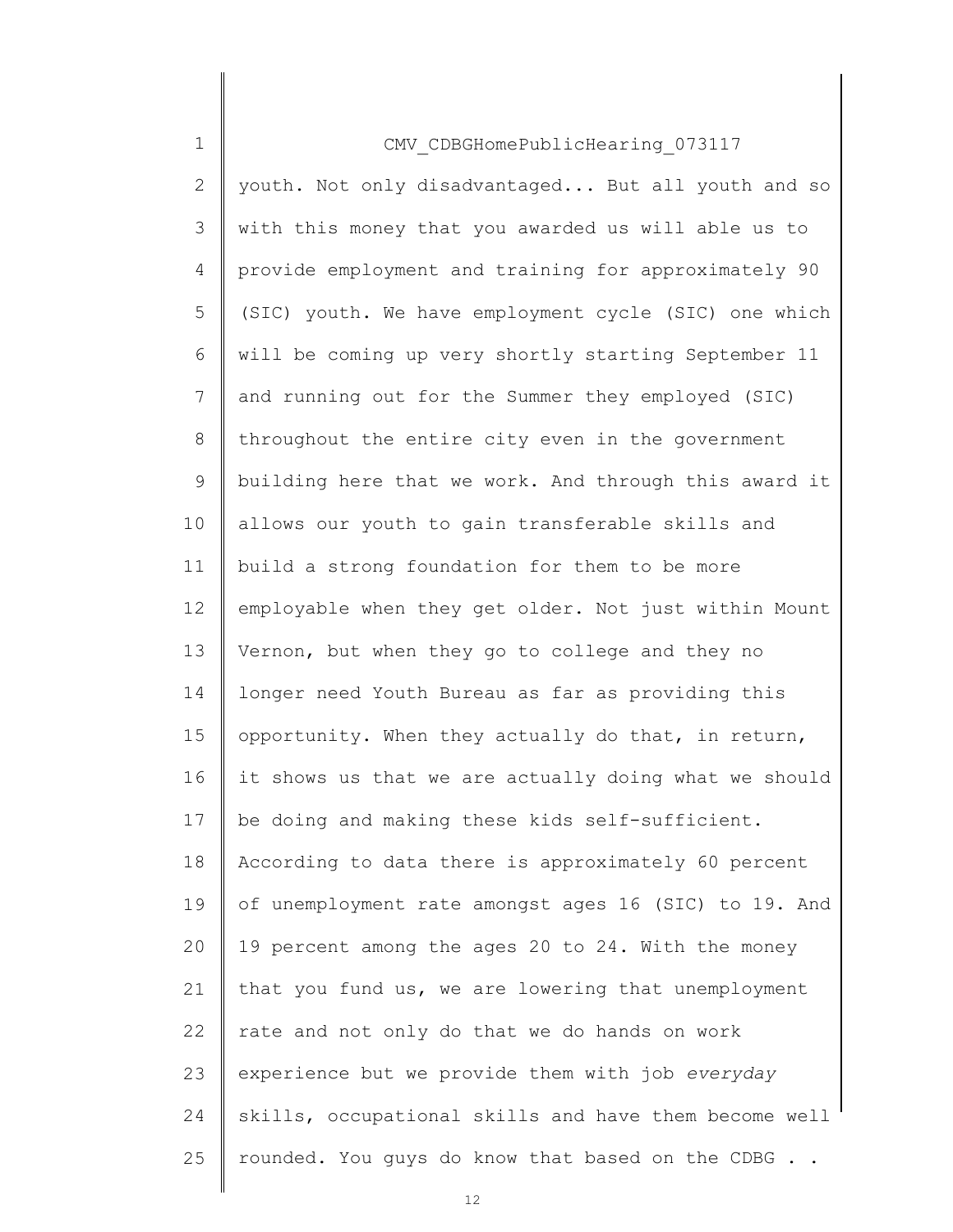CMV_CDBGHomePublicHearing_073117

youth. Not only disadvantaged... But all youth and so with this money that you awarded us will able us to provide employment and training for approximately 90 (SIC) youth. We have employment cycle (SIC) one which will be coming up very shortly starting September 11 and running out for the Summer they employed (SIC) throughout the entire city even in the government building here that we work. And through this award it allows our youth to gain transferable skills and build a strong foundation for them to be more employable when they get older. Not just within Mount Vernon, but when they go to college and they no longer need Youth Bureau as far as providing this opportunity. When they actually do that, in return, it shows us that we are actually doing what we should be doing and making these kids self-sufficient. According to data there is approximately 60 percent of unemployment rate amongst ages 16 (SIC) to 19. And 19 percent among the ages 20 to 24. With the money that you fund us, we are lowering that unemployment rate and not only do that we do hands on work experience but we provide them with job *everyday* skills, occupational skills and have them become well rounded. You guys do know that based on the CDBG . .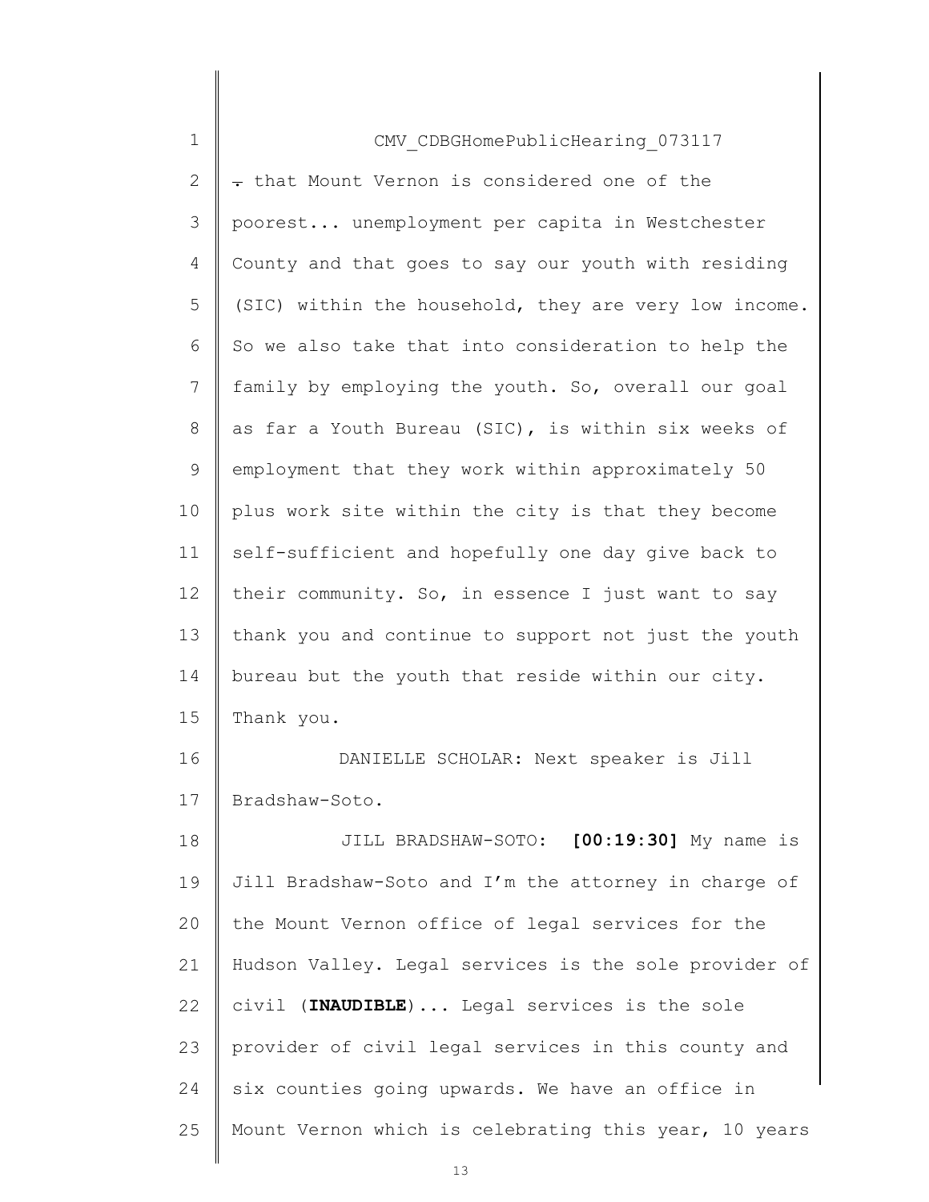CMV_CDBGHomePublicHearing_073117

. that Mount Vernon is considered one of the poorest... unemployment per capita in Westchester County and that goes to say our youth with residing (SIC) within the household, they are very low income. So we also take that into consideration to help the family by employing the youth. So, overall our goal as far a Youth Bureau (SIC), is within six weeks of employment that they work within approximately 50 plus work site within the city is that they become self-sufficient and hopefully one day give back to their community. So, in essence I just want to say thank you and continue to support not just the youth bureau but the youth that reside within our city. Thank you.

DANIELLE SCHOLAR: Next speaker is Jill Bradshaw-Soto.

JILL BRADSHAW-SOTO: **[00:19:30]** My name is Jill Bradshaw-Soto and I'm the attorney in charge of the Mount Vernon office of legal services for the Hudson Valley. Legal services is the sole provider of civil (**INAUDIBLE**)... Legal services is the sole provider of civil legal services in this county and six counties going upwards. We have an office in Mount Vernon which is celebrating this year, 10 years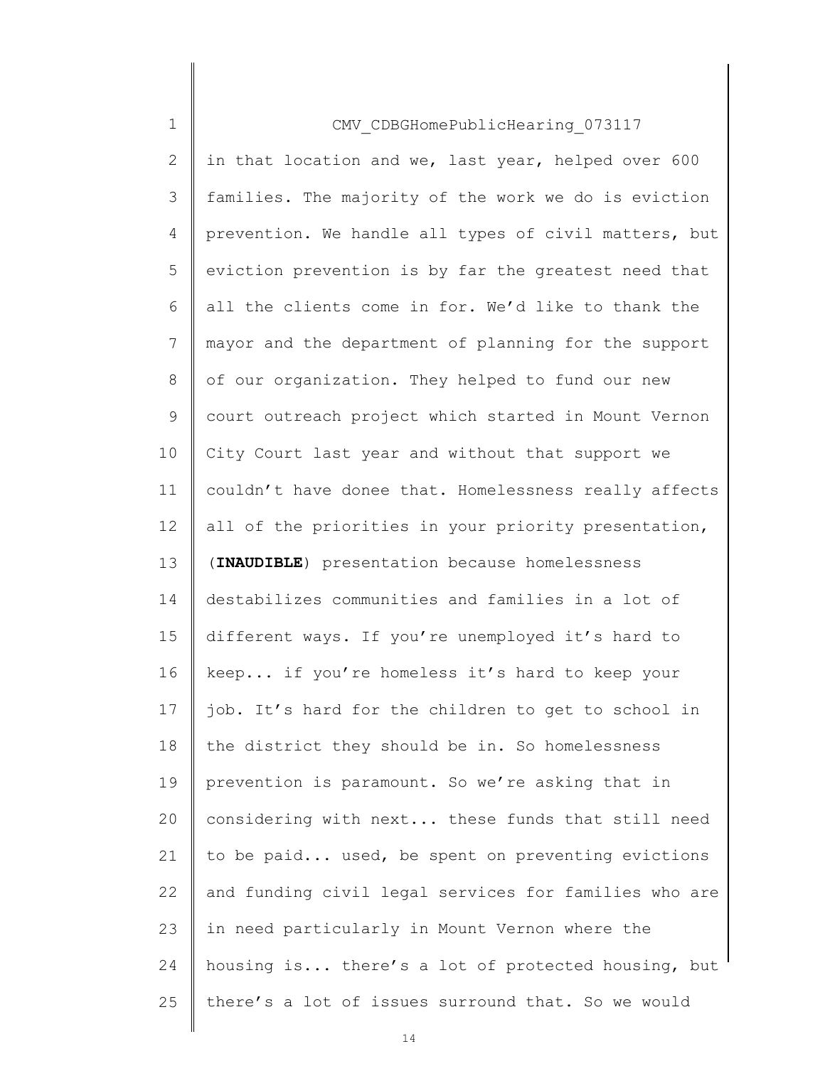CMV_CDBGHomePublicHearing_073117

in that location and we, last year, helped over 600 families. The majority of the work we do is eviction prevention. We handle all types of civil matters, but eviction prevention is by far the greatest need that all the clients come in for. We'd like to thank the mayor and the department of planning for the support of our organization. They helped to fund our new court outreach project which started in Mount Vernon City Court last year and without that support we couldn't have donee that. Homelessness really affects all of the priorities in your priority presentation, (**INAUDIBLE**) presentation because homelessness destabilizes communities and families in a lot of different ways. If you're unemployed it's hard to keep... if you're homeless it's hard to keep your job. It's hard for the children to get to school in the district they should be in. So homelessness prevention is paramount. So we're asking that in considering with next... these funds that still need to be paid... used, be spent on preventing evictions and funding civil legal services for families who are in need particularly in Mount Vernon where the housing is... there's a lot of protected housing, but there's a lot of issues surround that. So we would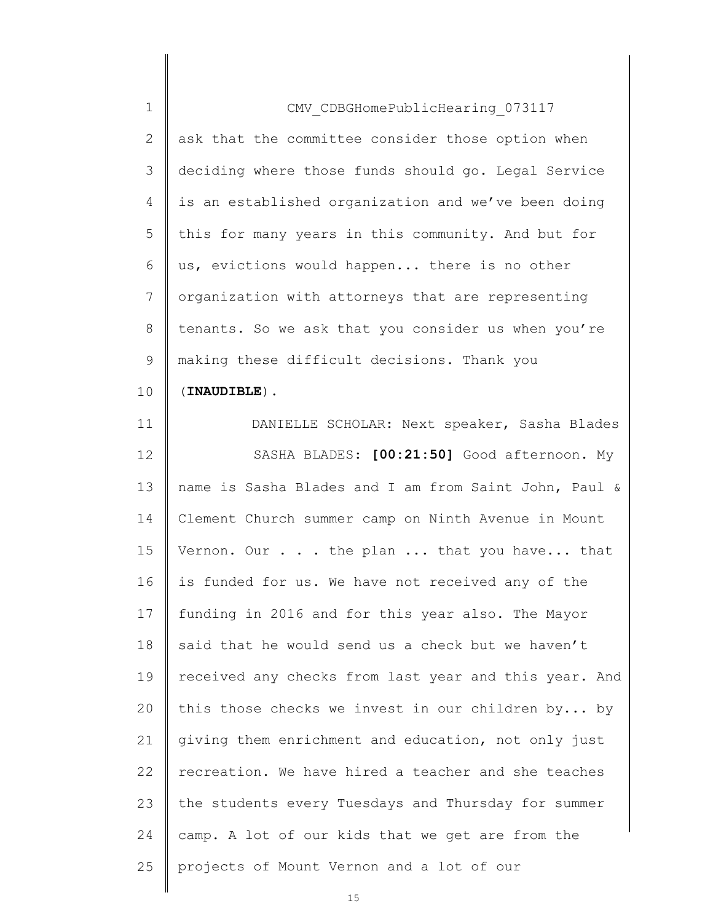CMV_CDBGHomePublicHearing_073117

ask that the committee consider those option when deciding where those funds should go. Legal Service is an established organization and we've been doing this for many years in this community. And but for us, evictions would happen... there is no other organization with attorneys that are representing tenants. So we ask that you consider us when you're making these difficult decisions. Thank you (**INAUDIBLE**).

DANIELLE SCHOLAR: Next speaker, Sasha Blades

SASHA BLADES: **[00:21:50]** Good afternoon. My name is Sasha Blades and I am from Saint John, Paul & Clement Church summer camp on Ninth Avenue in Mount Vernon. Our . . . the plan ... that you have... that is funded for us. We have not received any of the funding in 2016 and for this year also. The Mayor said that he would send us a check but we haven't received any checks from last year and this year. And this those checks we invest in our children by... by giving them enrichment and education, not only just recreation. We have hired a teacher and she teaches the students every Tuesdays and Thursday for summer camp. A lot of our kids that we get are from the projects of Mount Vernon and a lot of our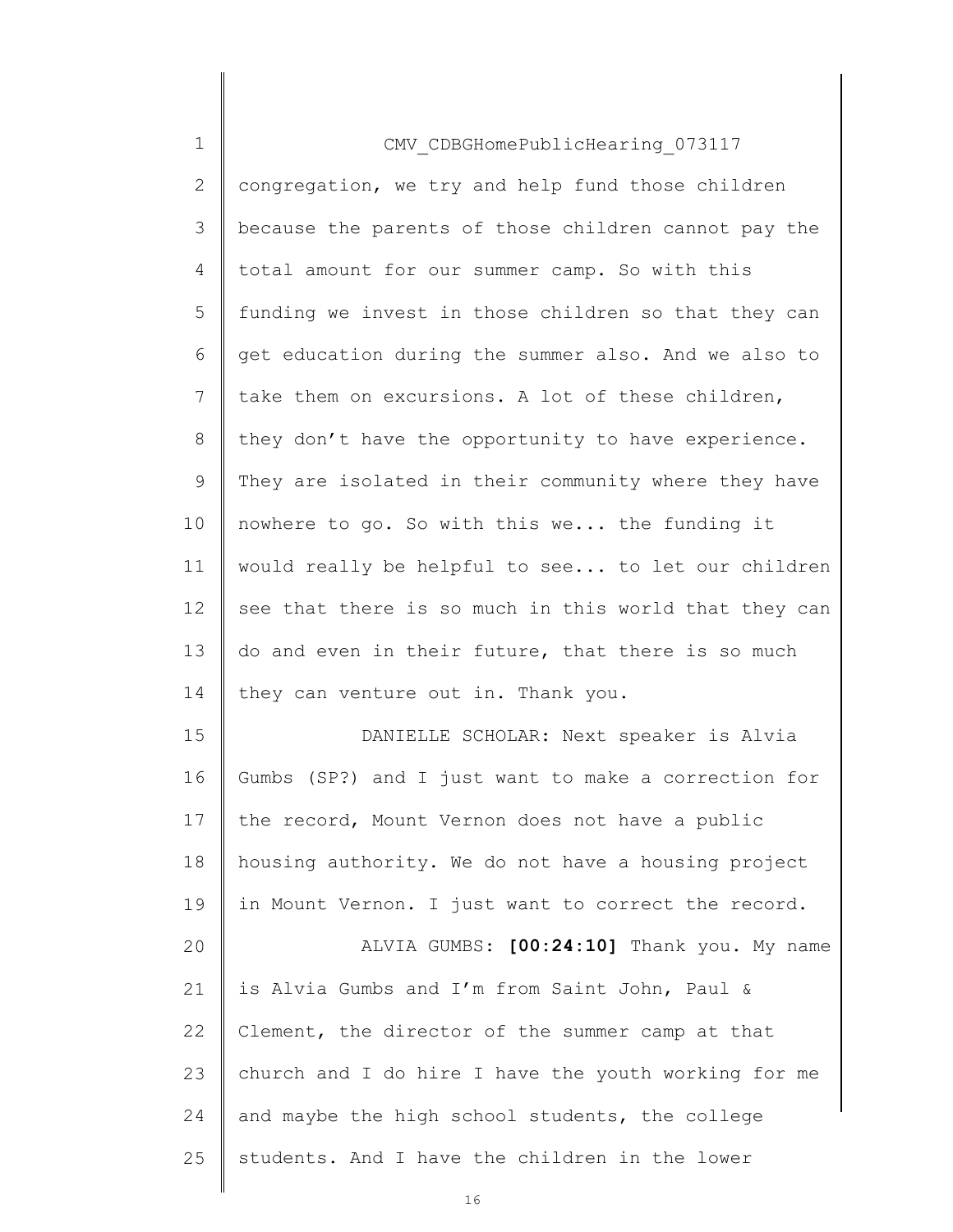CMV_CDBGHomePublicHearing_073117

congregation, we try and help fund those children because the parents of those children cannot pay the total amount for our summer camp. So with this funding we invest in those children so that they can get education during the summer also. And we also to take them on excursions. A lot of these children, they don't have the opportunity to have experience. They are isolated in their community where they have nowhere to go. So with this we... the funding it would really be helpful to see... to let our children see that there is so much in this world that they can do and even in their future, that there is so much they can venture out in. Thank you.

DANIELLE SCHOLAR: Next speaker is Alvia Gumbs (SP?) and I just want to make a correction for the record, Mount Vernon does not have a public housing authority. We do not have a housing project in Mount Vernon. I just want to correct the record.

ALVIA GUMBS: **[00:24:10]** Thank you. My name is Alvia Gumbs and I'm from Saint John, Paul & Clement, the director of the summer camp at that church and I do hire I have the youth working for me and maybe the high school students, the college students. And I have the children in the lower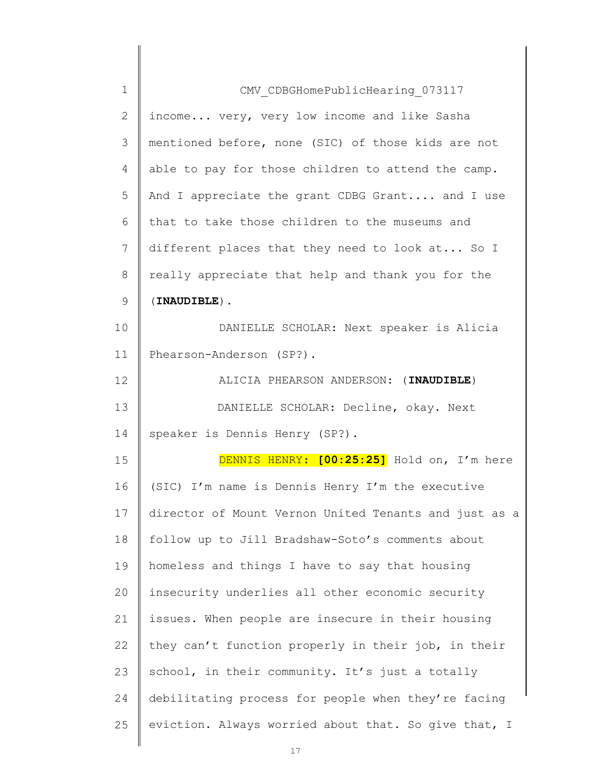CMV_CDBGHomePublicHearing_073117

income... very, very low income and like Sasha mentioned before, none (SIC) of those kids are not able to pay for those children to attend the camp. And I appreciate the grant CDBG Grant.... and I use that to take those children to the museums and different places that they need to look at... So I really appreciate that help and thank you for the (**INAUDIBLE**).

DANIELLE SCHOLAR: Next speaker is Alicia Phearson-Anderson (SP?).

ALICIA PHEARSON ANDERSON: (**INAUDIBLE**)

DANIELLE SCHOLAR: Decline, okay. Next speaker is Dennis Henry (SP?).

DENNIS HENRY: **[00:25:25]** Hold on, I'm here (SIC) I'm name is Dennis Henry I'm the executive director of Mount Vernon United Tenants and just as a follow up to Jill Bradshaw-Soto's comments about homeless and things I have to say that housing insecurity underlies all other economic security issues. When people are insecure in their housing they can't function properly in their job, in their school, in their community. It's just a totally debilitating process for people when they're facing eviction. Always worried about that. So give that, I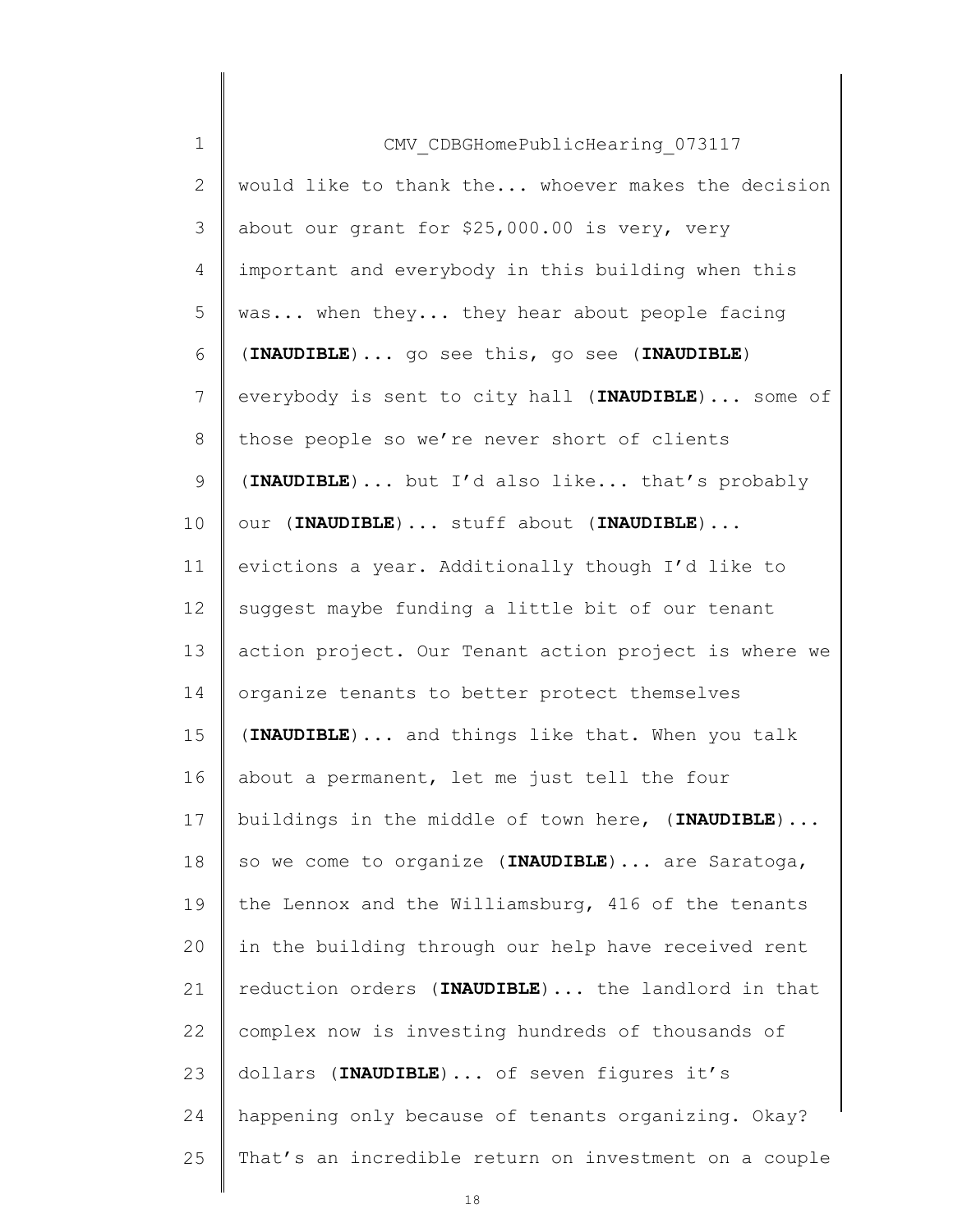would like to thank the... whoever makes the decision about our grant for $25,000.00 is very, very important and everybody in this building when this was... when they... they hear about people facing (**INAUDIBLE**)... go see this, go see (**INAUDIBLE**) everybody is sent to city hall (**INAUDIBLE**)... some of those people so we're never short of clients (**INAUDIBLE**)... but I'd also like... that's probably our (**INAUDIBLE**)... stuff about (**INAUDIBLE**)... evictions a year. Additionally though I'd like to suggest maybe funding a little bit of our tenant action project. Our Tenant action project is where we organize tenants to better protect themselves (**INAUDIBLE**)... and things like that. When you talk about a permanent, let me just tell the four buildings in the middle of town here, (**INAUDIBLE**)... so we come to organize (**INAUDIBLE**)... are Saratoga, the Lennox and the Williamsburg, 416 of the tenants in the building through our help have received rent reduction orders (**INAUDIBLE**)... the landlord in that complex now is investing hundreds of thousands of dollars (**INAUDIBLE**)... of seven figures it's happening only because of tenants organizing. Okay? That's an incredible return on investment on a couple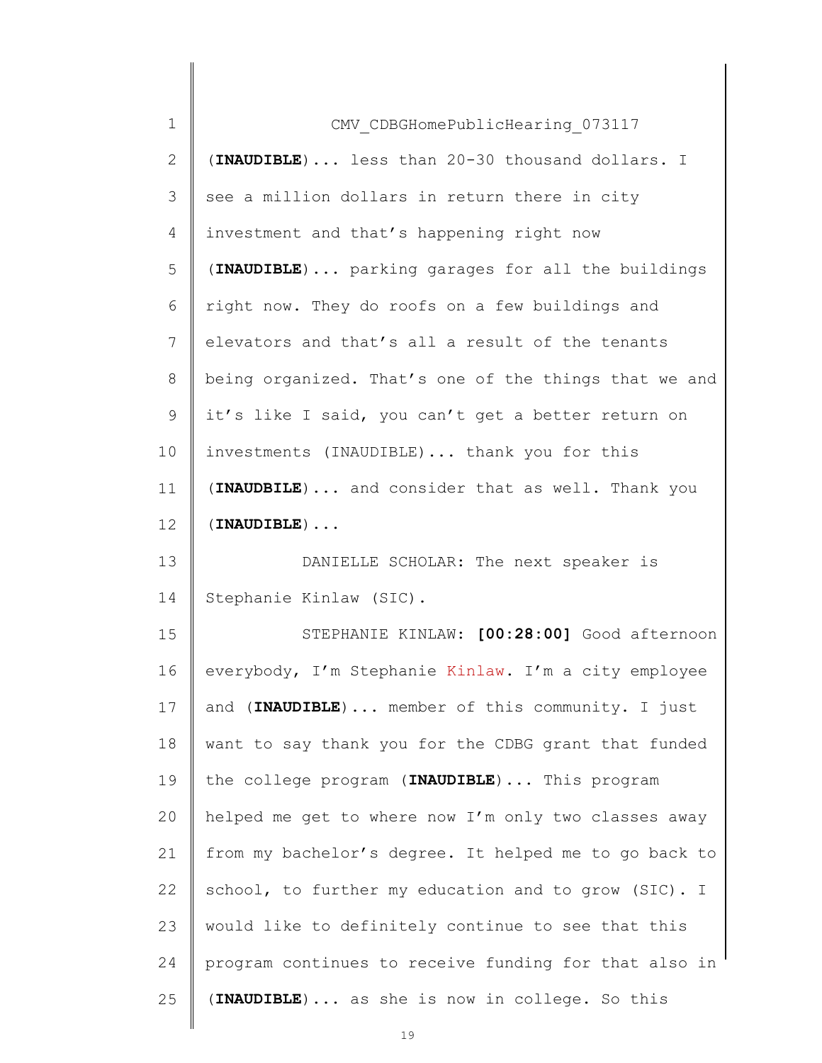CMV_CDBGHomePublicHearing_073117

(**INAUDIBLE**)... less than 20-30 thousand dollars. I see a million dollars in return there in city investment and that's happening right now (**INAUDIBLE**)... parking garages for all the buildings right now. They do roofs on a few buildings and elevators and that's all a result of the tenants being organized. That's one of the things that we and it's like I said, you can't get a better return on investments (INAUDIBLE)... thank you for this (**INAUDBILE**)... and consider that as well. Thank you (**INAUDIBLE**)...

DANIELLE SCHOLAR: The next speaker is Stephanie Kinlaw (SIC).

STEPHANIE KINLAW: **[00:28:00]** Good afternoon everybody, I'm Stephanie Kinlaw. I'm a city employee and (**INAUDIBLE**)... member of this community. I just want to say thank you for the CDBG grant that funded the college program (**INAUDIBLE**)... This program helped me get to where now I'm only two classes away from my bachelor's degree. It helped me to go back to school, to further my education and to grow (SIC). I would like to definitely continue to see that this program continues to receive funding for that also in (**INAUDIBLE**)... as she is now in college. So this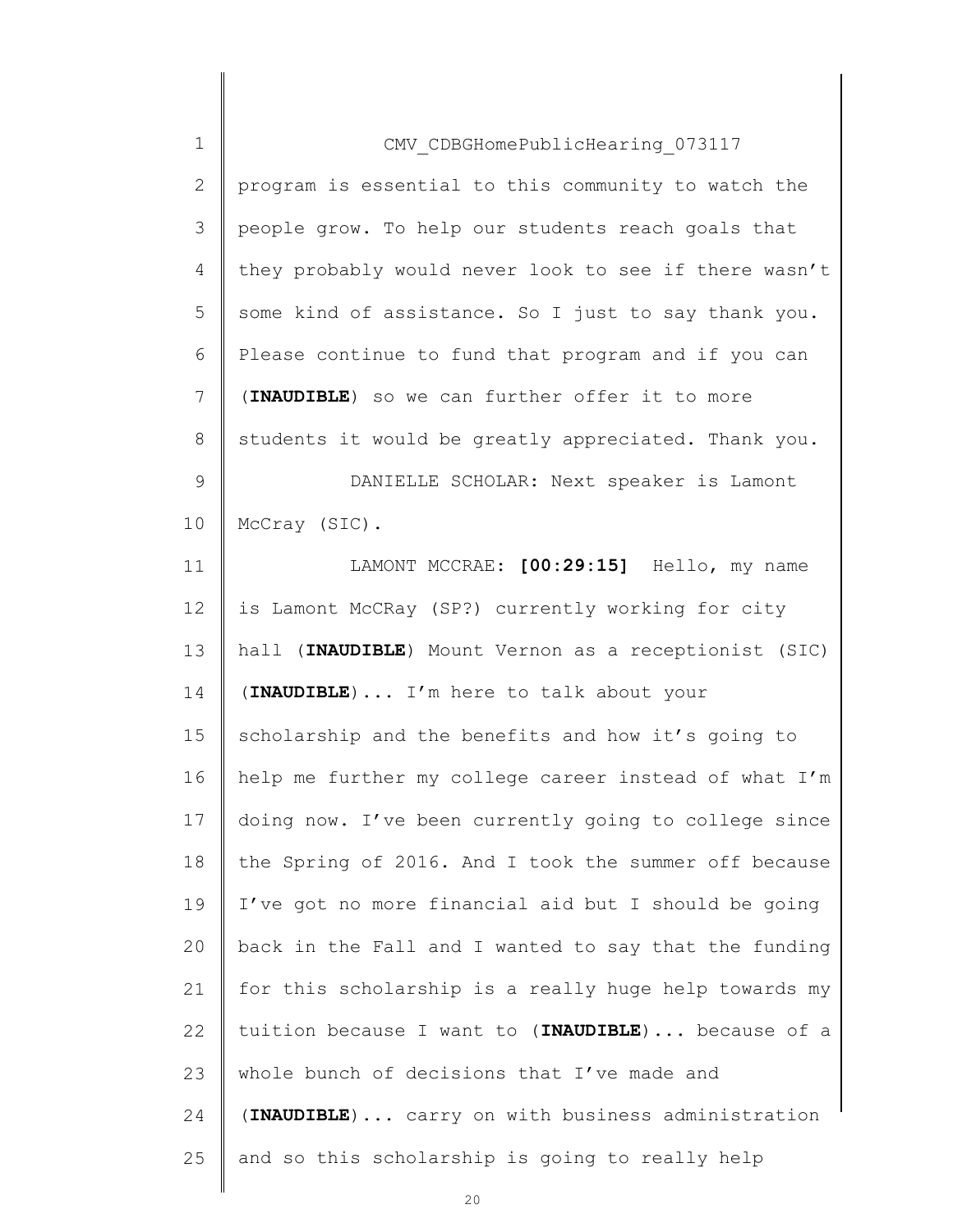CMV_CDBGHomePublicHearing_073117

program is essential to this community to watch the people grow. To help our students reach goals that they probably would never look to see if there wasn't some kind of assistance. So I just to say thank you. Please continue to fund that program and if you can (**INAUDIBLE**) so we can further offer it to more students it would be greatly appreciated. Thank you.

DANIELLE SCHOLAR: Next speaker is Lamont McCray (SIC).

LAMONT MCCRAE: **[00:29:15]** Hello, my name is Lamont McCRay (SP?) currently working for city hall (**INAUDIBLE**) Mount Vernon as a receptionist (SIC) (**INAUDIBLE**)... I'm here to talk about your scholarship and the benefits and how it's going to help me further my college career instead of what I'm doing now. I've been currently going to college since the Spring of 2016. And I took the summer off because I've got no more financial aid but I should be going back in the Fall and I wanted to say that the funding for this scholarship is a really huge help towards my tuition because I want to (**INAUDIBLE**)... because of a whole bunch of decisions that I've made and (**INAUDIBLE**)... carry on with business administration and so this scholarship is going to really help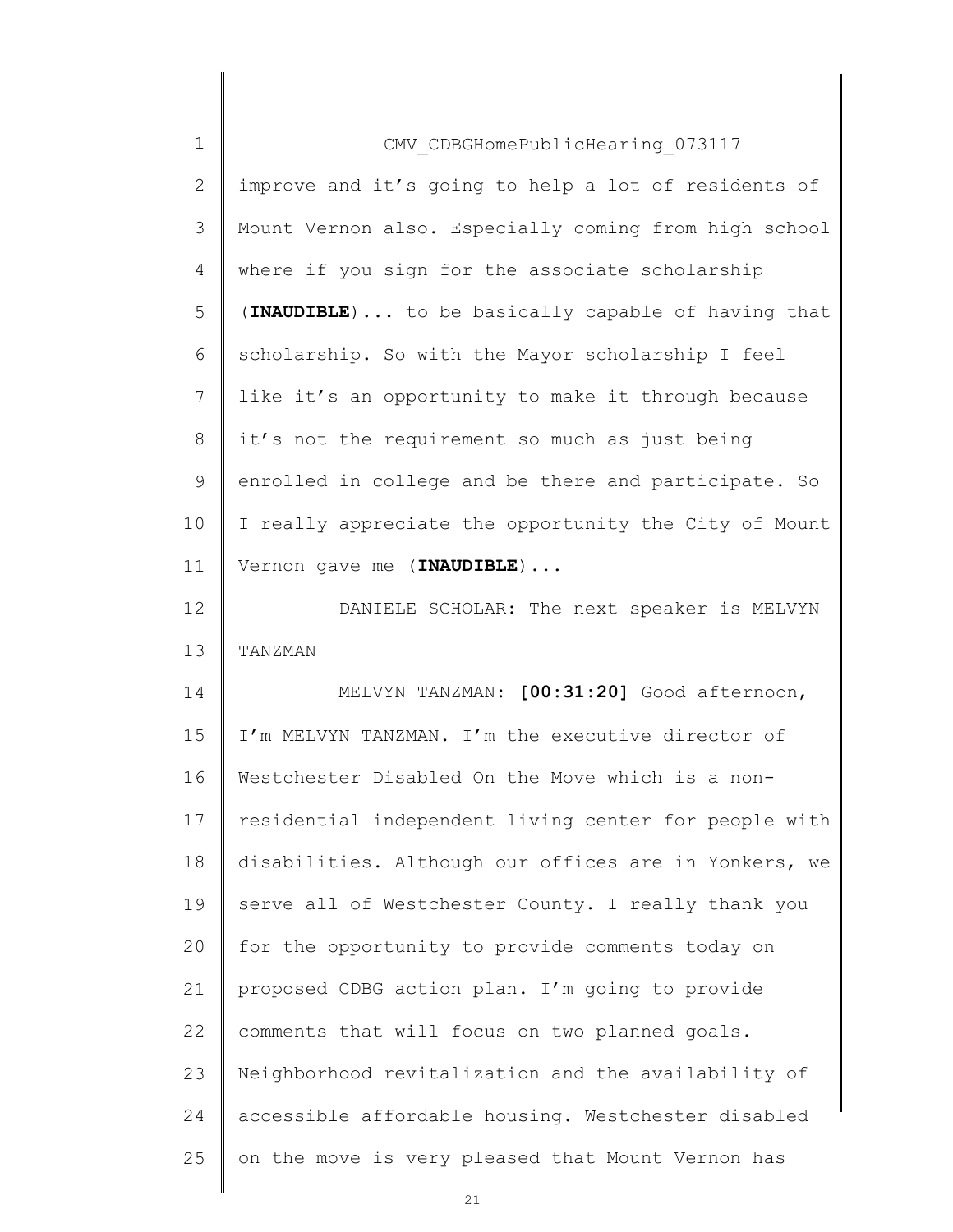improve and it's going to help a lot of residents of Mount Vernon also. Especially coming from high school where if you sign for the associate scholarship (**INAUDIBLE**)... to be basically capable of having that scholarship. So with the Mayor scholarship I feel like it's an opportunity to make it through because it's not the requirement so much as just being enrolled in college and be there and participate. So I really appreciate the opportunity the City of Mount Vernon gave me (**INAUDIBLE**)...

DANIELE SCHOLAR: The next speaker is MELVYN TANZMAN

MELVYN TANZMAN: **[00:31:20]** Good afternoon, I'm MELVYN TANZMAN. I'm the executive director of Westchester Disabled On the Move which is a non-residential independent living center for people with disabilities. Although our offices are in Yonkers, we serve all of Westchester County. I really thank you for the opportunity to provide comments today on proposed CDBG action plan. I'm going to provide comments that will focus on two planned goals. Neighborhood revitalization and the availability of accessible affordable housing. Westchester disabled on the move is very pleased that Mount Vernon has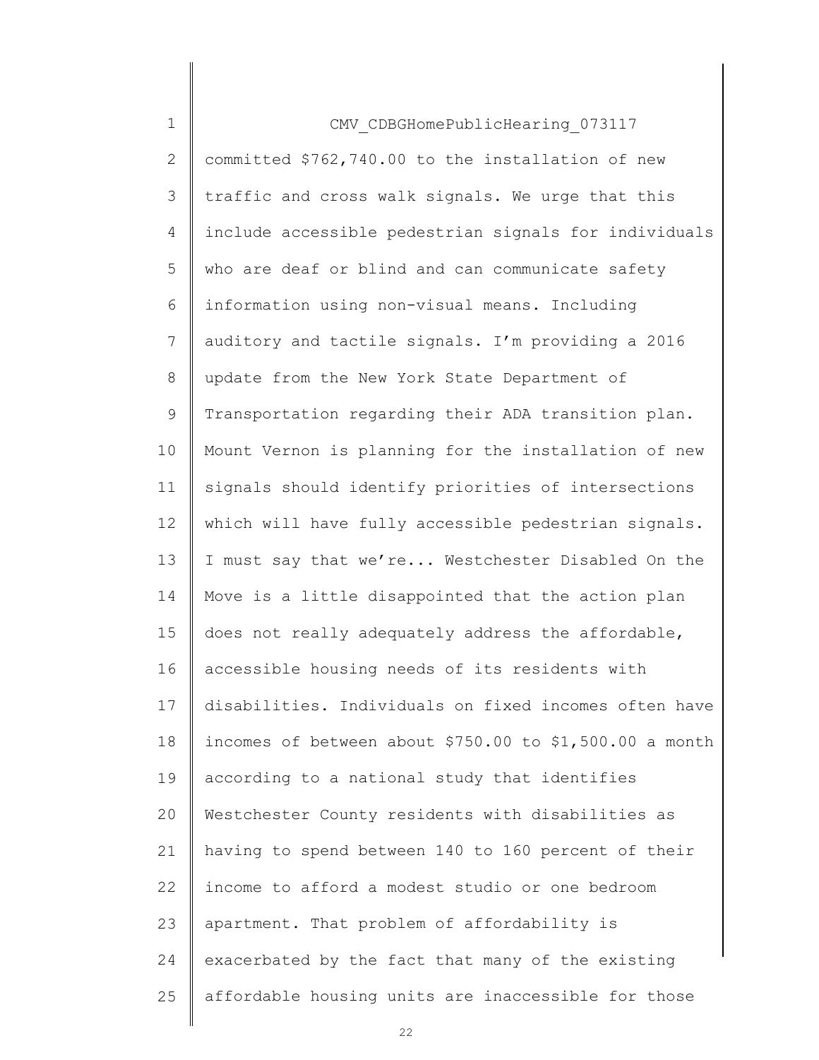committed $762,740.00 to the installation of new traffic and cross walk signals. We urge that this include accessible pedestrian signals for individuals who are deaf or blind and can communicate safety information using non-visual means. Including auditory and tactile signals. I'm providing a 2016 update from the New York State Department of Transportation regarding their ADA transition plan. Mount Vernon is planning for the installation of new signals should identify priorities of intersections which will have fully accessible pedestrian signals. I must say that we're... Westchester Disabled On the Move is a little disappointed that the action plan does not really adequately address the affordable, accessible housing needs of its residents with disabilities. Individuals on fixed incomes often have incomes of between about $750.00 to $1,500.00 a month according to a national study that identifies Westchester County residents with disabilities as having to spend between 140 to 160 percent of their income to afford a modest studio or one bedroom apartment. That problem of affordability is exacerbated by the fact that many of the existing affordable housing units are inaccessible for those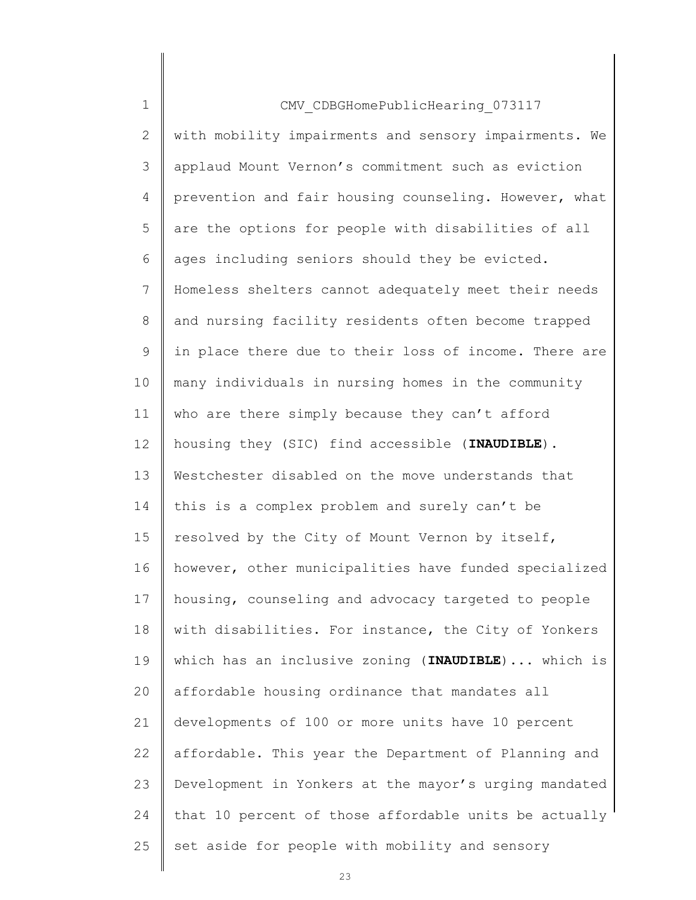with mobility impairments and sensory impairments. We applaud Mount Vernon's commitment such as eviction prevention and fair housing counseling. However, what are the options for people with disabilities of all ages including seniors should they be evicted. Homeless shelters cannot adequately meet their needs and nursing facility residents often become trapped in place there due to their loss of income. There are many individuals in nursing homes in the community who are there simply because they can't afford housing they (SIC) find accessible (**INAUDIBLE**). Westchester disabled on the move understands that this is a complex problem and surely can't be resolved by the City of Mount Vernon by itself, however, other municipalities have funded specialized housing, counseling and advocacy targeted to people with disabilities. For instance, the City of Yonkers which has an inclusive zoning (**INAUDIBLE**)... which is affordable housing ordinance that mandates all developments of 100 or more units have 10 percent affordable. This year the Department of Planning and Development in Yonkers at the mayor's urging mandated that 10 percent of those affordable units be actually set aside for people with mobility and sensory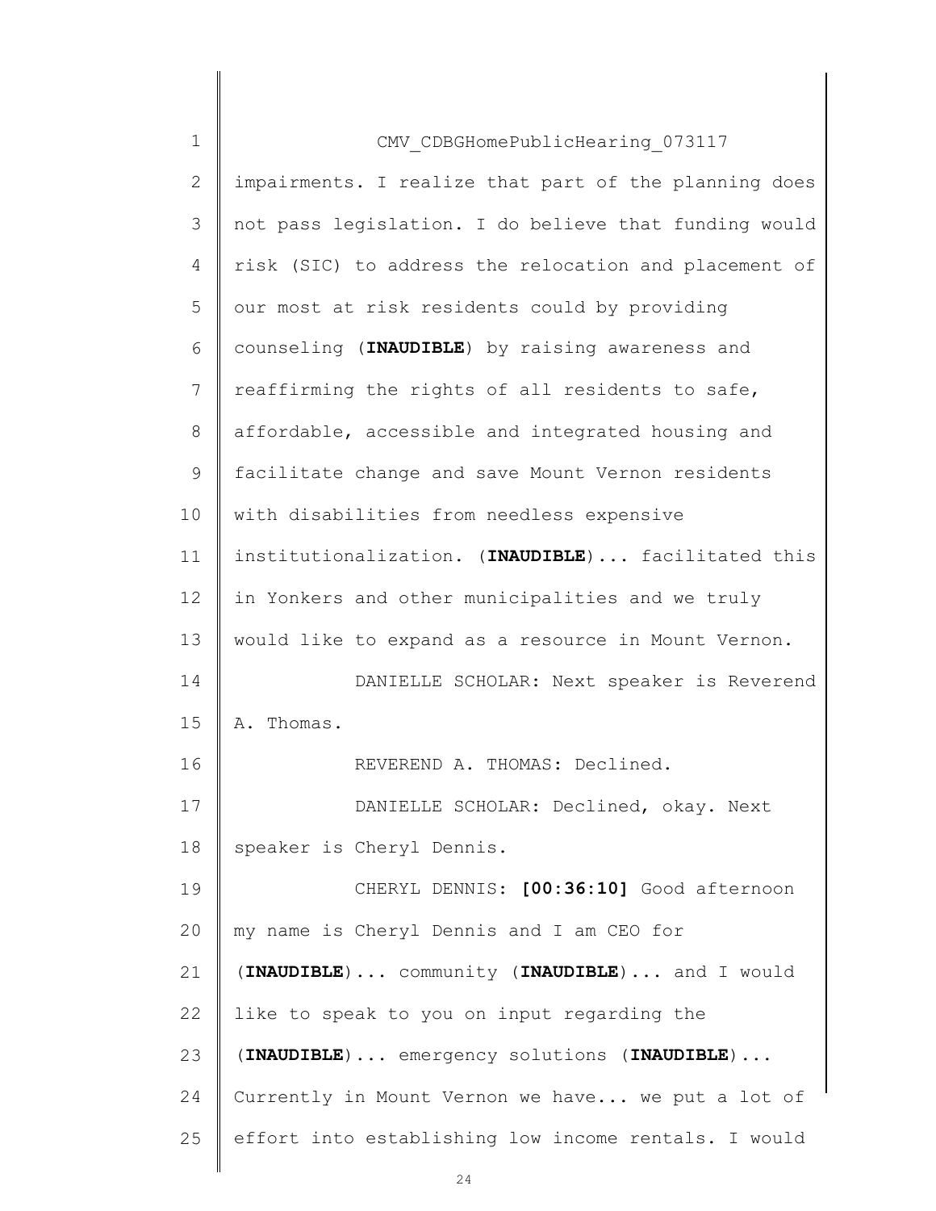impairments. I realize that part of the planning does not pass legislation. I do believe that funding would risk (SIC) to address the relocation and placement of our most at risk residents could by providing counseling (**INAUDIBLE**) by raising awareness and reaffirming the rights of all residents to safe, affordable, accessible and integrated housing and facilitate change and save Mount Vernon residents with disabilities from needless expensive institutionalization. (**INAUDIBLE**)... facilitated this in Yonkers and other municipalities and we truly would like to expand as a resource in Mount Vernon.

DANIELLE SCHOLAR: Next speaker is Reverend A. Thomas.

REVEREND A. THOMAS: Declined.

DANIELLE SCHOLAR: Declined, okay. Next speaker is Cheryl Dennis.

CHERYL DENNIS: **[00:36:10]** Good afternoon my name is Cheryl Dennis and I am CEO for (**INAUDIBLE**)... community (**INAUDIBLE**)... and I would like to speak to you on input regarding the (**INAUDIBLE**)... emergency solutions (**INAUDIBLE**)... Currently in Mount Vernon we have... we put a lot of effort into establishing low income rentals. I would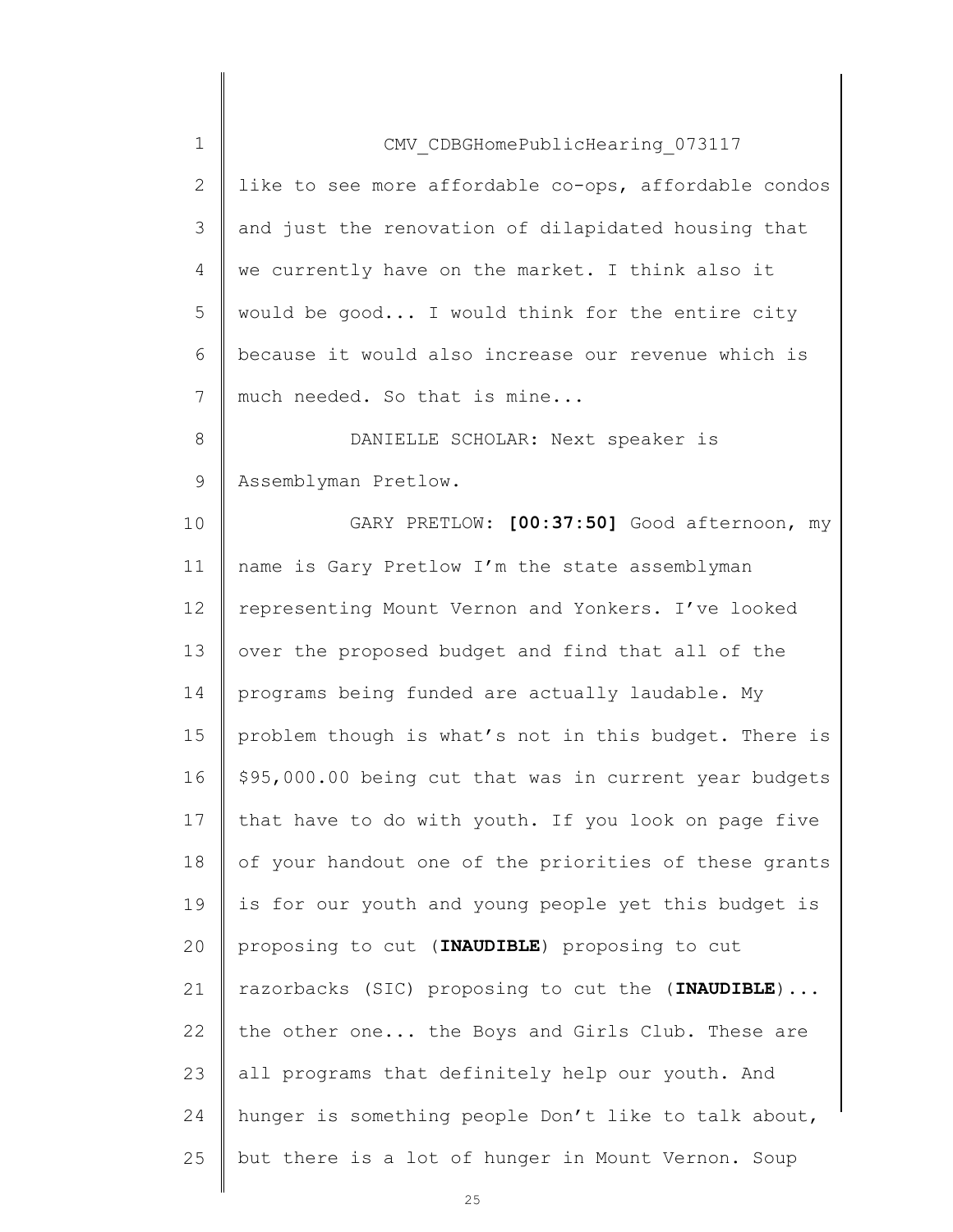CMV_CDBGHomePublicHearing_073117

like to see more affordable co-ops, affordable condos and just the renovation of dilapidated housing that we currently have on the market. I think also it would be good... I would think for the entire city because it would also increase our revenue which is much needed. So that is mine...

DANIELLE SCHOLAR: Next speaker is Assemblyman Pretlow.

GARY PRETLOW: **[00:37:50]** Good afternoon, my name is Gary Pretlow I'm the state assemblyman representing Mount Vernon and Yonkers. I've looked over the proposed budget and find that all of the programs being funded are actually laudable. My problem though is what's not in this budget. There is $95,000.00 being cut that was in current year budgets that have to do with youth. If you look on page five of your handout one of the priorities of these grants is for our youth and young people yet this budget is proposing to cut (**INAUDIBLE**) proposing to cut razorbacks (SIC) proposing to cut the (**INAUDIBLE**)... the other one... the Boys and Girls Club. These are all programs that definitely help our youth. And hunger is something people Don't like to talk about, but there is a lot of hunger in Mount Vernon. Soup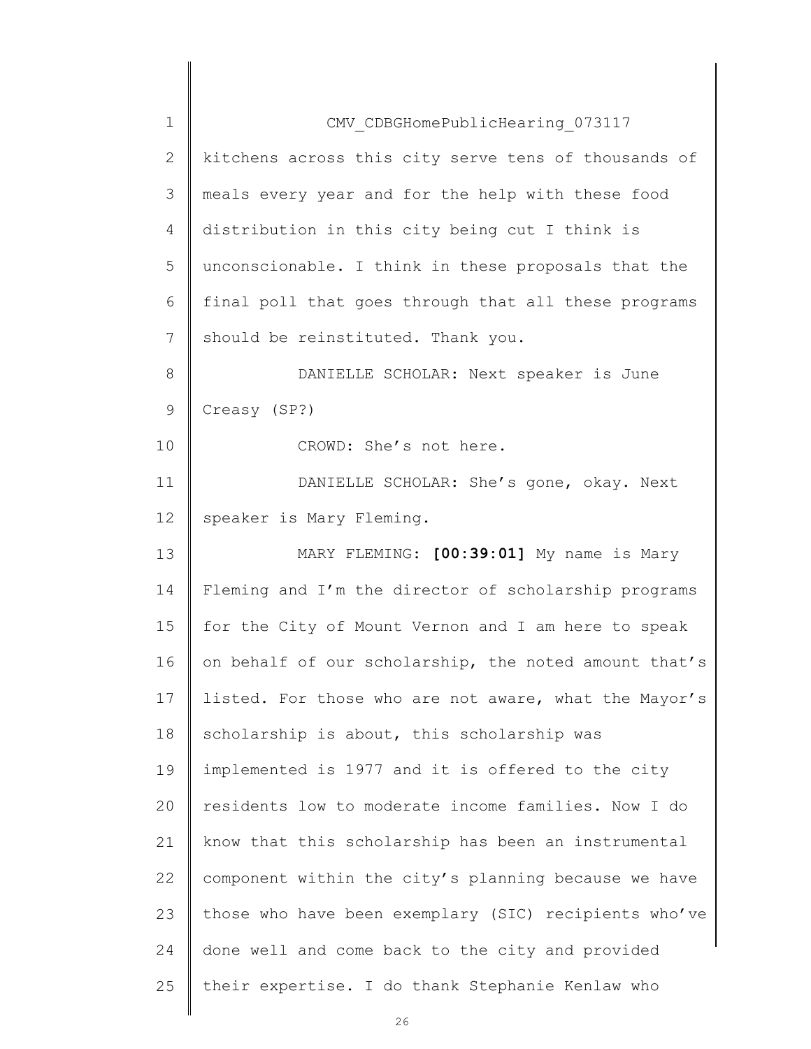kitchens across this city serve tens of thousands of meals every year and for the help with these food distribution in this city being cut I think is unconscionable. I think in these proposals that the final poll that goes through that all these programs should be reinstituted. Thank you.

DANIELLE SCHOLAR: Next speaker is June Creasy (SP?)

CROWD: She's not here.

DANIELLE SCHOLAR: She's gone, okay. Next speaker is Mary Fleming.

MARY FLEMING: **[00:39:01]** My name is Mary Fleming and I'm the director of scholarship programs for the City of Mount Vernon and I am here to speak on behalf of our scholarship, the noted amount that's listed. For those who are not aware, what the Mayor's scholarship is about, this scholarship was implemented is 1977 and it is offered to the city residents low to moderate income families. Now I do know that this scholarship has been an instrumental component within the city's planning because we have those who have been exemplary (SIC) recipients who've done well and come back to the city and provided their expertise. I do thank Stephanie Kenlaw who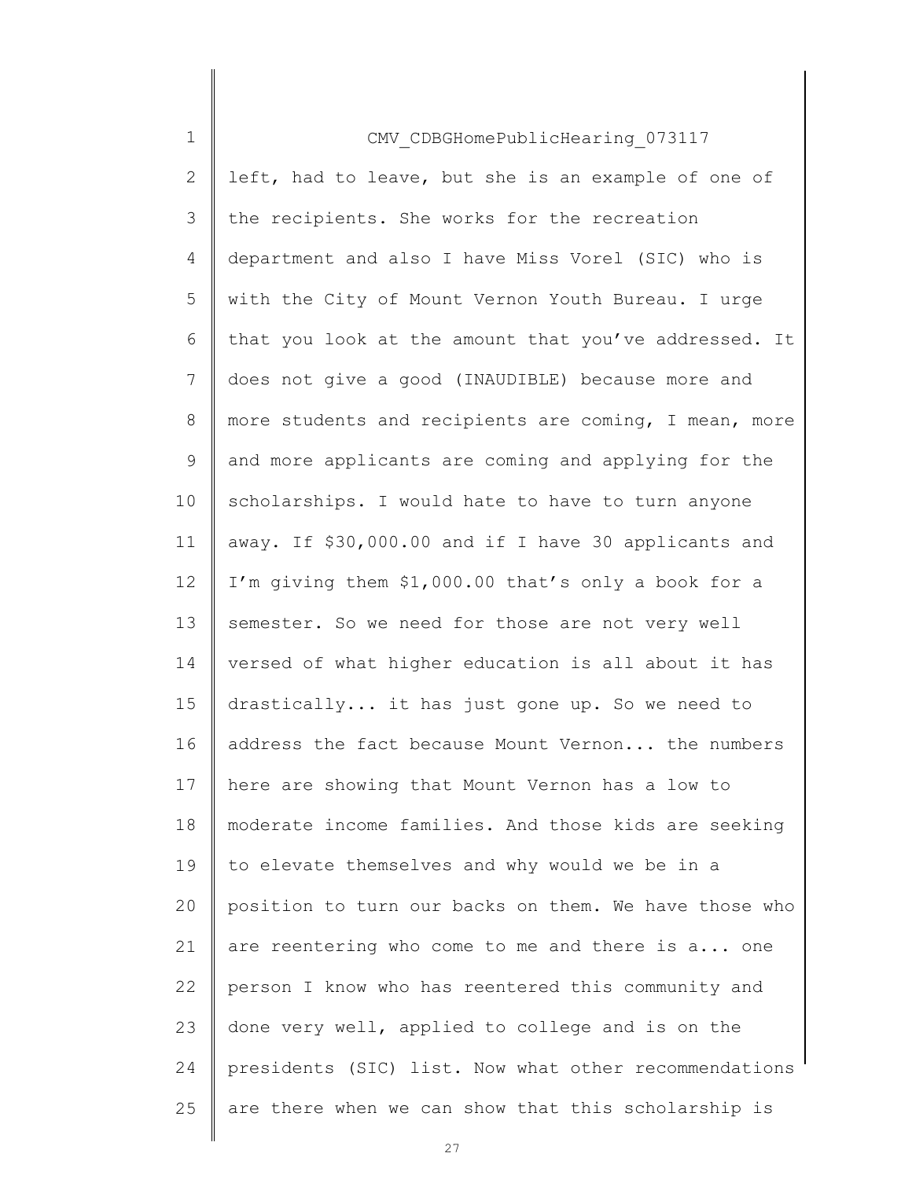left, had to leave, but she is an example of one of the recipients. She works for the recreation department and also I have Miss Vorel (SIC) who is with the City of Mount Vernon Youth Bureau. I urge that you look at the amount that you've addressed. It does not give a good (INAUDIBLE) because more and more students and recipients are coming, I mean, more and more applicants are coming and applying for the scholarships. I would hate to have to turn anyone away. If $30,000.00 and if I have 30 applicants and I'm giving them $1,000.00 that's only a book for a semester. So we need for those are not very well versed of what higher education is all about it has drastically... it has just gone up. So we need to address the fact because Mount Vernon... the numbers here are showing that Mount Vernon has a low to moderate income families. And those kids are seeking to elevate themselves and why would we be in a position to turn our backs on them. We have those who are reentering who come to me and there is a... one person I know who has reentered this community and done very well, applied to college and is on the presidents (SIC) list. Now what other recommendations are there when we can show that this scholarship is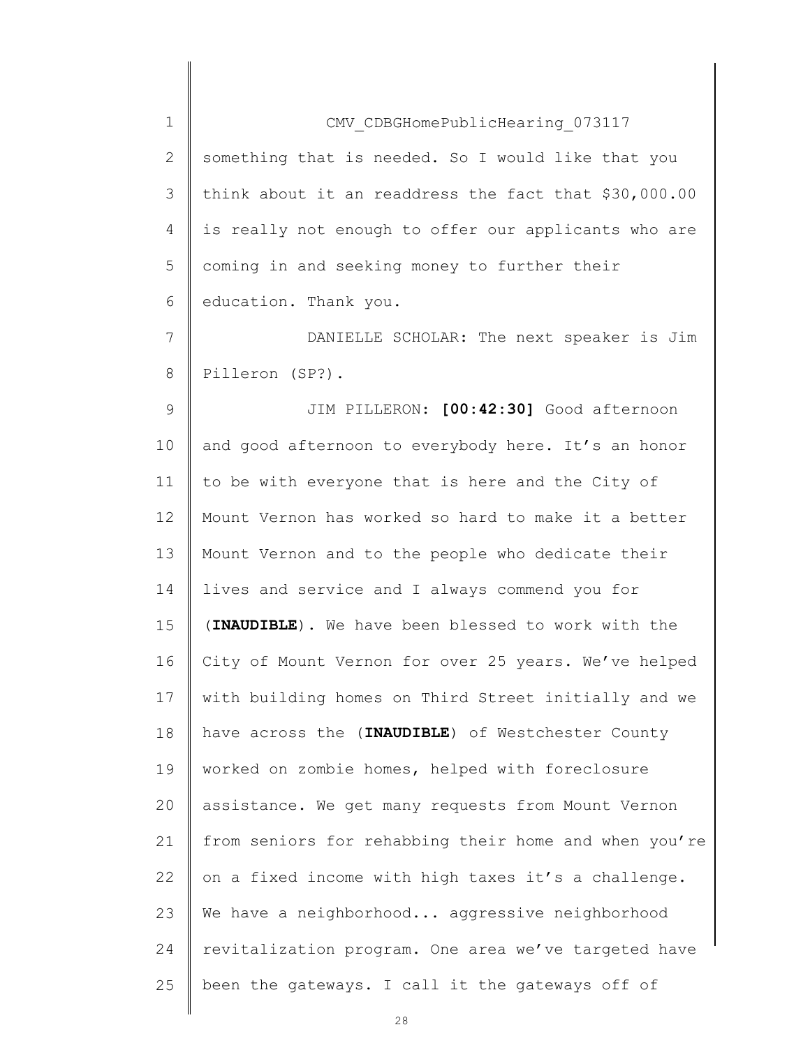something that is needed. So I would like that you think about it an readdress the fact that $30,000.00 is really not enough to offer our applicants who are coming in and seeking money to further their education. Thank you.

DANIELLE SCHOLAR: The next speaker is Jim Pilleron (SP?).

JIM PILLERON: **[00:42:30]** Good afternoon and good afternoon to everybody here. It's an honor to be with everyone that is here and the City of Mount Vernon has worked so hard to make it a better Mount Vernon and to the people who dedicate their lives and service and I always commend you for (**INAUDIBLE**). We have been blessed to work with the City of Mount Vernon for over 25 years. We've helped with building homes on Third Street initially and we have across the (**INAUDIBLE**) of Westchester County worked on zombie homes, helped with foreclosure assistance. We get many requests from Mount Vernon from seniors for rehabbing their home and when you're on a fixed income with high taxes it's a challenge. We have a neighborhood... aggressive neighborhood revitalization program. One area we've targeted have been the gateways. I call it the gateways off of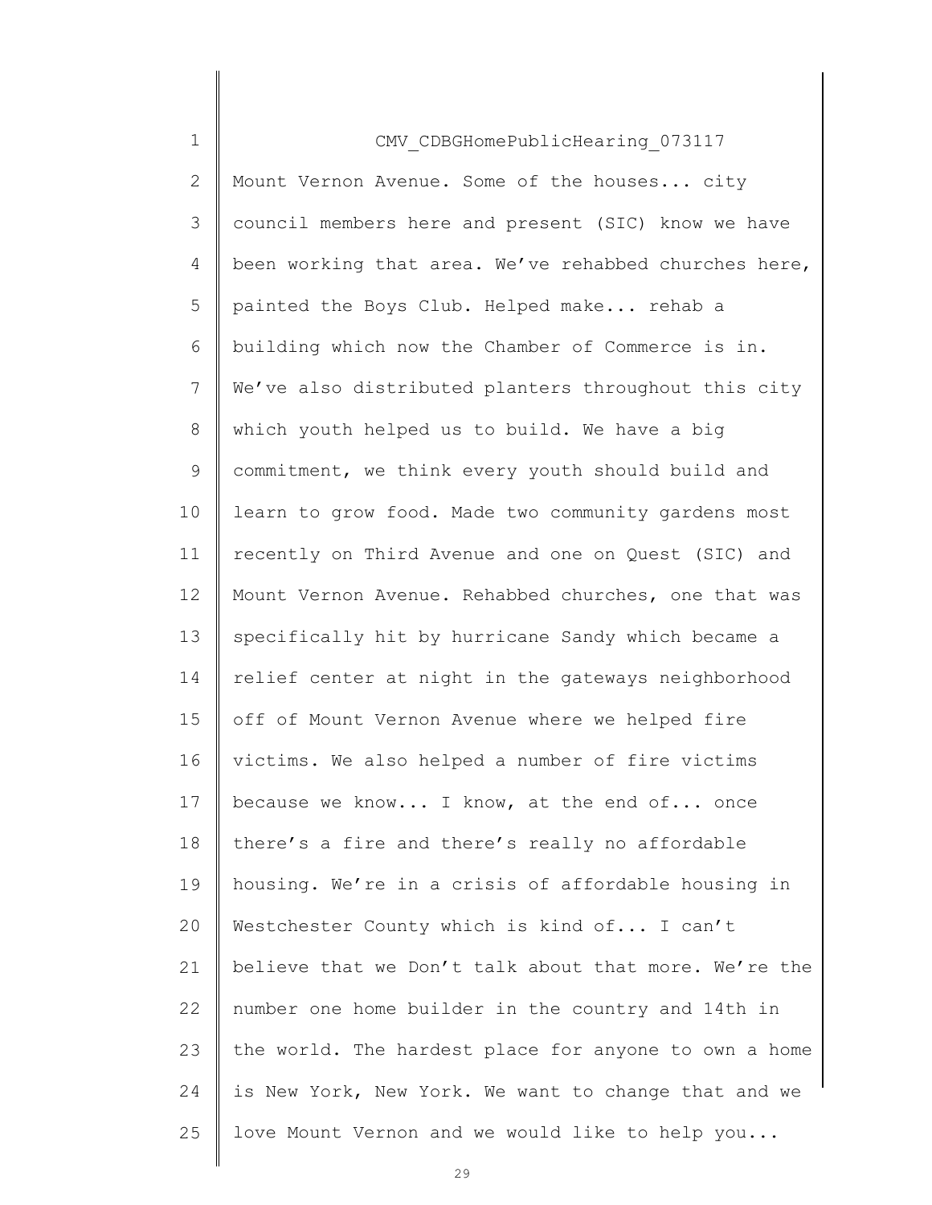CMV_CDBGHomePublicHearing_073117

Mount Vernon Avenue. Some of the houses... city council members here and present (SIC) know we have been working that area. We've rehabbed churches here, painted the Boys Club. Helped make... rehab a building which now the Chamber of Commerce is in. We've also distributed planters throughout this city which youth helped us to build. We have a big commitment, we think every youth should build and learn to grow food. Made two community gardens most recently on Third Avenue and one on Quest (SIC) and Mount Vernon Avenue. Rehabbed churches, one that was specifically hit by hurricane Sandy which became a relief center at night in the gateways neighborhood off of Mount Vernon Avenue where we helped fire victims. We also helped a number of fire victims because we know... I know, at the end of... once there's a fire and there's really no affordable housing. We're in a crisis of affordable housing in Westchester County which is kind of... I can't believe that we Don't talk about that more. We're the number one home builder in the country and 14th in the world. The hardest place for anyone to own a home is New York, New York. We want to change that and we love Mount Vernon and we would like to help you...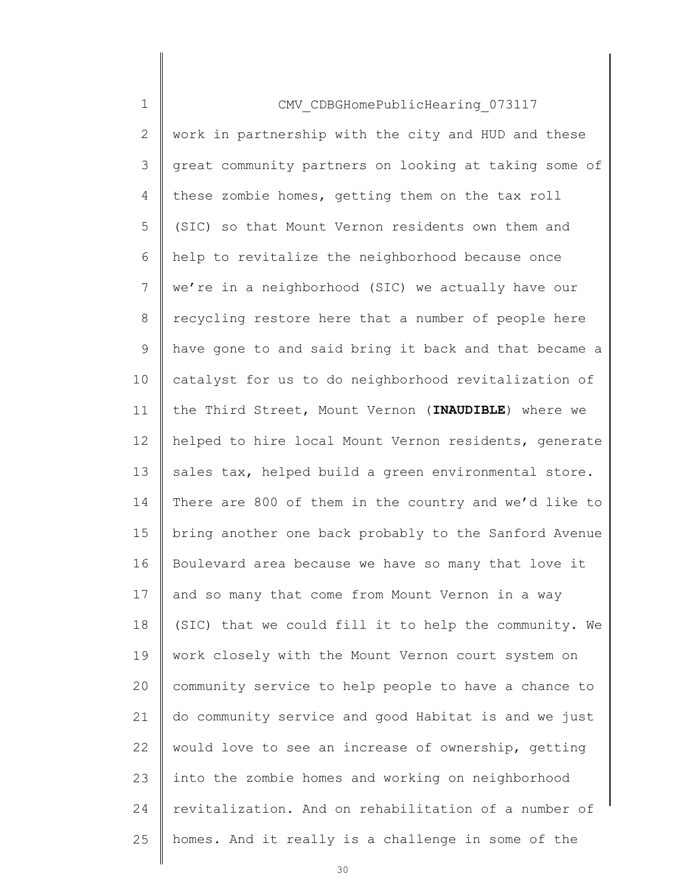CMV_CDBGHomePublicHearing_073117

work in partnership with the city and HUD and these great community partners on looking at taking some of these zombie homes, getting them on the tax roll (SIC) so that Mount Vernon residents own them and help to revitalize the neighborhood because once we're in a neighborhood (SIC) we actually have our recycling restore here that a number of people here have gone to and said bring it back and that became a catalyst for us to do neighborhood revitalization of the Third Street, Mount Vernon (**INAUDIBLE**) where we helped to hire local Mount Vernon residents, generate sales tax, helped build a green environmental store. There are 800 of them in the country and we'd like to bring another one back probably to the Sanford Avenue Boulevard area because we have so many that love it and so many that come from Mount Vernon in a way (SIC) that we could fill it to help the community. We work closely with the Mount Vernon court system on community service to help people to have a chance to do community service and good Habitat is and we just would love to see an increase of ownership, getting into the zombie homes and working on neighborhood revitalization. And on rehabilitation of a number of homes. And it really is a challenge in some of the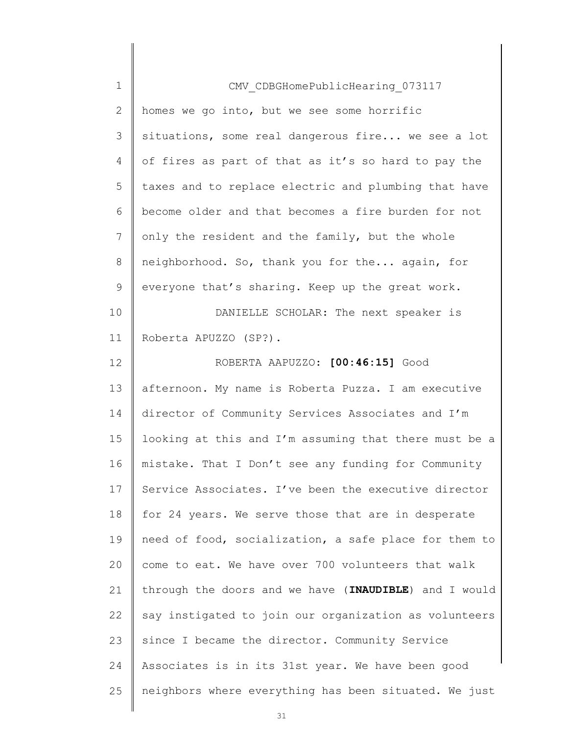homes we go into, but we see some horrific situations, some real dangerous fire... we see a lot of fires as part of that as it's so hard to pay the taxes and to replace electric and plumbing that have become older and that becomes a fire burden for not only the resident and the family, but the whole neighborhood. So, thank you for the... again, for everyone that's sharing. Keep up the great work.

DANIELLE SCHOLAR: The next speaker is Roberta APUZZO (SP?).

ROBERTA AAPUZZO: **[00:46:15]** Good afternoon. My name is Roberta Puzza. I am executive director of Community Services Associates and I'm looking at this and I'm assuming that there must be a mistake. That I Don't see any funding for Community Service Associates. I've been the executive director for 24 years. We serve those that are in desperate need of food, socialization, a safe place for them to come to eat. We have over 700 volunteers that walk through the doors and we have (**INAUDIBLE**) and I would say instigated to join our organization as volunteers since I became the director. Community Service Associates is in its 31st year. We have been good neighbors where everything has been situated. We just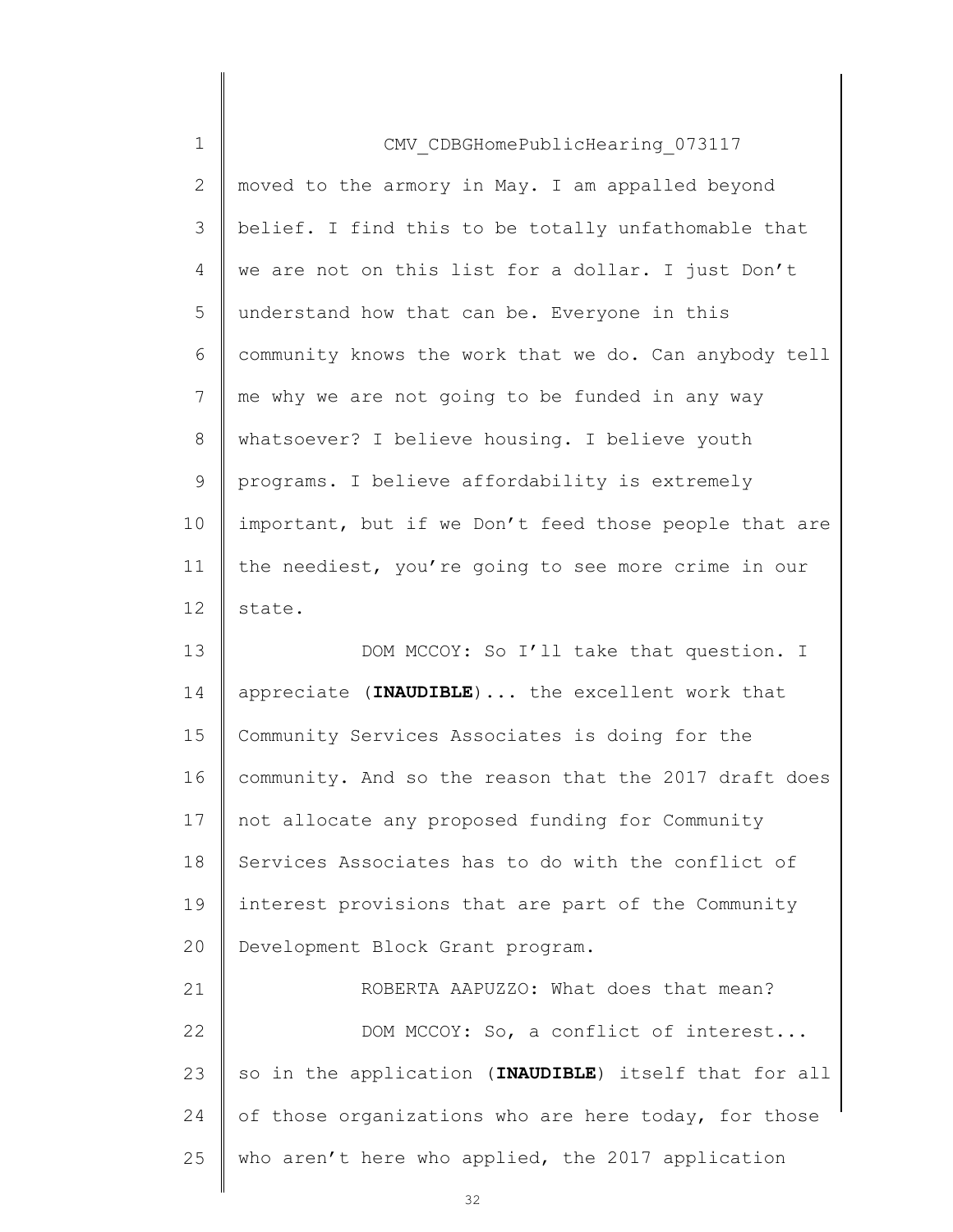moved to the armory in May. I am appalled beyond belief. I find this to be totally unfathomable that we are not on this list for a dollar. I just Don't understand how that can be. Everyone in this community knows the work that we do. Can anybody tell me why we are not going to be funded in any way whatsoever? I believe housing. I believe youth programs. I believe affordability is extremely important, but if we Don't feed those people that are the neediest, you're going to see more crime in our state.

DOM MCCOY: So I'll take that question. I appreciate (**INAUDIBLE**)... the excellent work that Community Services Associates is doing for the community. And so the reason that the 2017 draft does not allocate any proposed funding for Community Services Associates has to do with the conflict of interest provisions that are part of the Community Development Block Grant program.

ROBERTA AAPUZZO: What does that mean?

DOM MCCOY: So, a conflict of interest... so in the application (**INAUDIBLE**) itself that for all of those organizations who are here today, for those who aren't here who applied, the 2017 application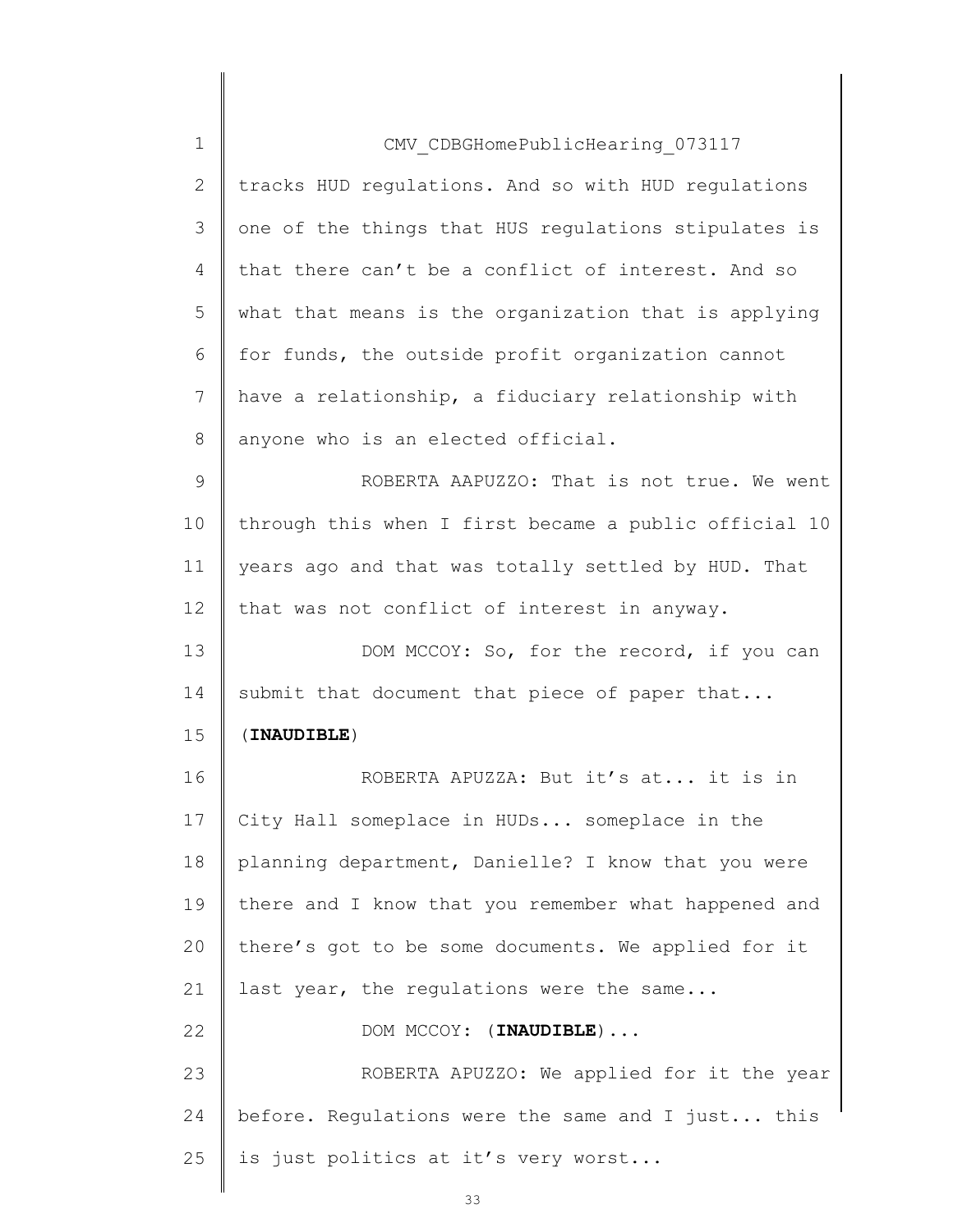tracks HUD regulations. And so with HUD regulations one of the things that HUS regulations stipulates is that there can't be a conflict of interest. And so what that means is the organization that is applying for funds, the outside profit organization cannot have a relationship, a fiduciary relationship with anyone who is an elected official.

ROBERTA AAPUZZO: That is not true. We went through this when I first became a public official 10 years ago and that was totally settled by HUD. That that was not conflict of interest in anyway.

DOM MCCOY: So, for the record, if you can submit that document that piece of paper that... (**INAUDIBLE**)

ROBERTA APUZZA: But it's at... it is in City Hall someplace in HUDs... someplace in the planning department, Danielle? I know that you were there and I know that you remember what happened and there's got to be some documents. We applied for it last year, the regulations were the same...

DOM MCCOY: (**INAUDIBLE**)...

ROBERTA APUZZO: We applied for it the year before. Regulations were the same and I just... this is just politics at it's very worst...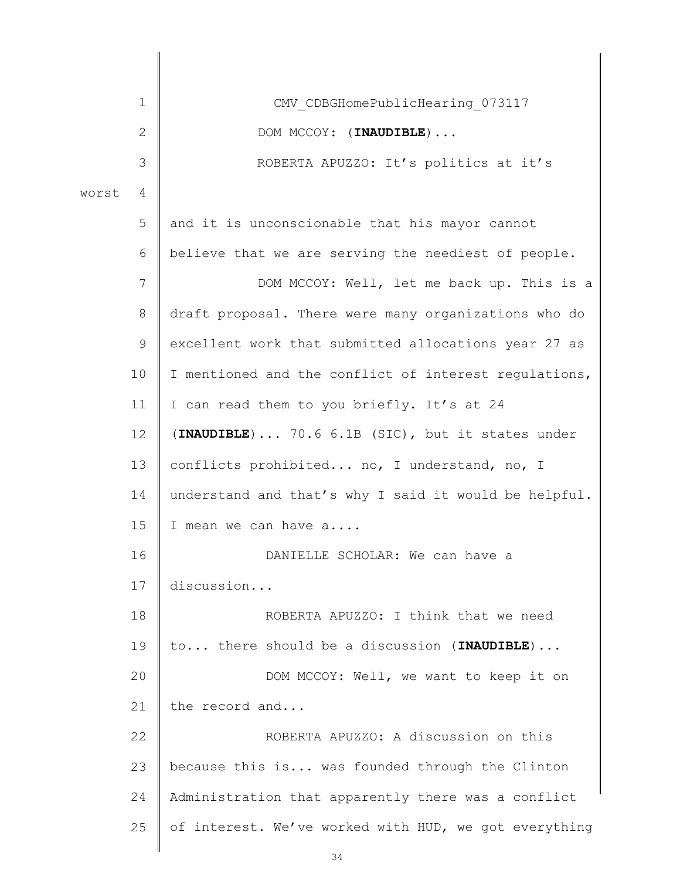CMV_CDBGHomePublicHearing_073117

DOM MCCOY: (**INAUDIBLE**)...

ROBERTA APUZZO: It's politics at it's worst

and it is unconscionable that his mayor cannot believe that we are serving the neediest of people.

DOM MCCOY: Well, let me back up. This is a draft proposal. There were many organizations who do excellent work that submitted allocations year 27 as I mentioned and the conflict of interest regulations, I can read them to you briefly. It's at 24 (**INAUDIBLE**)... 70.6 6.1B (SIC), but it states under conflicts prohibited... no, I understand, no, I understand and that's why I said it would be helpful. I mean we can have a....

DANIELLE SCHOLAR: We can have a discussion...

ROBERTA APUZZO: I think that we need to... there should be a discussion (**INAUDIBLE**)...

DOM MCCOY: Well, we want to keep it on the record and...

ROBERTA APUZZO: A discussion on this because this is... was founded through the Clinton Administration that apparently there was a conflict of interest. We've worked with HUD, we got everything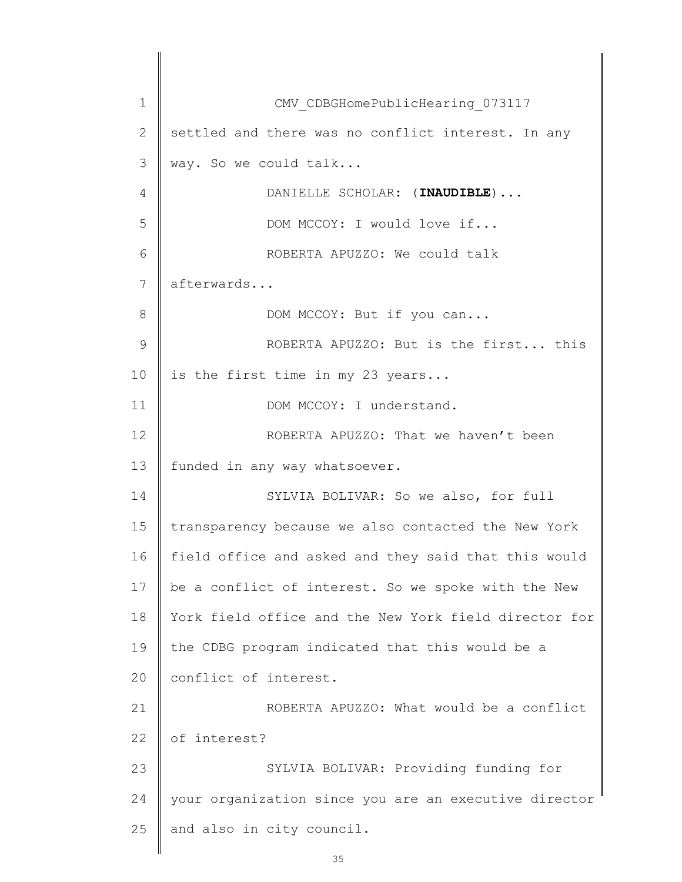CMV_CDBGHomePublicHearing_073117

settled and there was no conflict interest. In any way. So we could talk...

DANIELLE SCHOLAR: (**INAUDIBLE**)...

DOM MCCOY: I would love if...

ROBERTA APUZZO: We could talk afterwards...

DOM MCCOY: But if you can...

ROBERTA APUZZO: But is the first... this is the first time in my 23 years...

DOM MCCOY: I understand.

ROBERTA APUZZO: That we haven't been funded in any way whatsoever.

SYLVIA BOLIVAR: So we also, for full transparency because we also contacted the New York field office and asked and they said that this would be a conflict of interest. So we spoke with the New York field office and the New York field director for the CDBG program indicated that this would be a conflict of interest.

ROBERTA APUZZO: What would be a conflict of interest?

SYLVIA BOLIVAR: Providing funding for your organization since you are an executive director and also in city council.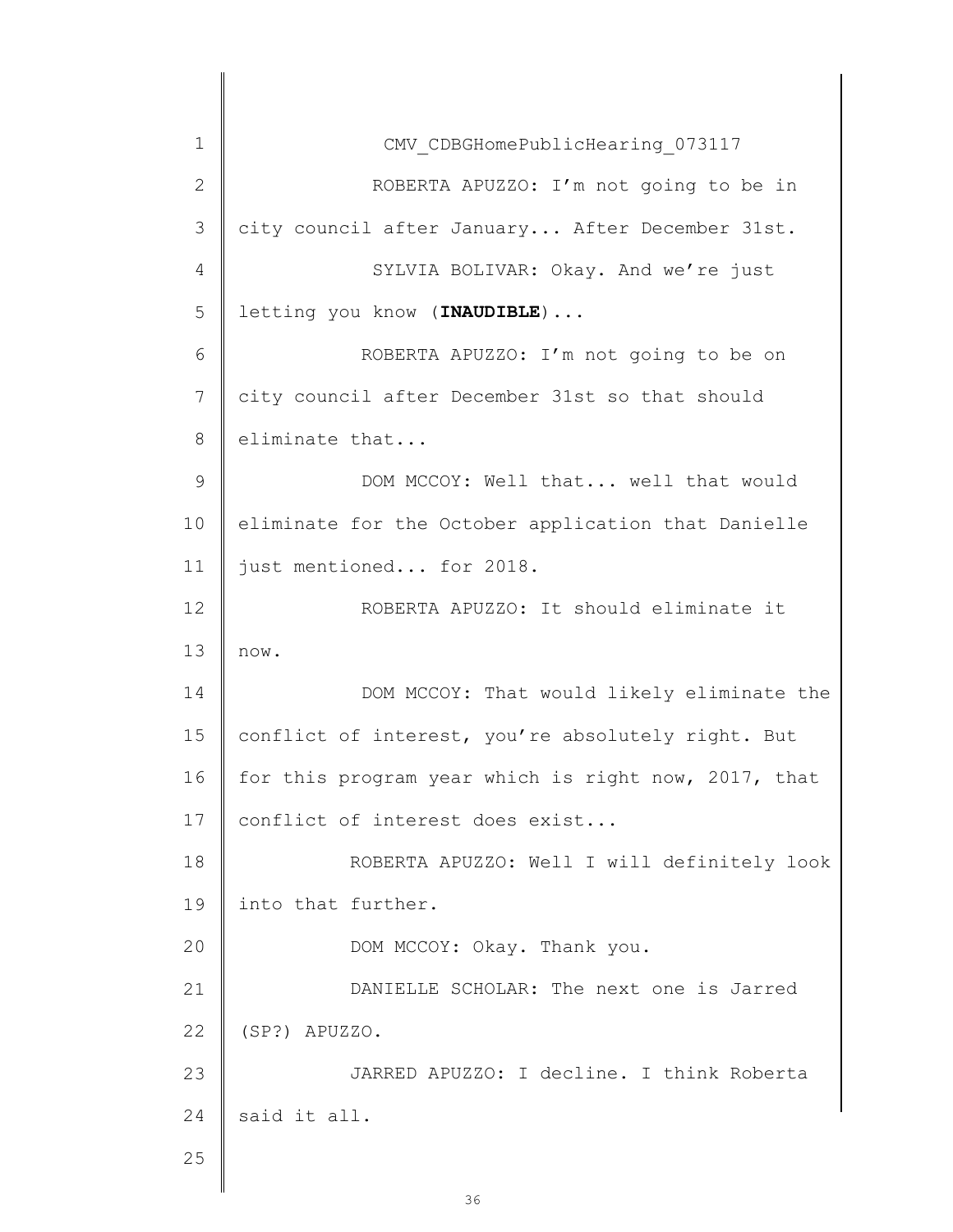CMV_CDBGHomePublicHearing_073117

ROBERTA APUZZO: I'm not going to be in city council after January... After December 31st.

SYLVIA BOLIVAR: Okay. And we're just letting you know (**INAUDIBLE**)...

ROBERTA APUZZO: I'm not going to be on city council after December 31st so that should eliminate that...

DOM MCCOY: Well that... well that would eliminate for the October application that Danielle just mentioned... for 2018.

ROBERTA APUZZO: It should eliminate it now.

DOM MCCOY: That would likely eliminate the conflict of interest, you're absolutely right. But for this program year which is right now, 2017, that conflict of interest does exist...

ROBERTA APUZZO: Well I will definitely look into that further.

DOM MCCOY: Okay. Thank you.

DANIELLE SCHOLAR: The next one is Jarred (SP?) APUZZO.

JARRED APUZZO: I decline. I think Roberta said it all.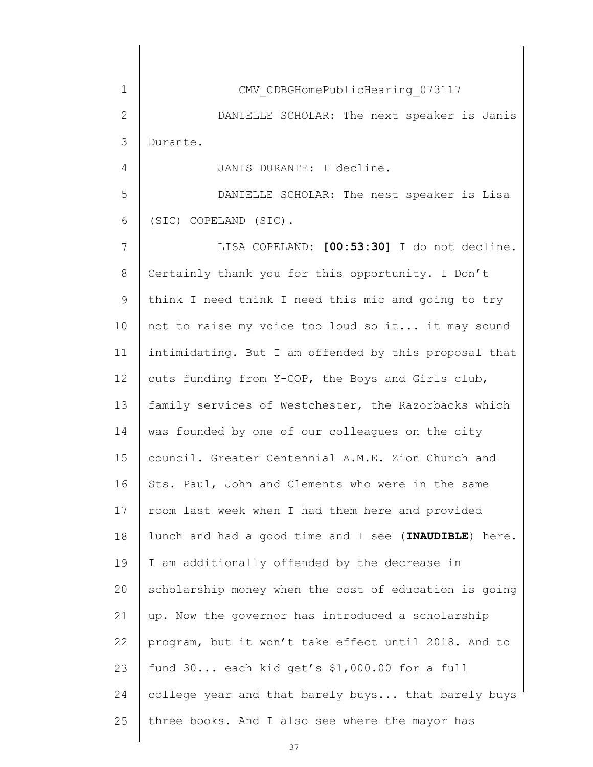CMV_CDBGHomePublicHearing_073117

DANIELLE SCHOLAR: The next speaker is Janis Durante.

JANIS DURANTE: I decline.

DANIELLE SCHOLAR: The nest speaker is Lisa (SIC) COPELAND (SIC).

LISA COPELAND: **[00:53:30]** I do not decline. Certainly thank you for this opportunity. I Don't think I need think I need this mic and going to try not to raise my voice too loud so it... it may sound intimidating. But I am offended by this proposal that cuts funding from Y-COP, the Boys and Girls club, family services of Westchester, the Razorbacks which was founded by one of our colleagues on the city council. Greater Centennial A.M.E. Zion Church and Sts. Paul, John and Clements who were in the same room last week when I had them here and provided lunch and had a good time and I see (**INAUDIBLE**) here. I am additionally offended by the decrease in scholarship money when the cost of education is going up. Now the governor has introduced a scholarship program, but it won't take effect until 2018. And to fund 30... each kid get's $1,000.00 for a full college year and that barely buys... that barely buys three books. And I also see where the mayor has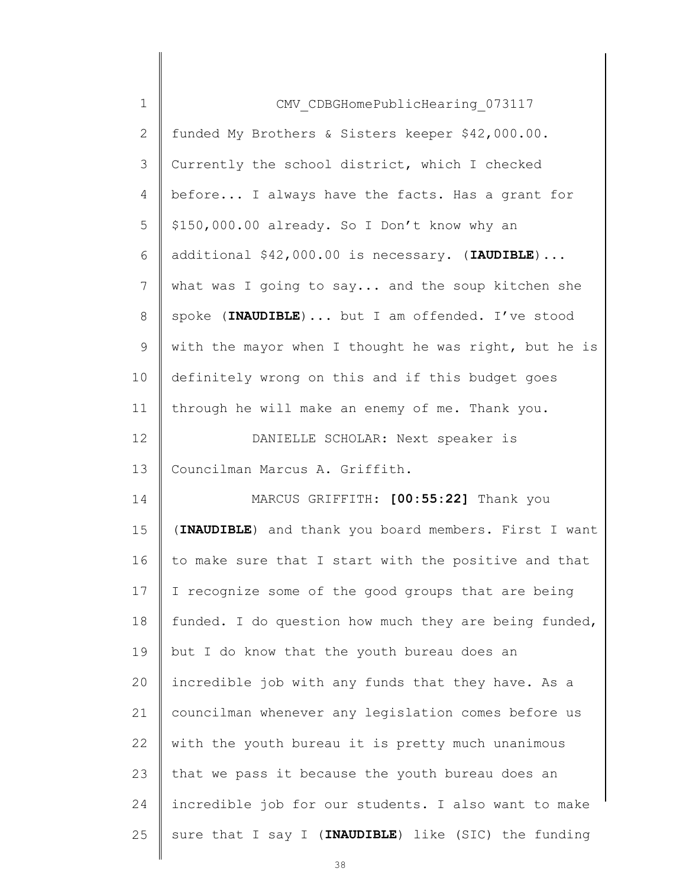CMV_CDBGHomePublicHearing_073117

funded My Brothers & Sisters keeper $42,000.00. Currently the school district, which I checked before... I always have the facts. Has a grant for $150,000.00 already. So I Don't know why an additional $42,000.00 is necessary. (**IAUDIBLE**)... what was I going to say... and the soup kitchen she spoke (**INAUDIBLE**)... but I am offended. I've stood with the mayor when I thought he was right, but he is definitely wrong on this and if this budget goes through he will make an enemy of me. Thank you.

DANIELLE SCHOLAR: Next speaker is Councilman Marcus A. Griffith.

MARCUS GRIFFITH: **[00:55:22]** Thank you (**INAUDIBLE**) and thank you board members. First I want to make sure that I start with the positive and that I recognize some of the good groups that are being funded. I do question how much they are being funded, but I do know that the youth bureau does an incredible job with any funds that they have. As a councilman whenever any legislation comes before us with the youth bureau it is pretty much unanimous that we pass it because the youth bureau does an incredible job for our students. I also want to make sure that I say I (**INAUDIBLE**) like (SIC) the funding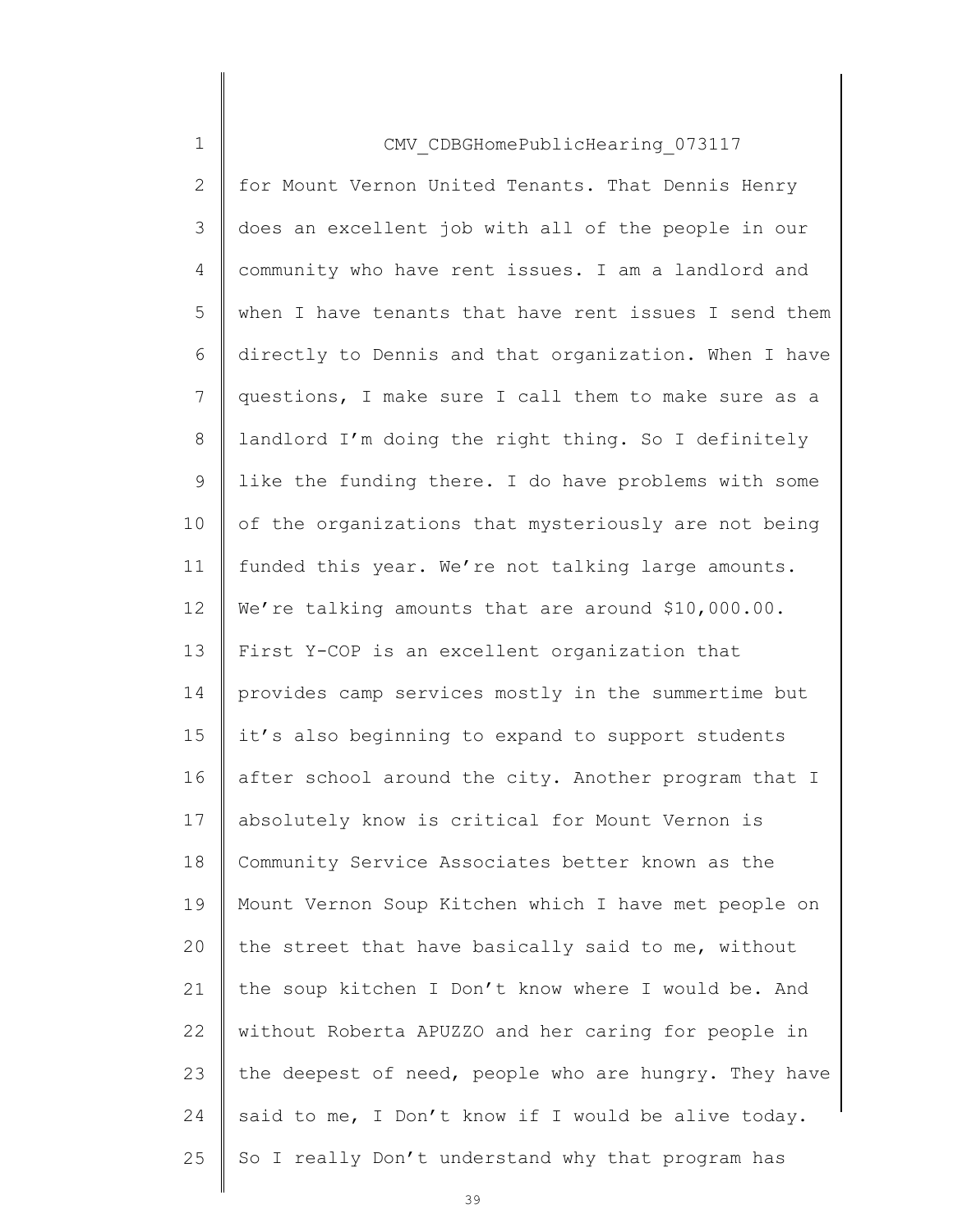for Mount Vernon United Tenants. That Dennis Henry does an excellent job with all of the people in our community who have rent issues. I am a landlord and when I have tenants that have rent issues I send them directly to Dennis and that organization. When I have questions, I make sure I call them to make sure as a landlord I'm doing the right thing. So I definitely like the funding there. I do have problems with some of the organizations that mysteriously are not being funded this year. We're not talking large amounts. We're talking amounts that are around $10,000.00. First Y-COP is an excellent organization that provides camp services mostly in the summertime but it's also beginning to expand to support students after school around the city. Another program that I absolutely know is critical for Mount Vernon is Community Service Associates better known as the Mount Vernon Soup Kitchen which I have met people on the street that have basically said to me, without the soup kitchen I Don't know where I would be. And without Roberta APUZZO and her caring for people in the deepest of need, people who are hungry. They have said to me, I Don't know if I would be alive today. So I really Don't understand why that program has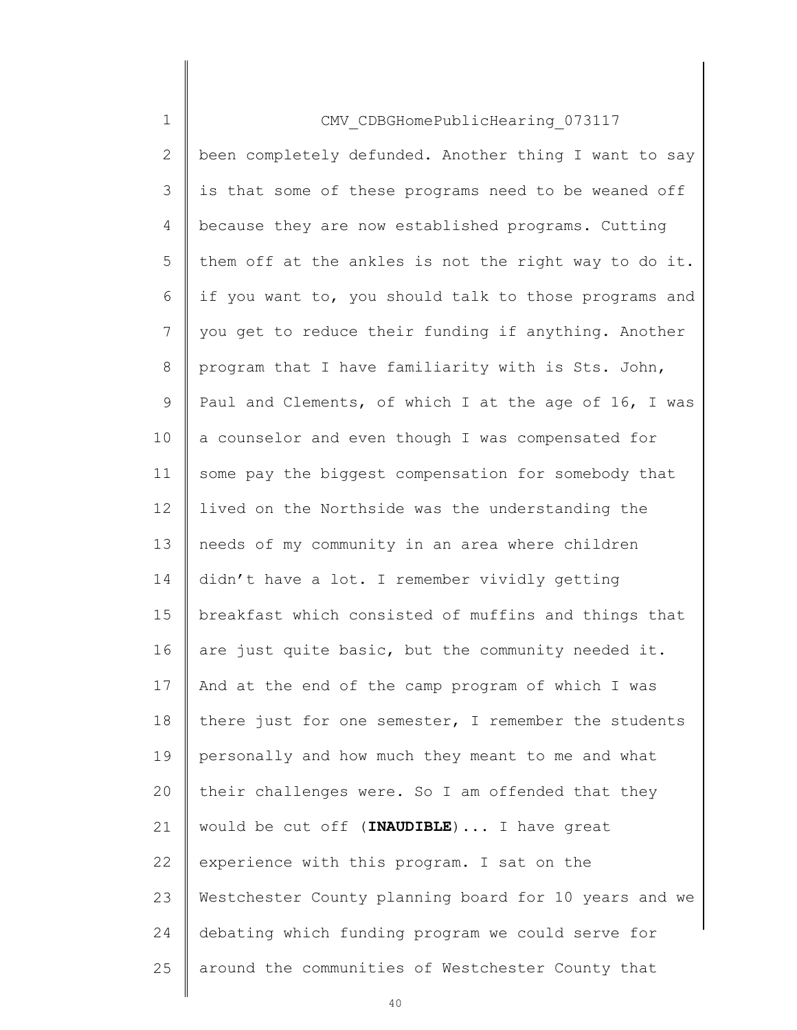been completely defunded. Another thing I want to say is that some of these programs need to be weaned off because they are now established programs. Cutting them off at the ankles is not the right way to do it. if you want to, you should talk to those programs and you get to reduce their funding if anything. Another program that I have familiarity with is Sts. John, Paul and Clements, of which I at the age of 16, I was a counselor and even though I was compensated for some pay the biggest compensation for somebody that lived on the Northside was the understanding the needs of my community in an area where children didn't have a lot. I remember vividly getting breakfast which consisted of muffins and things that are just quite basic, but the community needed it. And at the end of the camp program of which I was there just for one semester, I remember the students personally and how much they meant to me and what their challenges were. So I am offended that they would be cut off (**INAUDIBLE**)... I have great experience with this program. I sat on the Westchester County planning board for 10 years and we debating which funding program we could serve for around the communities of Westchester County that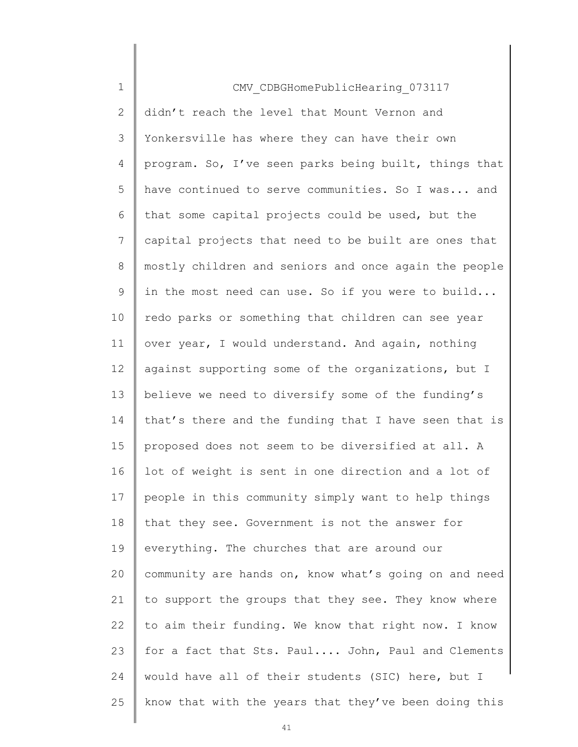CMV_CDBGHomePublicHearing_073117

didn't reach the level that Mount Vernon and Yonkersville has where they can have their own program. So, I've seen parks being built, things that have continued to serve communities. So I was... and that some capital projects could be used, but the capital projects that need to be built are ones that mostly children and seniors and once again the people in the most need can use. So if you were to build... redo parks or something that children can see year over year, I would understand. And again, nothing against supporting some of the organizations, but I believe we need to diversify some of the funding's that's there and the funding that I have seen that is proposed does not seem to be diversified at all. A lot of weight is sent in one direction and a lot of people in this community simply want to help things that they see. Government is not the answer for everything. The churches that are around our community are hands on, know what's going on and need to support the groups that they see. They know where to aim their funding. We know that right now. I know for a fact that Sts. Paul.... John, Paul and Clements would have all of their students (SIC) here, but I know that with the years that they've been doing this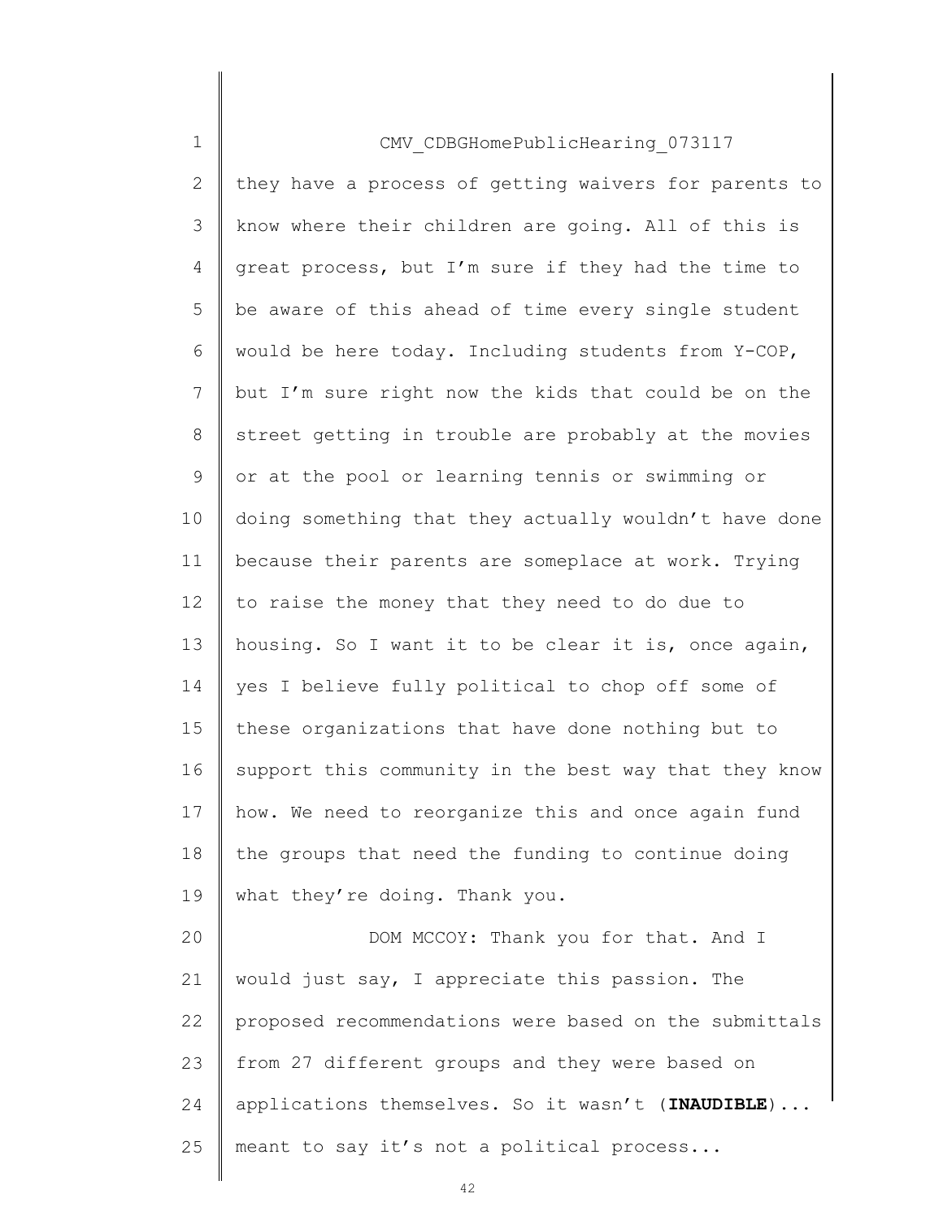CMV_CDBGHomePublicHearing_073117

they have a process of getting waivers for parents to know where their children are going. All of this is great process, but I'm sure if they had the time to be aware of this ahead of time every single student would be here today. Including students from Y-COP, but I'm sure right now the kids that could be on the street getting in trouble are probably at the movies or at the pool or learning tennis or swimming or doing something that they actually wouldn't have done because their parents are someplace at work. Trying to raise the money that they need to do due to housing. So I want it to be clear it is, once again, yes I believe fully political to chop off some of these organizations that have done nothing but to support this community in the best way that they know how. We need to reorganize this and once again fund the groups that need the funding to continue doing what they're doing. Thank you.

DOM MCCOY: Thank you for that. And I would just say, I appreciate this passion. The proposed recommendations were based on the submittals from 27 different groups and they were based on applications themselves. So it wasn't (**INAUDIBLE**)... meant to say it's not a political process...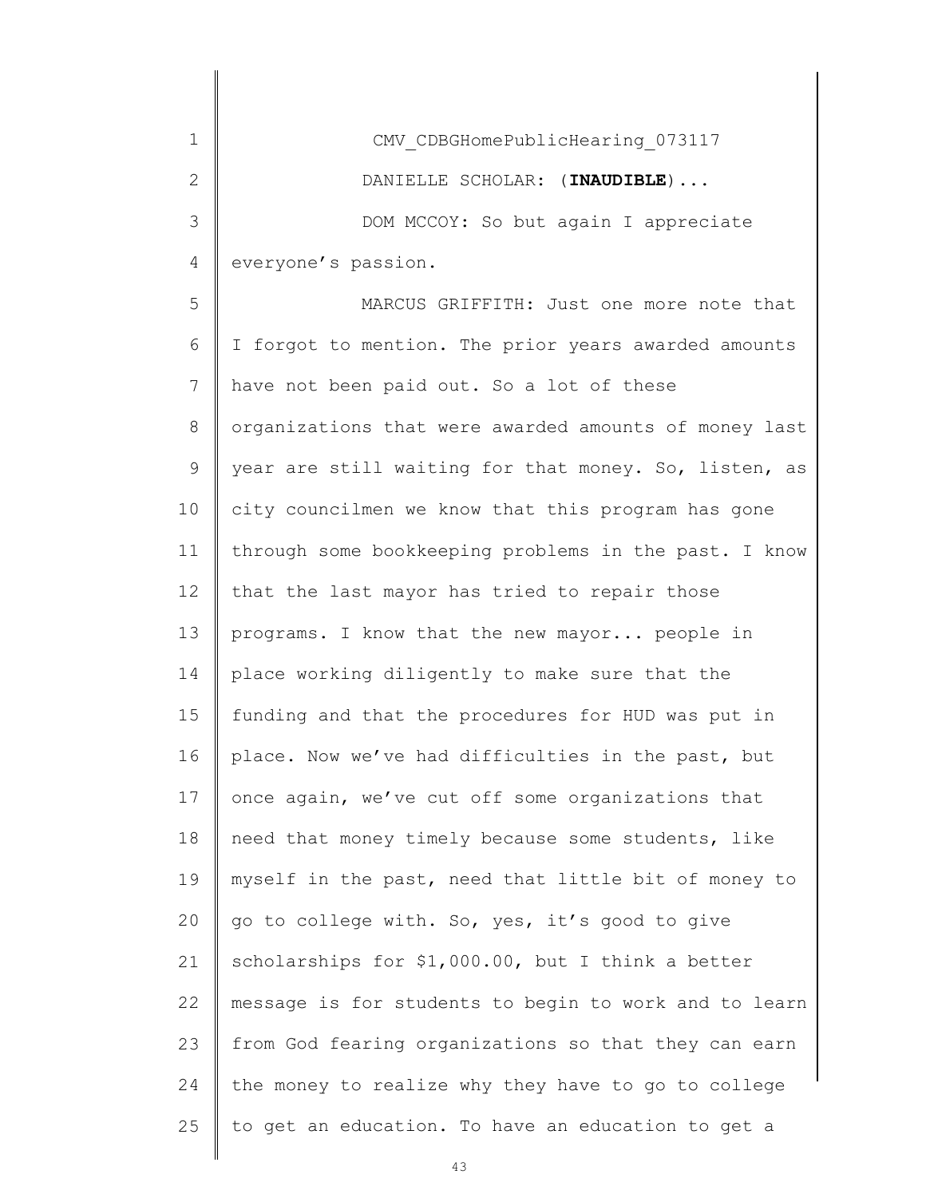CMV_CDBGHomePublicHearing_073117

DANIELLE SCHOLAR: (**INAUDIBLE**)...

DOM MCCOY: So but again I appreciate everyone's passion.

MARCUS GRIFFITH: Just one more note that I forgot to mention. The prior years awarded amounts have not been paid out. So a lot of these organizations that were awarded amounts of money last year are still waiting for that money. So, listen, as city councilmen we know that this program has gone through some bookkeeping problems in the past. I know that the last mayor has tried to repair those programs. I know that the new mayor... people in place working diligently to make sure that the funding and that the procedures for HUD was put in place. Now we've had difficulties in the past, but once again, we've cut off some organizations that need that money timely because some students, like myself in the past, need that little bit of money to go to college with. So, yes, it's good to give scholarships for $1,000.00, but I think a better message is for students to begin to work and to learn from God fearing organizations so that they can earn the money to realize why they have to go to college to get an education. To have an education to get a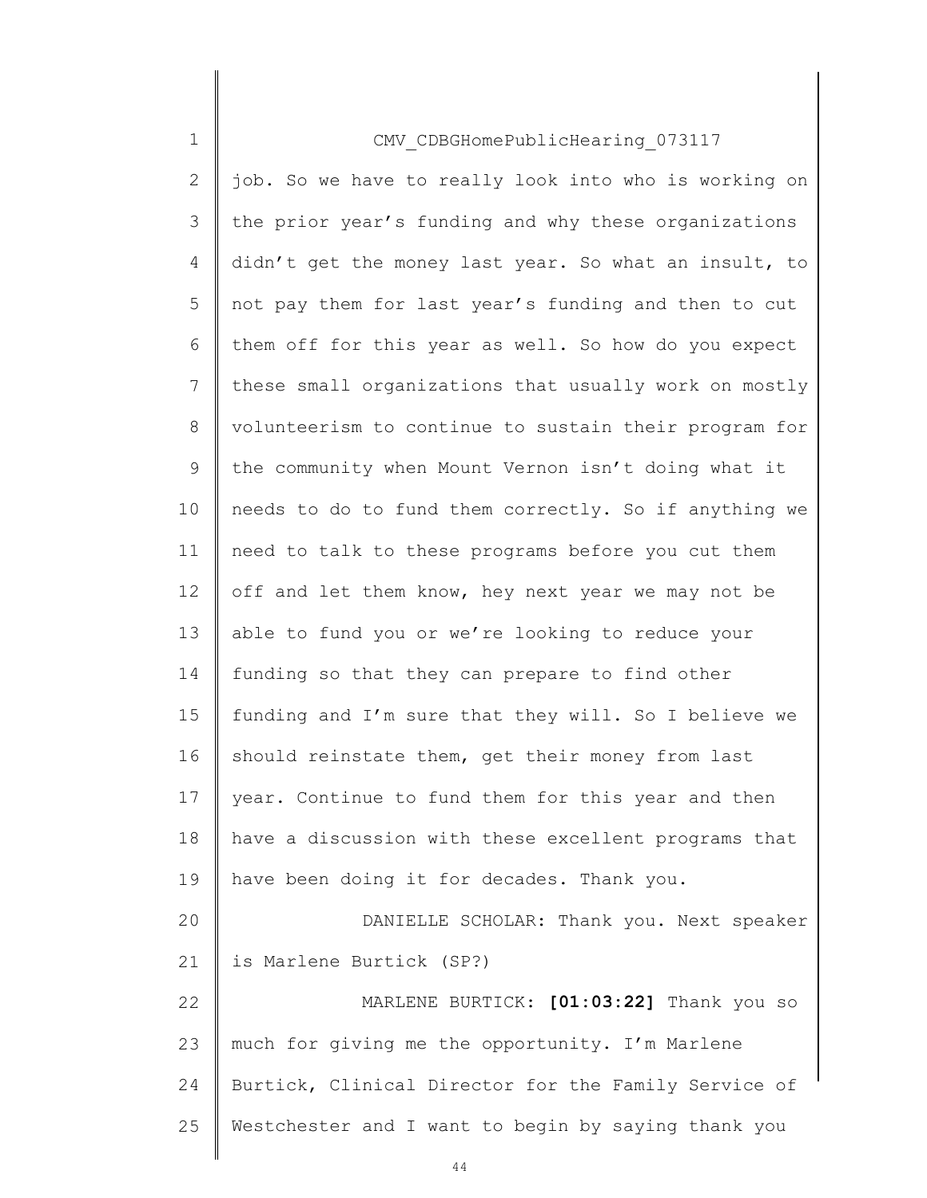job. So we have to really look into who is working on the prior year's funding and why these organizations didn't get the money last year. So what an insult, to not pay them for last year's funding and then to cut them off for this year as well. So how do you expect these small organizations that usually work on mostly volunteerism to continue to sustain their program for the community when Mount Vernon isn't doing what it needs to do to fund them correctly. So if anything we need to talk to these programs before you cut them off and let them know, hey next year we may not be able to fund you or we're looking to reduce your funding so that they can prepare to find other funding and I'm sure that they will. So I believe we should reinstate them, get their money from last year. Continue to fund them for this year and then have a discussion with these excellent programs that have been doing it for decades. Thank you.

DANIELLE SCHOLAR: Thank you. Next speaker is Marlene Burtick (SP?)

MARLENE BURTICK: **[01:03:22]** Thank you so much for giving me the opportunity. I'm Marlene Burtick, Clinical Director for the Family Service of Westchester and I want to begin by saying thank you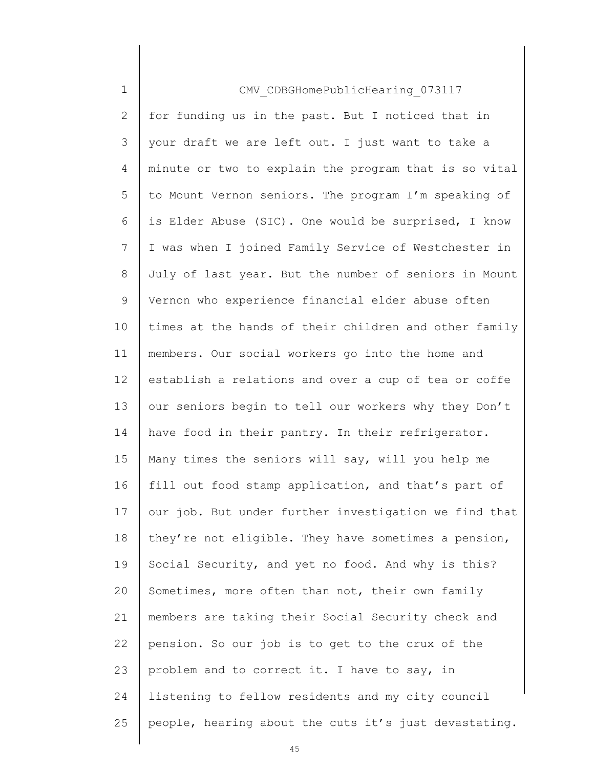for funding us in the past. But I noticed that in your draft we are left out. I just want to take a minute or two to explain the program that is so vital to Mount Vernon seniors. The program I'm speaking of is Elder Abuse (SIC). One would be surprised, I know I was when I joined Family Service of Westchester in July of last year. But the number of seniors in Mount Vernon who experience financial elder abuse often times at the hands of their children and other family members. Our social workers go into the home and establish a relations and over a cup of tea or coffe our seniors begin to tell our workers why they Don't have food in their pantry. In their refrigerator. Many times the seniors will say, will you help me fill out food stamp application, and that's part of our job. But under further investigation we find that they're not eligible. They have sometimes a pension, Social Security, and yet no food. And why is this? Sometimes, more often than not, their own family members are taking their Social Security check and pension. So our job is to get to the crux of the problem and to correct it. I have to say, in listening to fellow residents and my city council people, hearing about the cuts it's just devastating.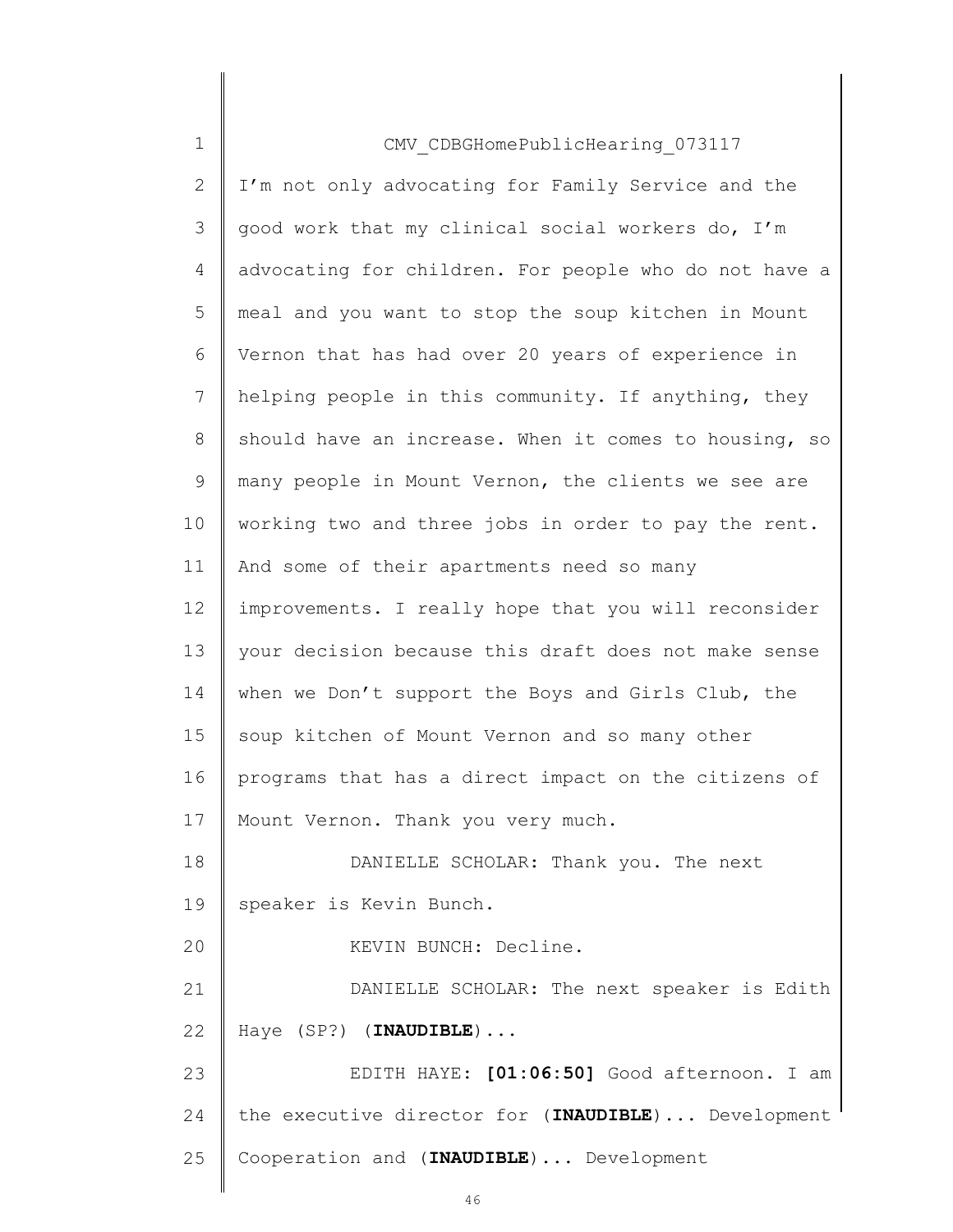CMV_CDBGHomePublicHearing_073117

I'm not only advocating for Family Service and the good work that my clinical social workers do, I'm advocating for children. For people who do not have a meal and you want to stop the soup kitchen in Mount Vernon that has had over 20 years of experience in helping people in this community. If anything, they should have an increase. When it comes to housing, so many people in Mount Vernon, the clients we see are working two and three jobs in order to pay the rent. And some of their apartments need so many improvements. I really hope that you will reconsider your decision because this draft does not make sense when we Don't support the Boys and Girls Club, the soup kitchen of Mount Vernon and so many other programs that has a direct impact on the citizens of Mount Vernon. Thank you very much.

DANIELLE SCHOLAR: Thank you. The next speaker is Kevin Bunch.

KEVIN BUNCH: Decline.

DANIELLE SCHOLAR: The next speaker is Edith Haye (SP?) (**INAUDIBLE**)...

EDITH HAYE: **[01:06:50]** Good afternoon. I am the executive director for (**INAUDIBLE**)... Development Cooperation and (**INAUDIBLE**)... Development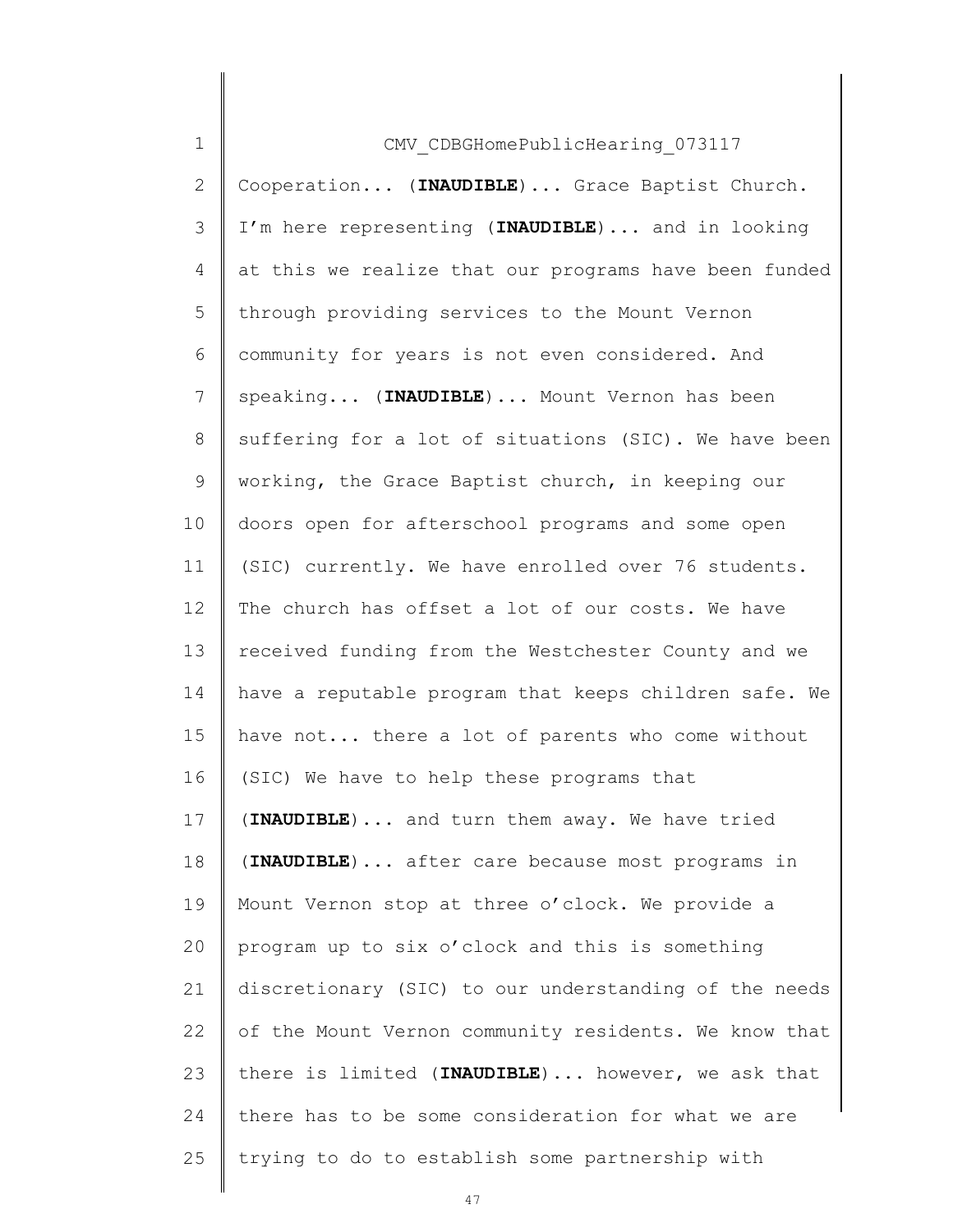Cooperation... (**INAUDIBLE**)... Grace Baptist Church. I'm here representing (**INAUDIBLE**)... and in looking at this we realize that our programs have been funded through providing services to the Mount Vernon community for years is not even considered. And speaking... (**INAUDIBLE**)... Mount Vernon has been suffering for a lot of situations (SIC). We have been working, the Grace Baptist church, in keeping our doors open for afterschool programs and some open (SIC) currently. We have enrolled over 76 students. The church has offset a lot of our costs. We have received funding from the Westchester County and we have a reputable program that keeps children safe. We have not... there a lot of parents who come without (SIC) We have to help these programs that (**INAUDIBLE**)... and turn them away. We have tried (**INAUDIBLE**)... after care because most programs in Mount Vernon stop at three o'clock. We provide a program up to six o'clock and this is something discretionary (SIC) to our understanding of the needs of the Mount Vernon community residents. We know that there is limited (**INAUDIBLE**)... however, we ask that there has to be some consideration for what we are trying to do to establish some partnership with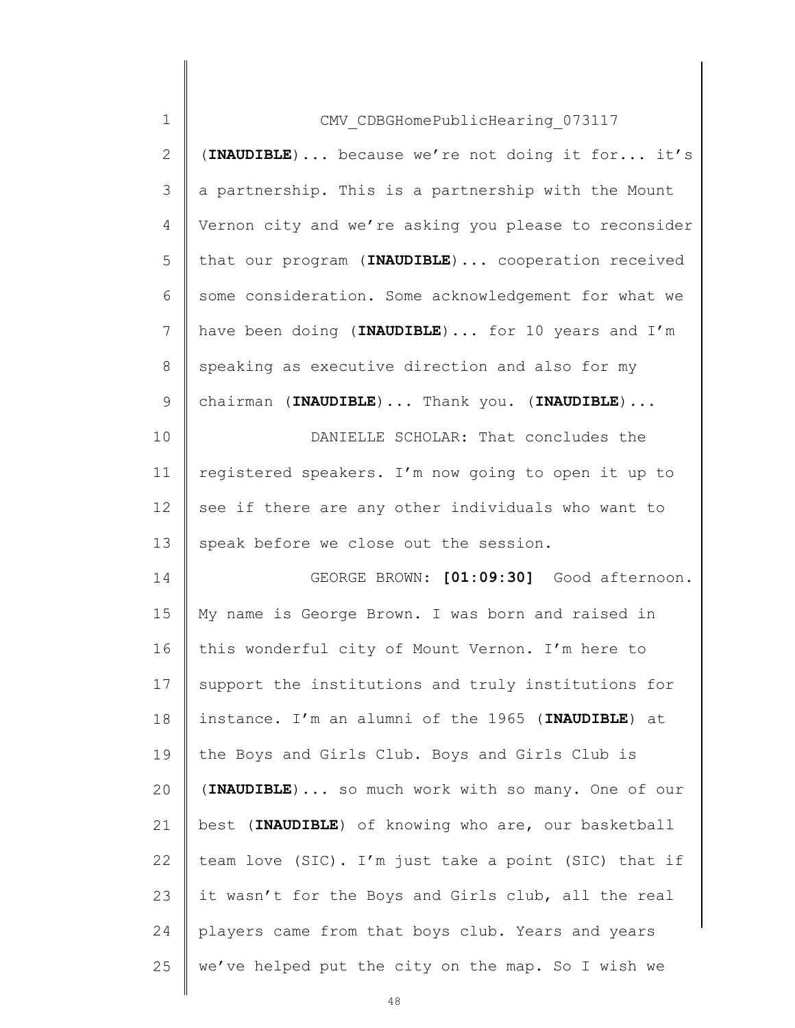CMV_CDBGHomePublicHearing_073117

(**INAUDIBLE**)... because we're not doing it for... it's a partnership. This is a partnership with the Mount Vernon city and we're asking you please to reconsider that our program (**INAUDIBLE**)... cooperation received some consideration. Some acknowledgement for what we have been doing (**INAUDIBLE**)... for 10 years and I'm speaking as executive direction and also for my chairman (**INAUDIBLE**)... Thank you. (**INAUDIBLE**)...

DANIELLE SCHOLAR: That concludes the registered speakers. I'm now going to open it up to see if there are any other individuals who want to speak before we close out the session.

GEORGE BROWN: **[01:09:30]** Good afternoon. My name is George Brown. I was born and raised in this wonderful city of Mount Vernon. I'm here to support the institutions and truly institutions for instance. I'm an alumni of the 1965 (**INAUDIBLE**) at the Boys and Girls Club. Boys and Girls Club is (**INAUDIBLE**)... so much work with so many. One of our best (**INAUDIBLE**) of knowing who are, our basketball team love (SIC). I'm just take a point (SIC) that if it wasn't for the Boys and Girls club, all the real players came from that boys club. Years and years we've helped put the city on the map. So I wish we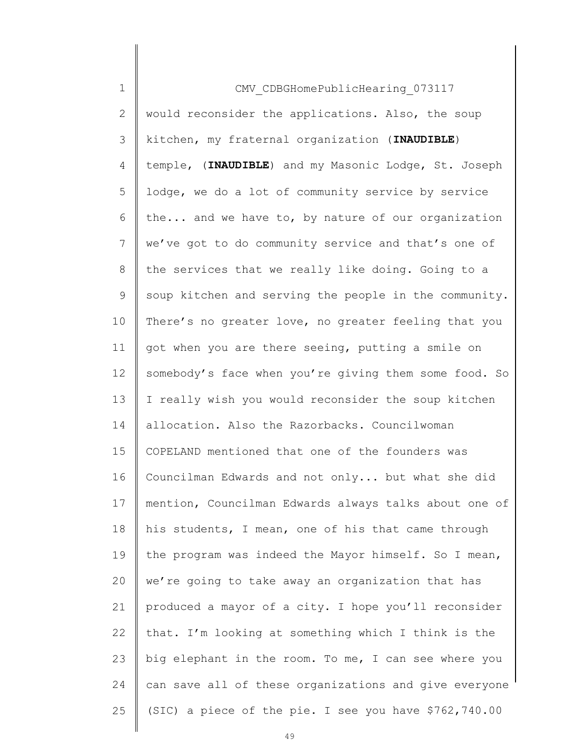CMV_CDBGHomePublicHearing_073117

would reconsider the applications. Also, the soup kitchen, my fraternal organization (**INAUDIBLE**) temple, (**INAUDIBLE**) and my Masonic Lodge, St. Joseph lodge, we do a lot of community service by service the... and we have to, by nature of our organization we've got to do community service and that's one of the services that we really like doing. Going to a soup kitchen and serving the people in the community. There's no greater love, no greater feeling that you got when you are there seeing, putting a smile on somebody's face when you're giving them some food. So I really wish you would reconsider the soup kitchen allocation. Also the Razorbacks. Councilwoman COPELAND mentioned that one of the founders was Councilman Edwards and not only... but what she did mention, Councilman Edwards always talks about one of his students, I mean, one of his that came through the program was indeed the Mayor himself. So I mean, we're going to take away an organization that has produced a mayor of a city. I hope you'll reconsider that. I'm looking at something which I think is the big elephant in the room. To me, I can see where you can save all of these organizations and give everyone (SIC) a piece of the pie. I see you have $762,740.00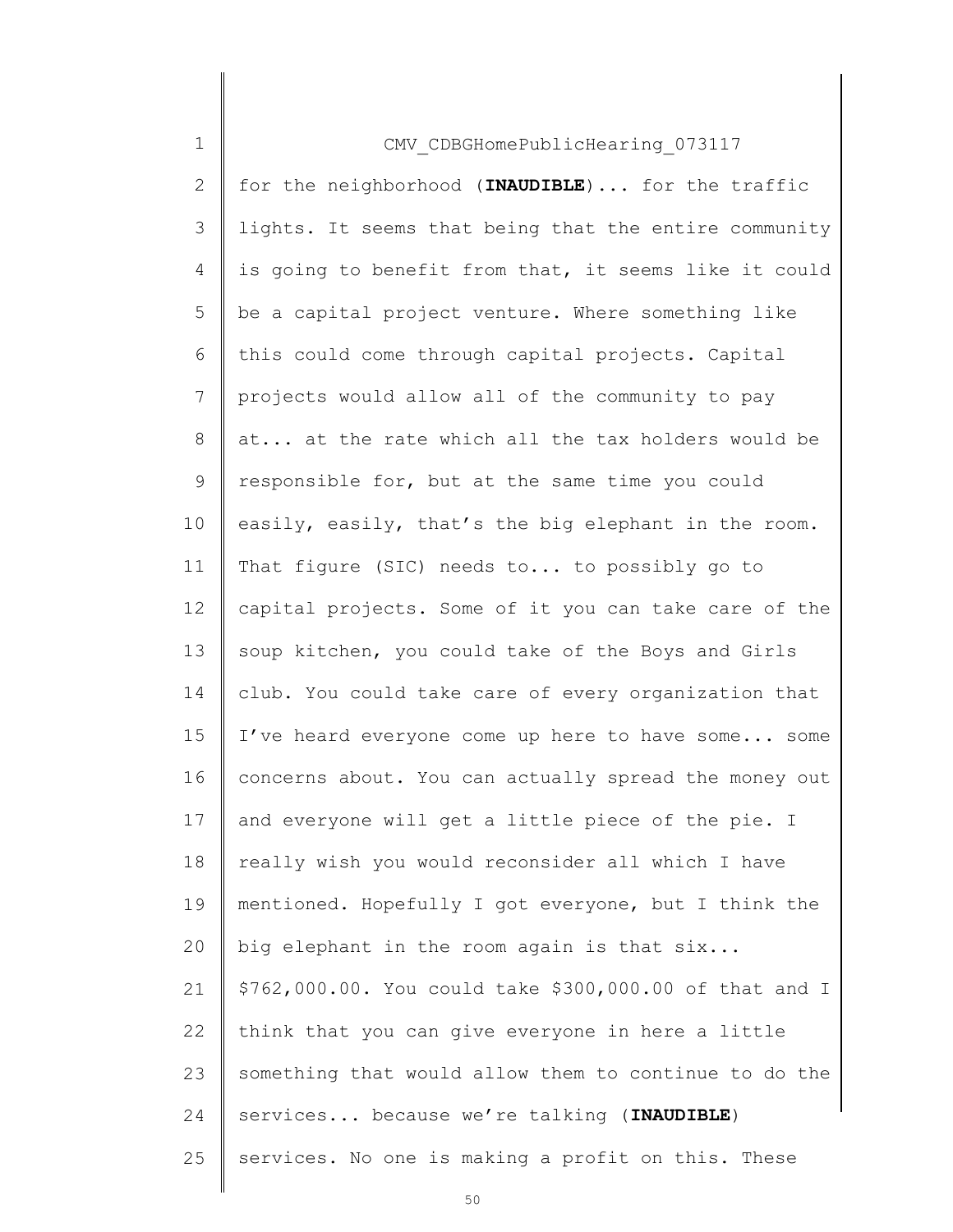CMV_CDBGHomePublicHearing_073117

for the neighborhood (**INAUDIBLE**)... for the traffic lights. It seems that being that the entire community is going to benefit from that, it seems like it could be a capital project venture. Where something like this could come through capital projects. Capital projects would allow all of the community to pay at... at the rate which all the tax holders would be responsible for, but at the same time you could easily, easily, that's the big elephant in the room. That figure (SIC) needs to... to possibly go to capital projects. Some of it you can take care of the soup kitchen, you could take of the Boys and Girls club. You could take care of every organization that I've heard everyone come up here to have some... some concerns about. You can actually spread the money out and everyone will get a little piece of the pie. I really wish you would reconsider all which I have mentioned. Hopefully I got everyone, but I think the big elephant in the room again is that six... $762,000.00. You could take $300,000.00 of that and I think that you can give everyone in here a little something that would allow them to continue to do the services... because we're talking (**INAUDIBLE**) services. No one is making a profit on this. These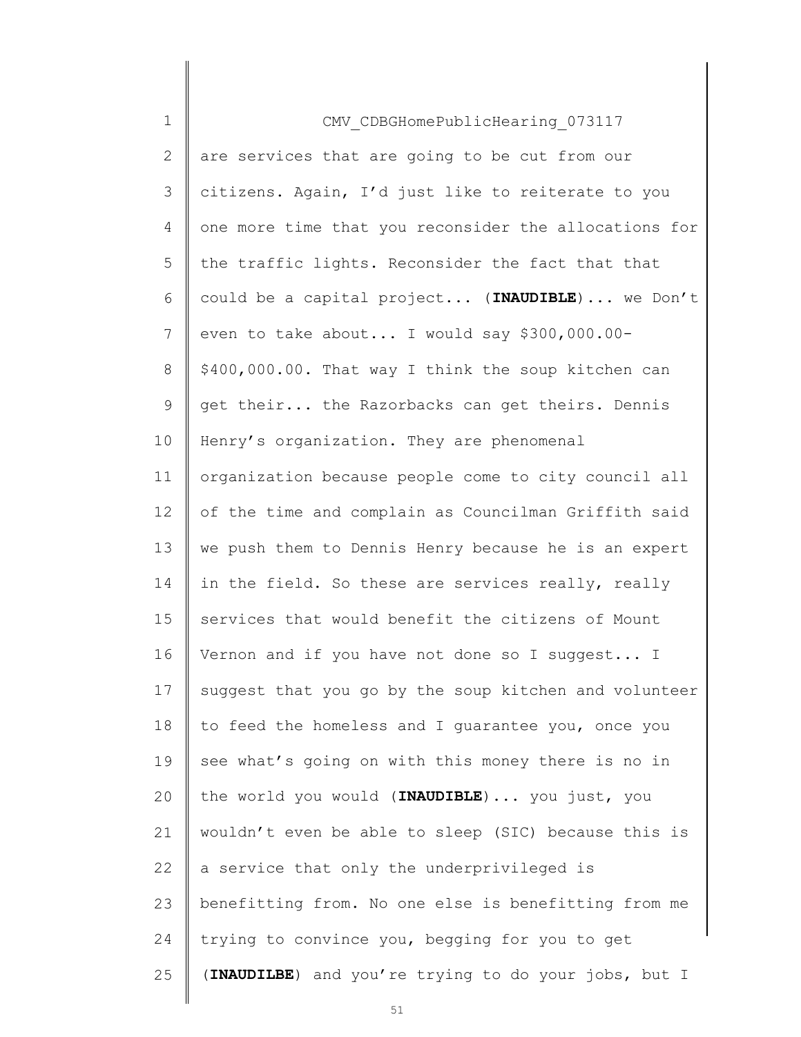CMV_CDBGHomePublicHearing_073117

are services that are going to be cut from our citizens. Again, I'd just like to reiterate to you one more time that you reconsider the allocations for the traffic lights. Reconsider the fact that that could be a capital project... (**INAUDIBLE**)... we Don't even to take about... I would say $300,000.00-$400,000.00. That way I think the soup kitchen can get their... the Razorbacks can get theirs. Dennis Henry's organization. They are phenomenal organization because people come to city council all of the time and complain as Councilman Griffith said we push them to Dennis Henry because he is an expert in the field. So these are services really, really services that would benefit the citizens of Mount Vernon and if you have not done so I suggest... I suggest that you go by the soup kitchen and volunteer to feed the homeless and I guarantee you, once you see what's going on with this money there is no in the world you would (**INAUDIBLE**)... you just, you wouldn't even be able to sleep (SIC) because this is a service that only the underprivileged is benefitting from. No one else is benefitting from me trying to convince you, begging for you to get (**INAUDILBE**) and you're trying to do your jobs, but I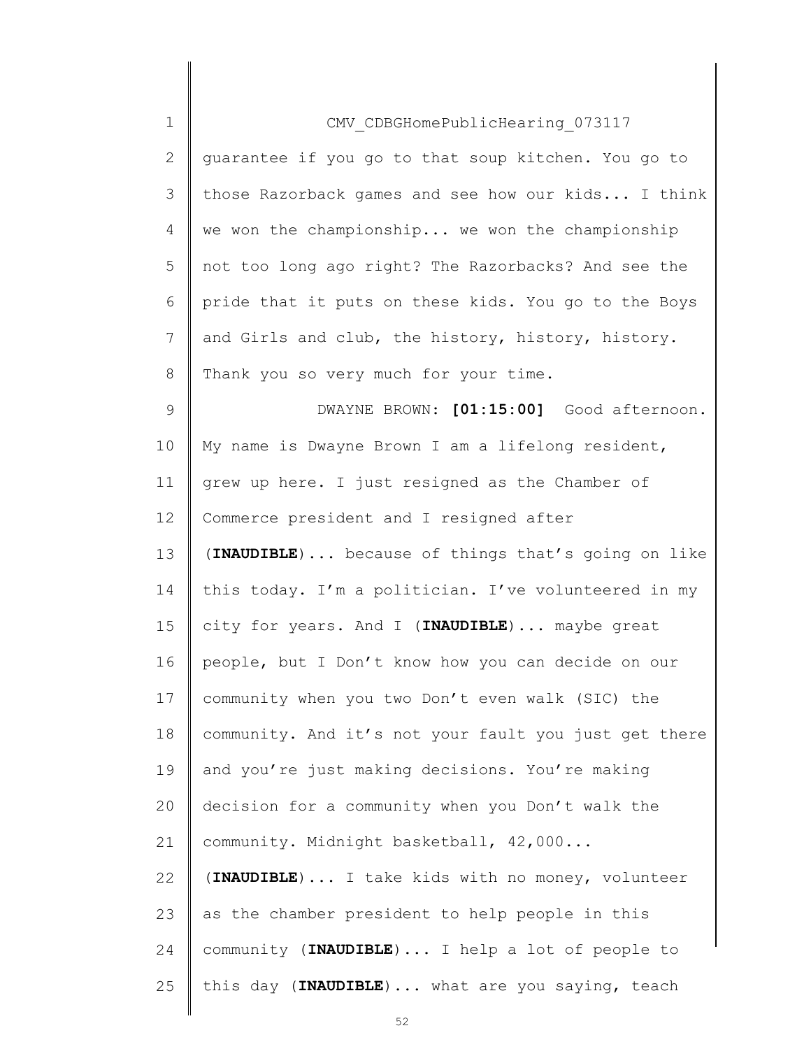CMV_CDBGHomePublicHearing_073117

guarantee if you go to that soup kitchen. You go to those Razorback games and see how our kids... I think we won the championship... we won the championship not too long ago right? The Razorbacks? And see the pride that it puts on these kids. You go to the Boys and Girls and club, the history, history, history. Thank you so very much for your time.

DWAYNE BROWN: **[01:15:00]** Good afternoon. My name is Dwayne Brown I am a lifelong resident, grew up here. I just resigned as the Chamber of Commerce president and I resigned after (**INAUDIBLE**)... because of things that's going on like this today. I'm a politician. I've volunteered in my city for years. And I (**INAUDIBLE**)... maybe great people, but I Don't know how you can decide on our community when you two Don't even walk (SIC) the community. And it's not your fault you just get there and you're just making decisions. You're making decision for a community when you Don't walk the community. Midnight basketball, 42,000... (**INAUDIBLE**)... I take kids with no money, volunteer as the chamber president to help people in this community (**INAUDIBLE**)... I help a lot of people to this day (**INAUDIBLE**)... what are you saying, teach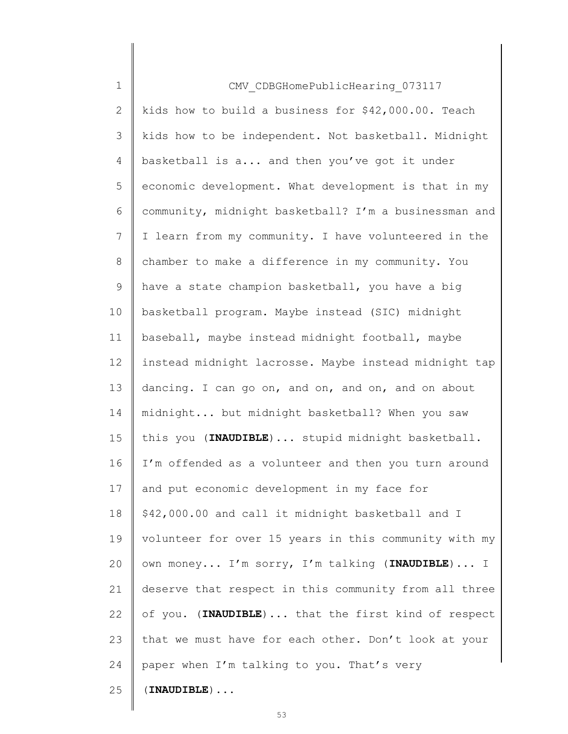kids how to build a business for $42,000.00. Teach kids how to be independent. Not basketball. Midnight basketball is a... and then you've got it under economic development. What development is that in my community, midnight basketball? I'm a businessman and I learn from my community. I have volunteered in the chamber to make a difference in my community. You have a state champion basketball, you have a big basketball program. Maybe instead (SIC) midnight baseball, maybe instead midnight football, maybe instead midnight lacrosse. Maybe instead midnight tap dancing. I can go on, and on, and on, and on about midnight... but midnight basketball? When you saw this you (**INAUDIBLE**)... stupid midnight basketball. I'm offended as a volunteer and then you turn around and put economic development in my face for $42,000.00 and call it midnight basketball and I volunteer for over 15 years in this community with my own money... I'm sorry, I'm talking (**INAUDIBLE**)... I deserve that respect in this community from all three of you. (**INAUDIBLE**)... that the first kind of respect that we must have for each other. Don't look at your paper when I'm talking to you. That's very (**INAUDIBLE**)...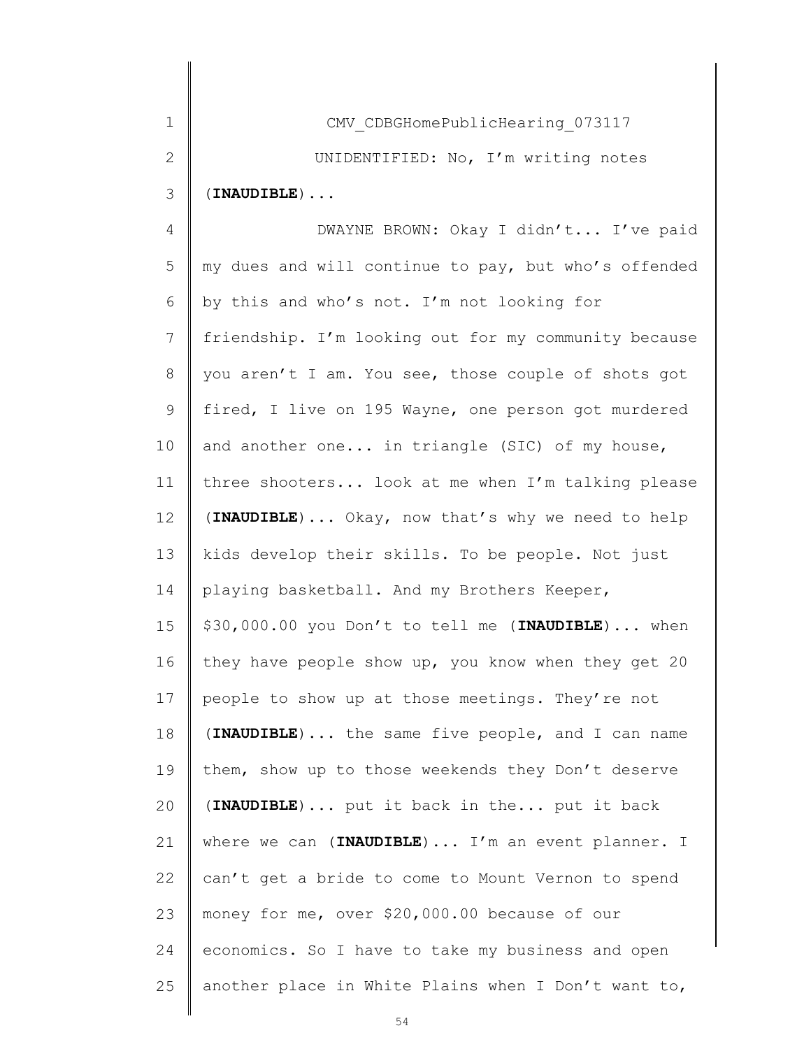CMV_CDBGHomePublicHearing_073117

UNIDENTIFIED: No, I'm writing notes (**INAUDIBLE**)...

DWAYNE BROWN: Okay I didn't... I've paid my dues and will continue to pay, but who's offended by this and who's not. I'm not looking for friendship. I'm looking out for my community because you aren't I am. You see, those couple of shots got fired, I live on 195 Wayne, one person got murdered and another one... in triangle (SIC) of my house, three shooters... look at me when I'm talking please (**INAUDIBLE**)... Okay, now that's why we need to help kids develop their skills. To be people. Not just playing basketball. And my Brothers Keeper, $30,000.00 you Don't to tell me (**INAUDIBLE**)... when they have people show up, you know when they get 20 people to show up at those meetings. They're not (**INAUDIBLE**)... the same five people, and I can name them, show up to those weekends they Don't deserve (**INAUDIBLE**)... put it back in the... put it back where we can (**INAUDIBLE**)... I'm an event planner. I can't get a bride to come to Mount Vernon to spend money for me, over $20,000.00 because of our economics. So I have to take my business and open another place in White Plains when I Don't want to,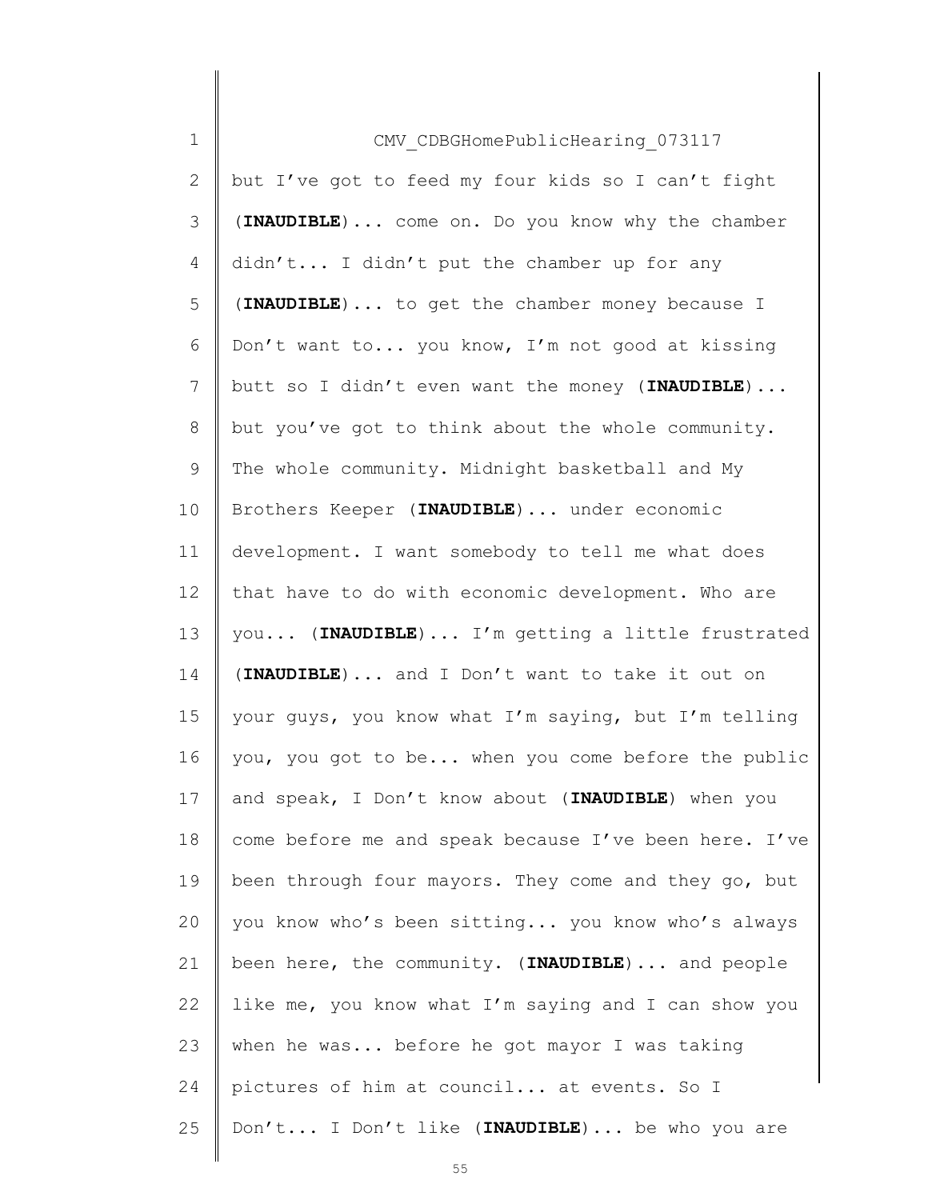CMV_CDBGHomePublicHearing_073117

but I've got to feed my four kids so I can't fight (**INAUDIBLE**)... come on. Do you know why the chamber didn't... I didn't put the chamber up for any (**INAUDIBLE**)... to get the chamber money because I Don't want to... you know, I'm not good at kissing butt so I didn't even want the money (**INAUDIBLE**)... but you've got to think about the whole community. The whole community. Midnight basketball and My Brothers Keeper (**INAUDIBLE**)... under economic development. I want somebody to tell me what does that have to do with economic development. Who are you... (**INAUDIBLE**)... I'm getting a little frustrated (**INAUDIBLE**)... and I Don't want to take it out on your guys, you know what I'm saying, but I'm telling you, you got to be... when you come before the public and speak, I Don't know about (**INAUDIBLE**) when you come before me and speak because I've been here. I've been through four mayors. They come and they go, but you know who's been sitting... you know who's always been here, the community. (**INAUDIBLE**)... and people like me, you know what I'm saying and I can show you when he was... before he got mayor I was taking pictures of him at council... at events. So I Don't... I Don't like (**INAUDIBLE**)... be who you are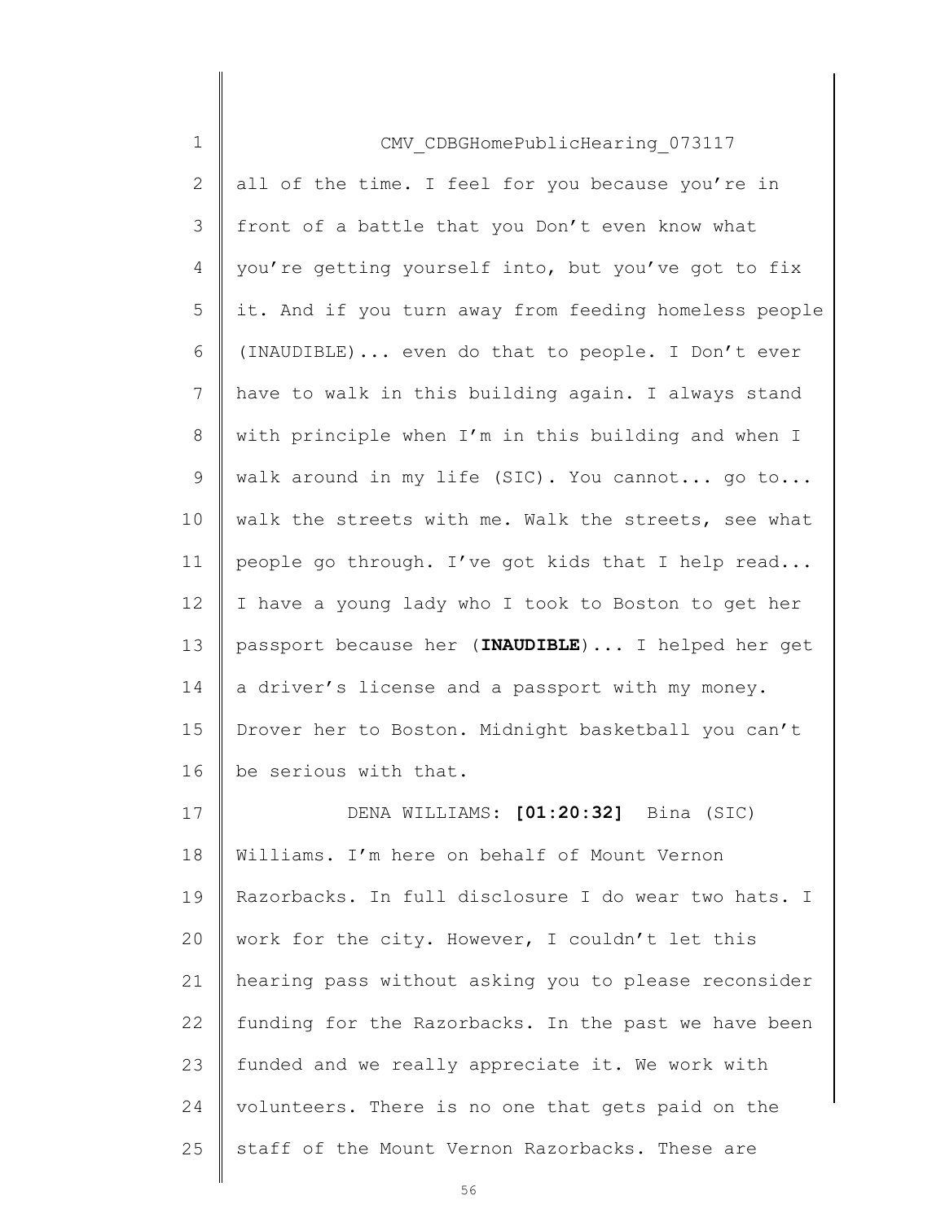all of the time. I feel for you because you're in front of a battle that you Don't even know what you're getting yourself into, but you've got to fix it. And if you turn away from feeding homeless people (INAUDIBLE)... even do that to people. I Don't ever have to walk in this building again. I always stand with principle when I'm in this building and when I walk around in my life (SIC). You cannot... go to... walk the streets with me. Walk the streets, see what people go through. I've got kids that I help read... I have a young lady who I took to Boston to get her passport because her (**INAUDIBLE**)... I helped her get a driver's license and a passport with my money. Drover her to Boston. Midnight basketball you can't be serious with that.

DENA WILLIAMS: **[01:20:32]** Bina (SIC) Williams. I'm here on behalf of Mount Vernon Razorbacks. In full disclosure I do wear two hats. I work for the city. However, I couldn't let this hearing pass without asking you to please reconsider funding for the Razorbacks. In the past we have been funded and we really appreciate it. We work with volunteers. There is no one that gets paid on the staff of the Mount Vernon Razorbacks. These are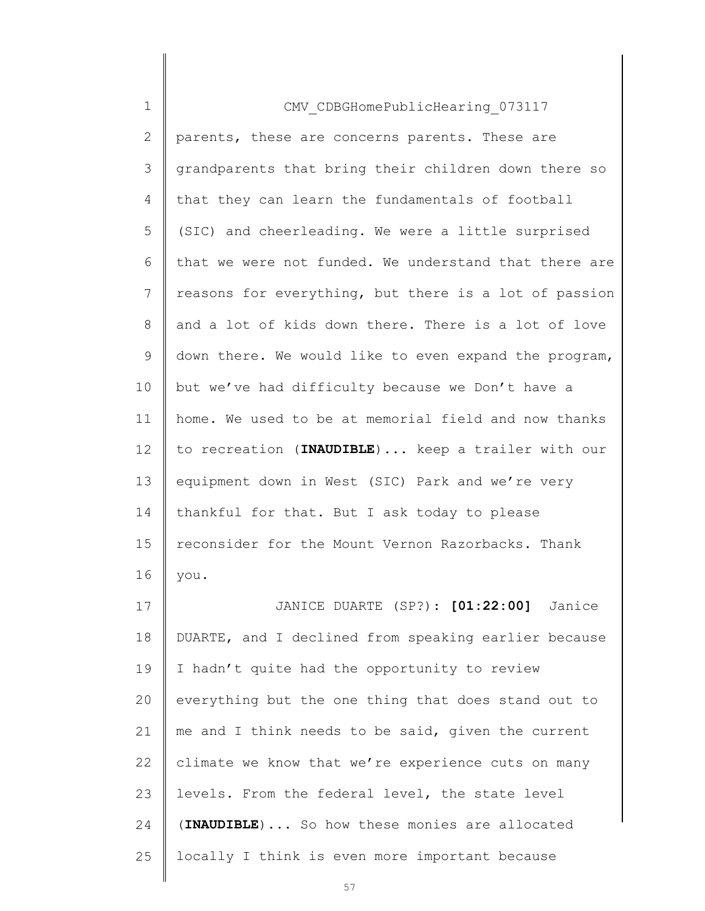CMV_CDBGHomePublicHearing_073117

parents, these are concerns parents. These are grandparents that bring their children down there so that they can learn the fundamentals of football (SIC) and cheerleading. We were a little surprised that we were not funded. We understand that there are reasons for everything, but there is a lot of passion and a lot of kids down there. There is a lot of love down there. We would like to even expand the program, but we've had difficulty because we Don't have a home. We used to be at memorial field and now thanks to recreation (**INAUDIBLE**)... keep a trailer with our equipment down in West (SIC) Park and we're very thankful for that. But I ask today to please reconsider for the Mount Vernon Razorbacks. Thank you.

JANICE DUARTE (SP?): **[01:22:00]** Janice DUARTE, and I declined from speaking earlier because I hadn't quite had the opportunity to review everything but the one thing that does stand out to me and I think needs to be said, given the current climate we know that we're experience cuts on many levels. From the federal level, the state level (**INAUDIBLE**)... So how these monies are allocated locally I think is even more important because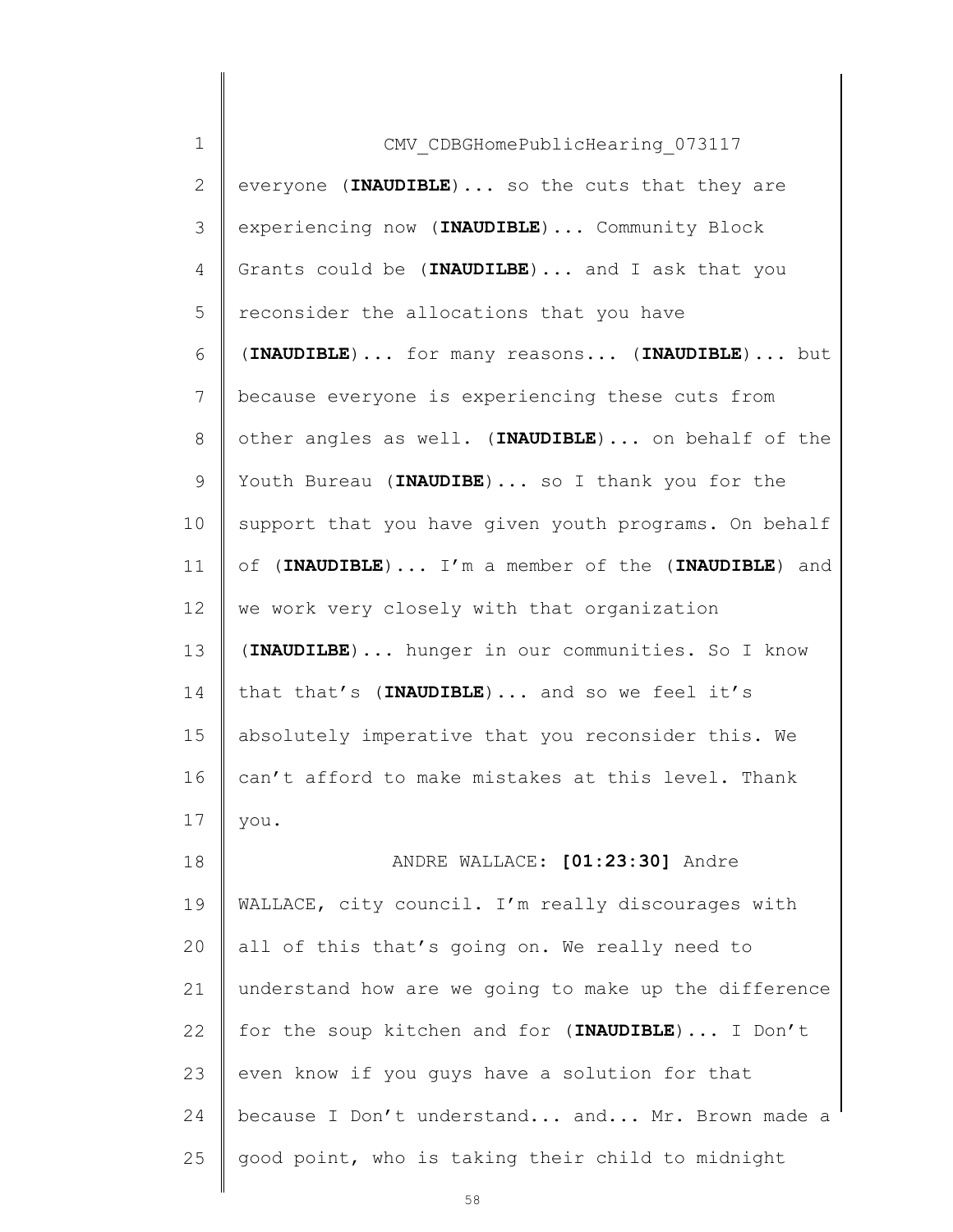CMV_CDBGHomePublicHearing_073117

everyone (**INAUDIBLE**)... so the cuts that they are experiencing now (**INAUDIBLE**)... Community Block Grants could be (**INAUDILBE**)... and I ask that you reconsider the allocations that you have (**INAUDIBLE**)... for many reasons... (**INAUDIBLE**)... but because everyone is experiencing these cuts from other angles as well. (**INAUDIBLE**)... on behalf of the Youth Bureau (**INAUDIBE**)... so I thank you for the support that you have given youth programs. On behalf of (**INAUDIBLE**)... I'm a member of the (**INAUDIBLE**) and we work very closely with that organization (**INAUDILBE**)... hunger in our communities. So I know that that's (**INAUDIBLE**)... and so we feel it's absolutely imperative that you reconsider this. We can't afford to make mistakes at this level. Thank you.

ANDRE WALLACE: **[01:23:30]** Andre WALLACE, city council. I'm really discourages with all of this that's going on. We really need to understand how are we going to make up the difference for the soup kitchen and for (**INAUDIBLE**)... I Don't even know if you guys have a solution for that because I Don't understand... and... Mr. Brown made a good point, who is taking their child to midnight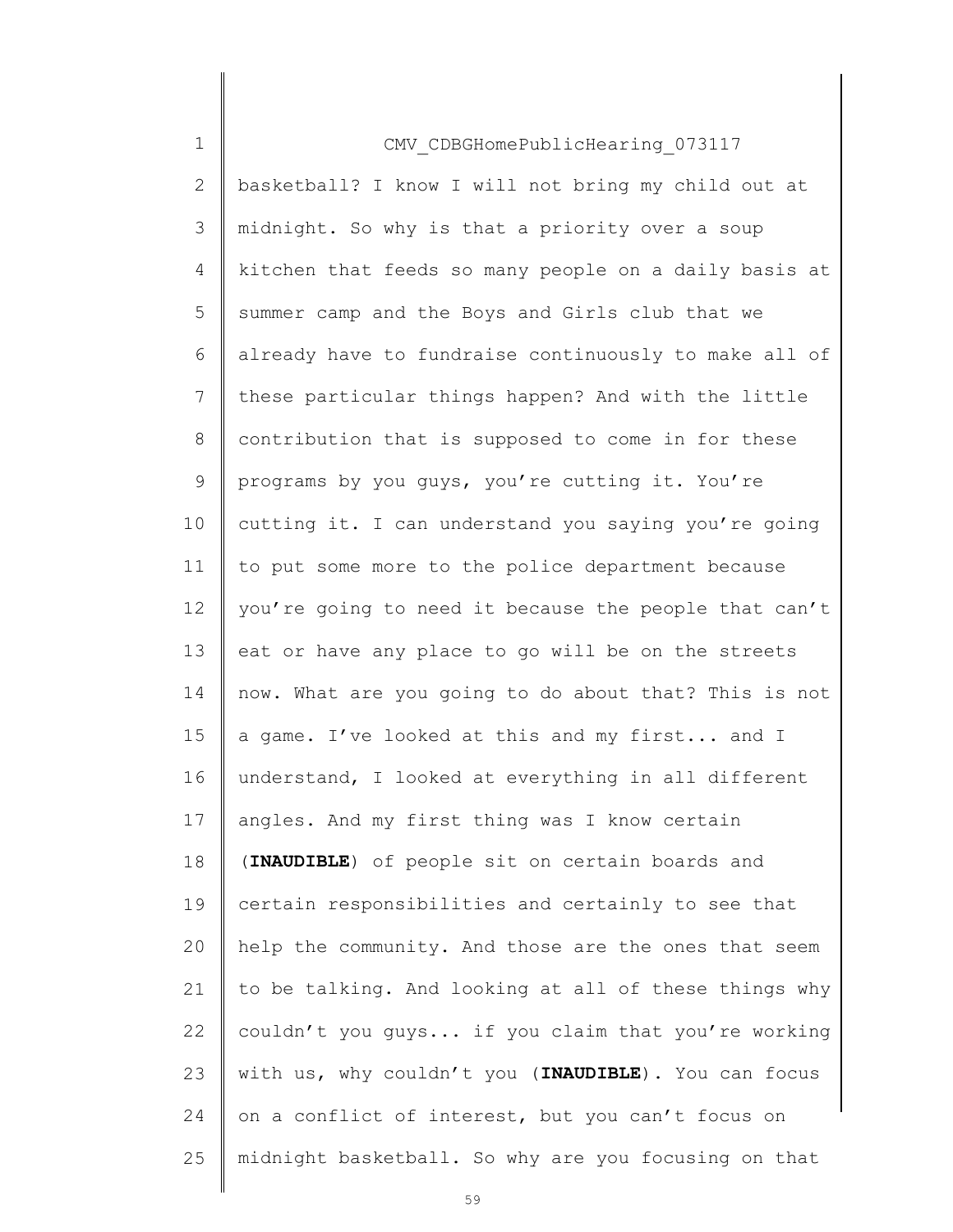CMV_CDBGHomePublicHearing_073117

basketball? I know I will not bring my child out at midnight. So why is that a priority over a soup kitchen that feeds so many people on a daily basis at summer camp and the Boys and Girls club that we already have to fundraise continuously to make all of these particular things happen? And with the little contribution that is supposed to come in for these programs by you guys, you're cutting it. You're cutting it. I can understand you saying you're going to put some more to the police department because you're going to need it because the people that can't eat or have any place to go will be on the streets now. What are you going to do about that? This is not a game. I've looked at this and my first... and I understand, I looked at everything in all different angles. And my first thing was I know certain (**INAUDIBLE**) of people sit on certain boards and certain responsibilities and certainly to see that help the community. And those are the ones that seem to be talking. And looking at all of these things why couldn't you guys... if you claim that you're working with us, why couldn't you (**INAUDIBLE**). You can focus on a conflict of interest, but you can't focus on midnight basketball. So why are you focusing on that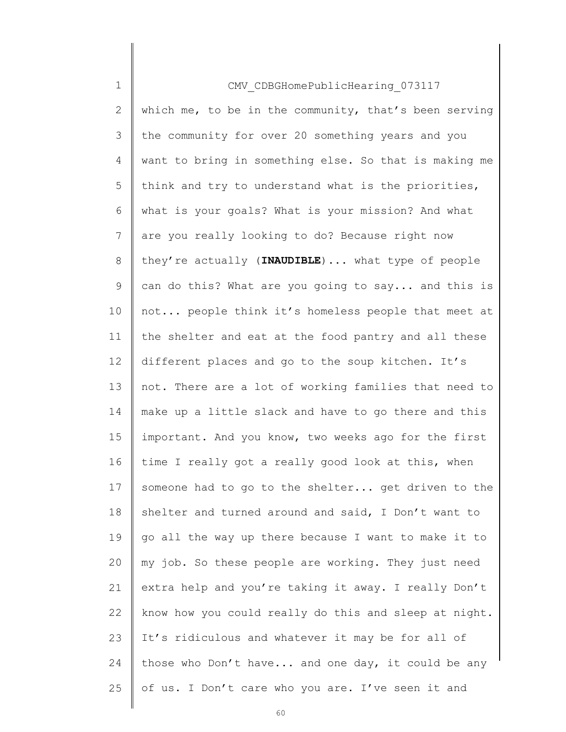which me, to be in the community, that's been serving the community for over 20 something years and you want to bring in something else. So that is making me think and try to understand what is the priorities, what is your goals? What is your mission? And what are you really looking to do? Because right now they're actually (**INAUDIBLE**)... what type of people can do this? What are you going to say... and this is not... people think it's homeless people that meet at the shelter and eat at the food pantry and all these different places and go to the soup kitchen. It's not. There are a lot of working families that need to make up a little slack and have to go there and this important. And you know, two weeks ago for the first time I really got a really good look at this, when someone had to go to the shelter... get driven to the shelter and turned around and said, I Don't want to go all the way up there because I want to make it to my job. So these people are working. They just need extra help and you're taking it away. I really Don't know how you could really do this and sleep at night. It's ridiculous and whatever it may be for all of those who Don't have... and one day, it could be any of us. I Don't care who you are. I've seen it and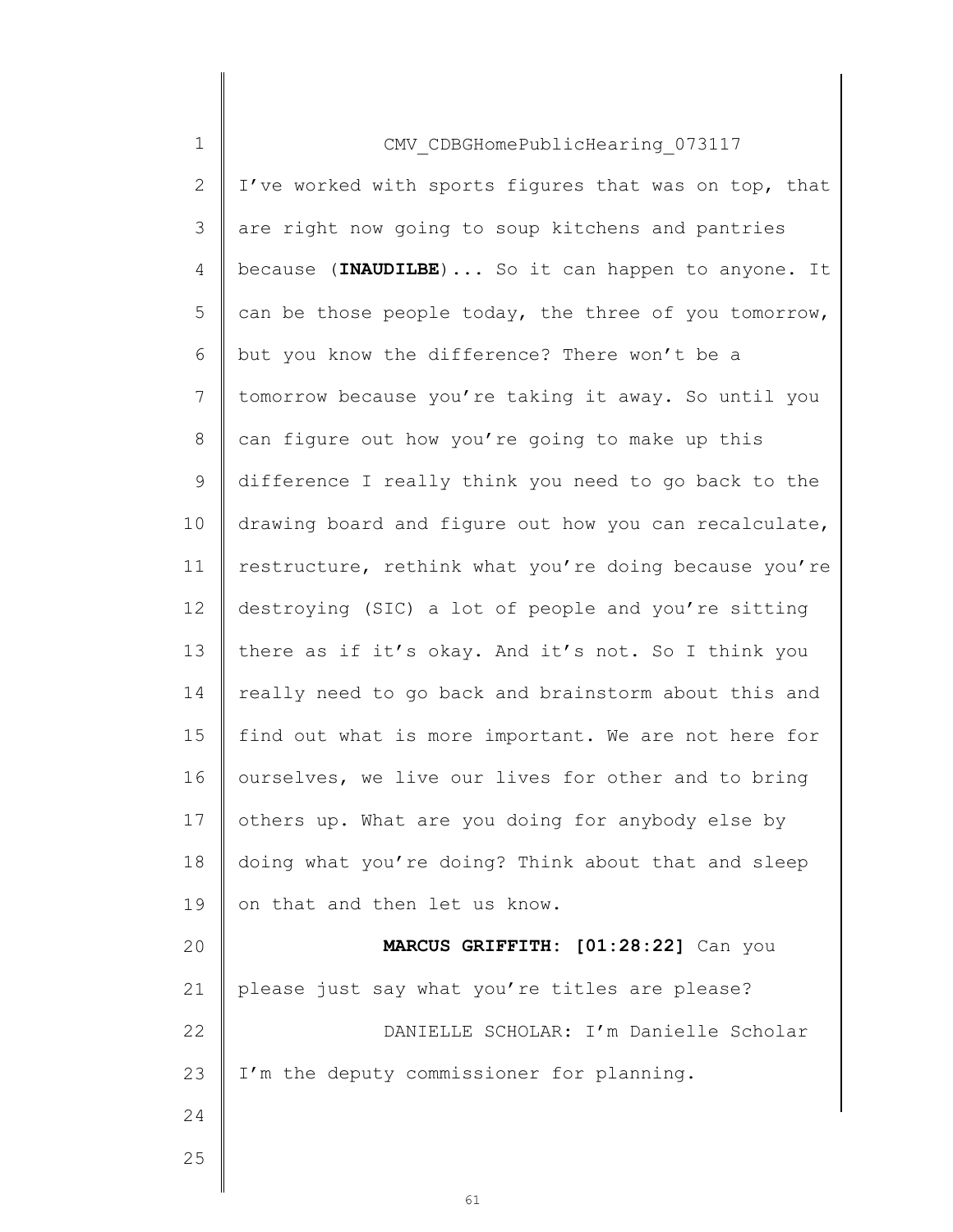I've worked with sports figures that was on top, that are right now going to soup kitchens and pantries because (**INAUDILBE**)... So it can happen to anyone. It can be those people today, the three of you tomorrow, but you know the difference? There won't be a tomorrow because you're taking it away. So until you can figure out how you're going to make up this difference I really think you need to go back to the drawing board and figure out how you can recalculate, restructure, rethink what you're doing because you're destroying (SIC) a lot of people and you're sitting there as if it's okay. And it's not. So I think you really need to go back and brainstorm about this and find out what is more important. We are not here for ourselves, we live our lives for other and to bring others up. What are you doing for anybody else by doing what you're doing? Think about that and sleep on that and then let us know.

**MARCUS GRIFFITH: [01:28:22]** Can you please just say what you're titles are please?

DANIELLE SCHOLAR: I'm Danielle Scholar I'm the deputy commissioner for planning.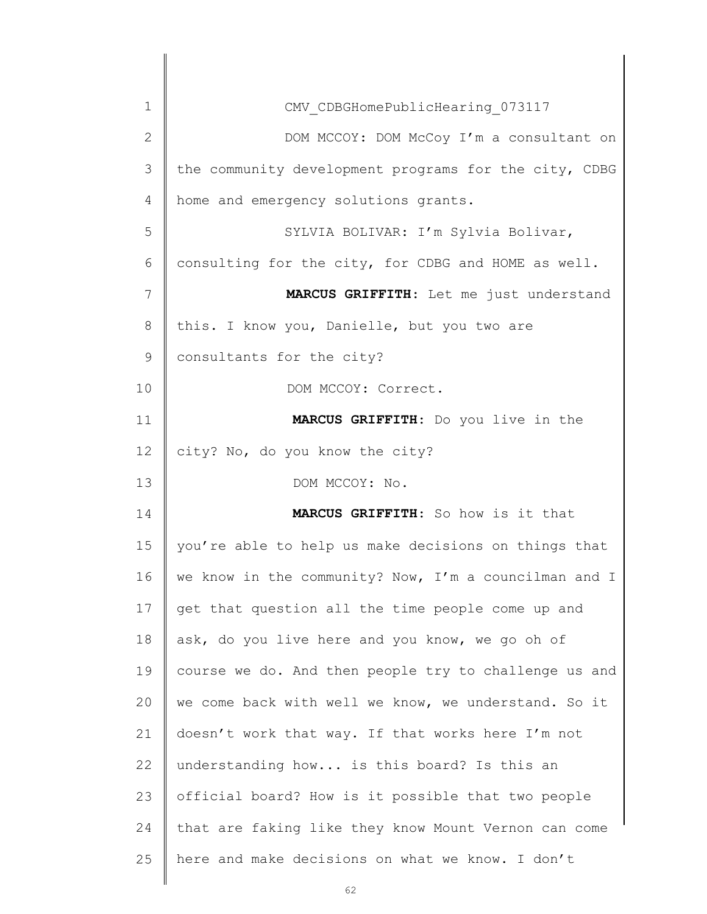CMV_CDBGHomePublicHearing_073117

DOM MCCOY: DOM McCoy I'm a consultant on the community development programs for the city, CDBG home and emergency solutions grants.

SYLVIA BOLIVAR: I'm Sylvia Bolivar, consulting for the city, for CDBG and HOME as well.

**MARCUS GRIFFITH**: Let me just understand this. I know you, Danielle, but you two are consultants for the city?

DOM MCCOY: Correct.

**MARCUS GRIFFITH**: Do you live in the city? No, do you know the city?

DOM MCCOY: No.

**MARCUS GRIFFITH**: So how is it that you're able to help us make decisions on things that we know in the community? Now, I'm a councilman and I get that question all the time people come up and ask, do you live here and you know, we go oh of course we do. And then people try to challenge us and we come back with well we know, we understand. So it doesn't work that way. If that works here I'm not understanding how... is this board? Is this an official board? How is it possible that two people that are faking like they know Mount Vernon can come here and make decisions on what we know. I don't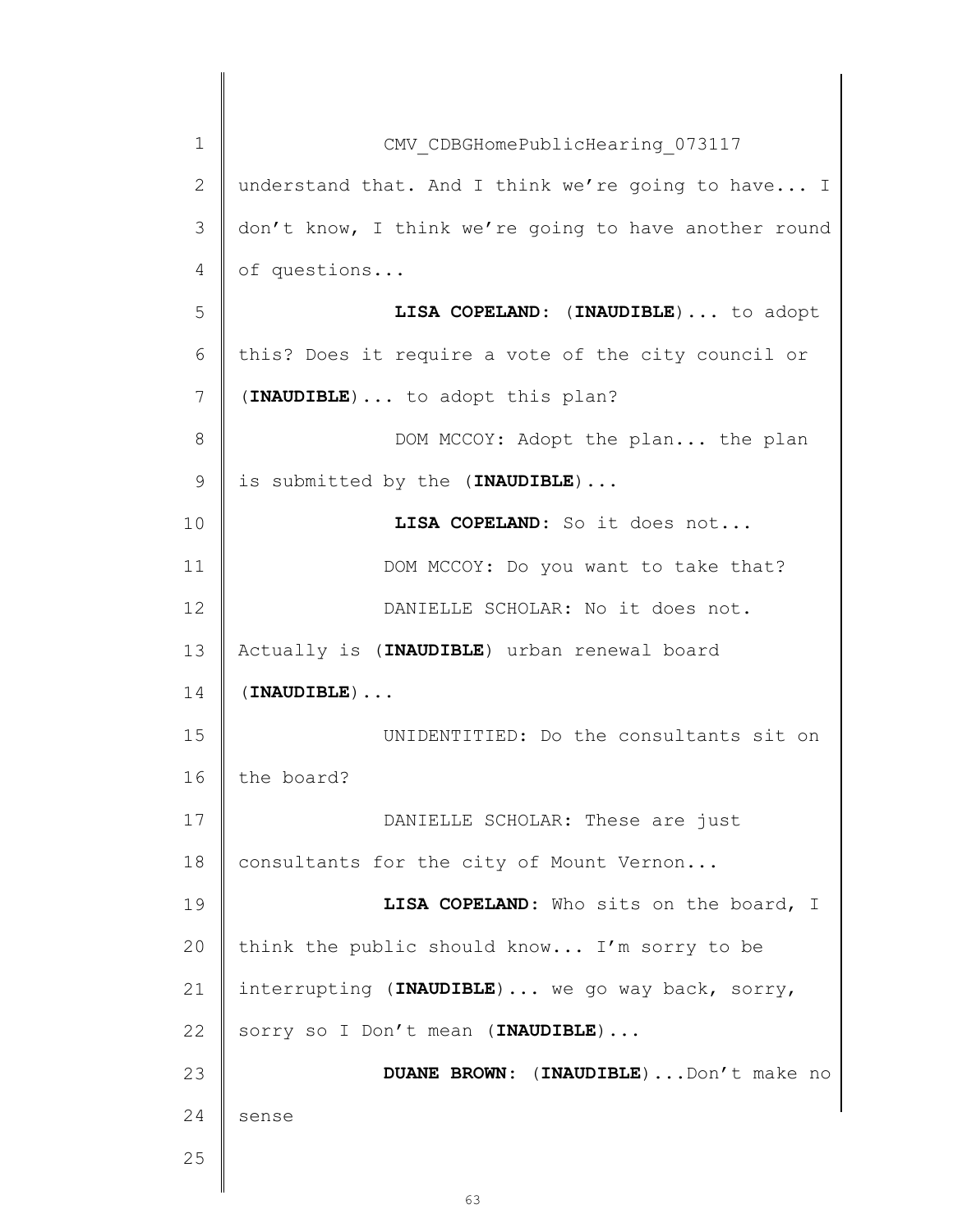CMV_CDBGHomePublicHearing_073117

understand that. And I think we're going to have... I don't know, I think we're going to have another round of questions...

**LISA COPELAND**: (**INAUDIBLE**)... to adopt this? Does it require a vote of the city council or (**INAUDIBLE**)... to adopt this plan?

DOM MCCOY: Adopt the plan... the plan is submitted by the (**INAUDIBLE**)...

**LISA COPELAND**: So it does not...

DOM MCCOY: Do you want to take that?

DANIELLE SCHOLAR: No it does not. Actually is (**INAUDIBLE**) urban renewal board (**INAUDIBLE**)...

UNIDENTITIED: Do the consultants sit on the board?

DANIELLE SCHOLAR: These are just consultants for the city of Mount Vernon...

**LISA COPELAND**: Who sits on the board, I think the public should know... I'm sorry to be interrupting (**INAUDIBLE**)... we go way back, sorry, sorry so I Don't mean (**INAUDIBLE**)...

**DUANE BROWN**: (**INAUDIBLE**)...Don't make no sense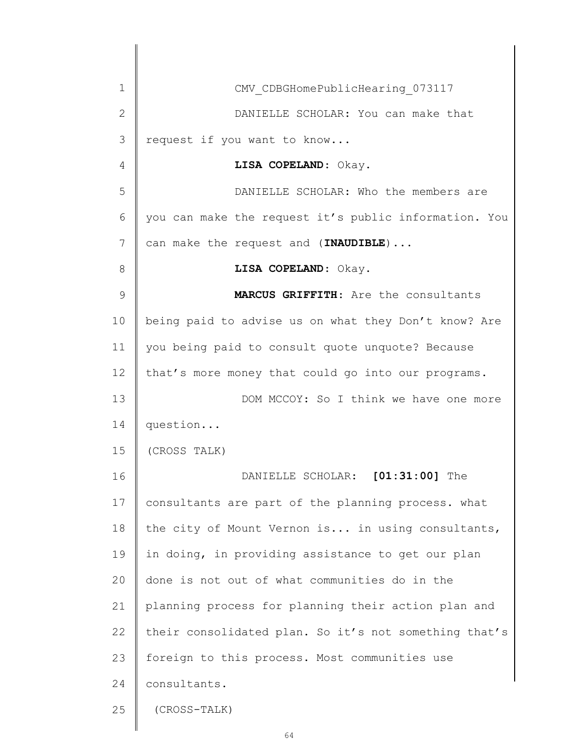CMV_CDBGHomePublicHearing_073117

DANIELLE SCHOLAR: You can make that request if you want to know...

**LISA COPELAND**: Okay.

DANIELLE SCHOLAR: Who the members are you can make the request it's public information. You can make the request and (**INAUDIBLE**)...

**LISA COPELAND**: Okay.

**MARCUS GRIFFITH**: Are the consultants being paid to advise us on what they Don't know? Are you being paid to consult quote unquote? Because that's more money that could go into our programs.

DOM MCCOY: So I think we have one more question...

(CROSS TALK)

DANIELLE SCHOLAR: **[01:31:00]** The consultants are part of the planning process. what the city of Mount Vernon is... in using consultants, in doing, in providing assistance to get our plan done is not out of what communities do in the planning process for planning their action plan and their consolidated plan. So it's not something that's foreign to this process. Most communities use consultants.

(CROSS-TALK)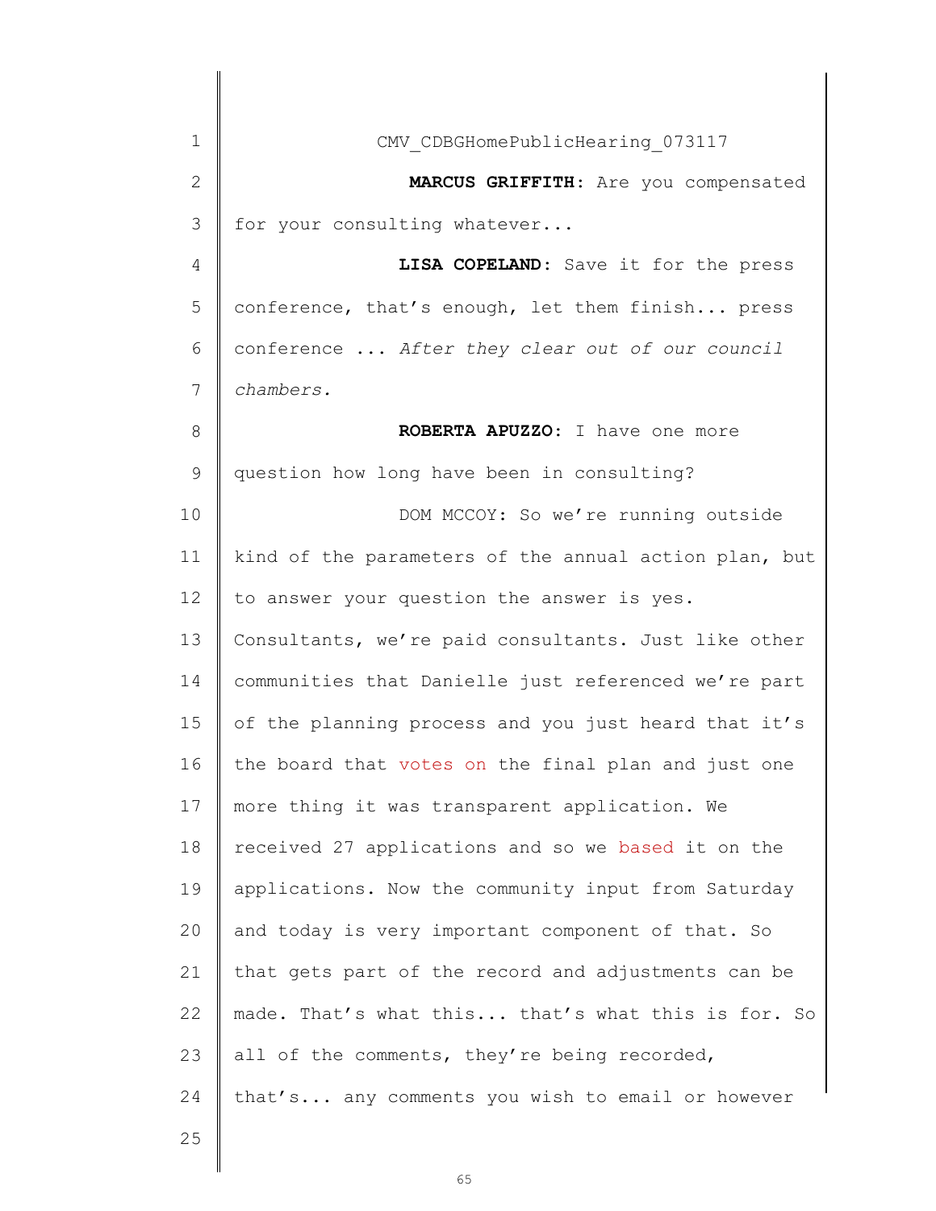CMV_CDBGHomePublicHearing_073117

**MARCUS GRIFFITH:** Are you compensated for your consulting whatever...

**LISA COPELAND:** Save it for the press conference, that's enough, let them finish... press conference ... *After they clear out of our council chambers.*

**ROBERTA APUZZO:** I have one more question how long have been in consulting?

DOM MCCOY: So we're running outside kind of the parameters of the annual action plan, but to answer your question the answer is yes. Consultants, we're paid consultants. Just like other communities that Danielle just referenced we're part of the planning process and you just heard that it's the board that votes on the final plan and just one more thing it was transparent application. We received 27 applications and so we based it on the applications. Now the community input from Saturday and today is very important component of that. So that gets part of the record and adjustments can be made. That's what this... that's what this is for. So all of the comments, they're being recorded, that's... any comments you wish to email or however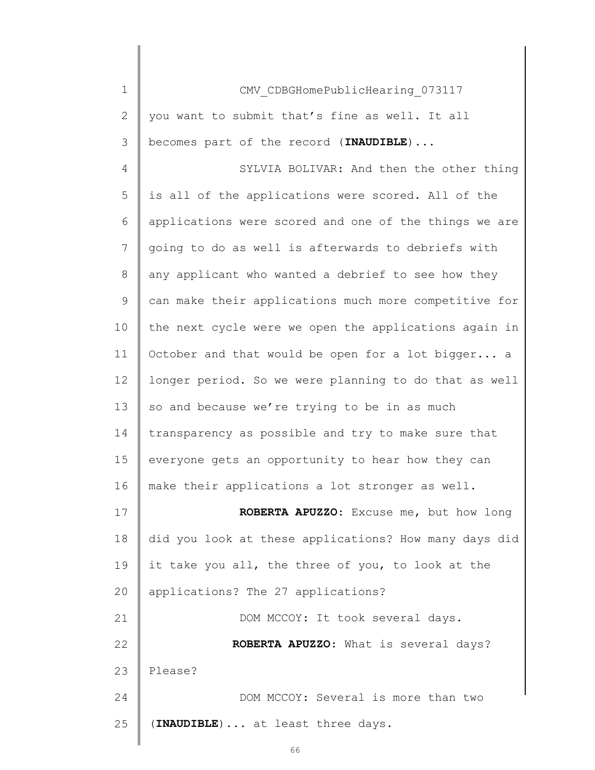CMV_CDBGHomePublicHearing_073117

you want to submit that's fine as well. It all becomes part of the record (**INAUDIBLE**)...

SYLVIA BOLIVAR: And then the other thing is all of the applications were scored. All of the applications were scored and one of the things we are going to do as well is afterwards to debriefs with any applicant who wanted a debrief to see how they can make their applications much more competitive for the next cycle were we open the applications again in October and that would be open for a lot bigger... a longer period. So we were planning to do that as well so and because we're trying to be in as much transparency as possible and try to make sure that everyone gets an opportunity to hear how they can make their applications a lot stronger as well.

**ROBERTA APUZZO**: Excuse me, but how long did you look at these applications? How many days did it take you all, the three of you, to look at the applications? The 27 applications?

DOM MCCOY: It took several days.

**ROBERTA APUZZO**: What is several days? Please?

DOM MCCOY: Several is more than two (**INAUDIBLE**)... at least three days.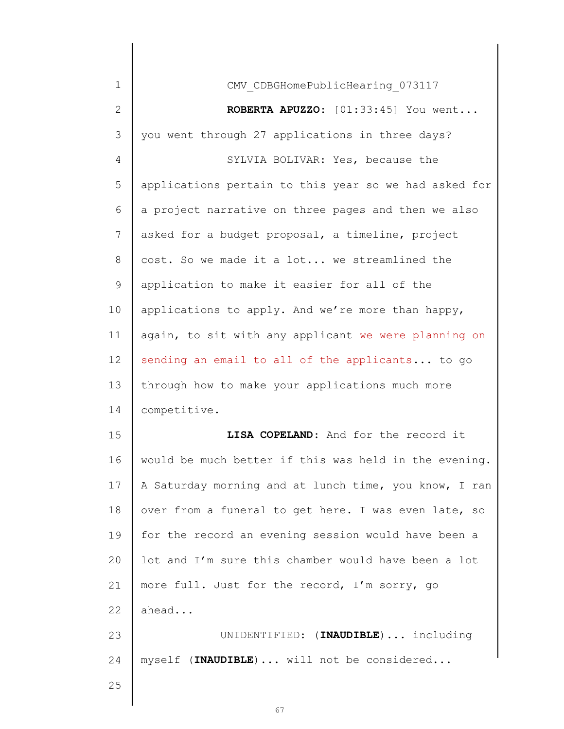CMV_CDBGHomePublicHearing_073117

**ROBERTA APUZZO:** [01:33:45] You went... you went through 27 applications in three days?

SYLVIA BOLIVAR: Yes, because the applications pertain to this year so we had asked for a project narrative on three pages and then we also asked for a budget proposal, a timeline, project cost. So we made it a lot... we streamlined the application to make it easier for all of the applications to apply. And we're more than happy, again, to sit with any applicant we were planning on sending an email to all of the applicants... to go through how to make your applications much more competitive.

**LISA COPELAND:** And for the record it would be much better if this was held in the evening. A Saturday morning and at lunch time, you know, I ran over from a funeral to get here. I was even late, so for the record an evening session would have been a lot and I'm sure this chamber would have been a lot more full. Just for the record, I'm sorry, go ahead...

UNIDENTIFIED: (**INAUDIBLE**)... including myself (**INAUDIBLE**)... will not be considered...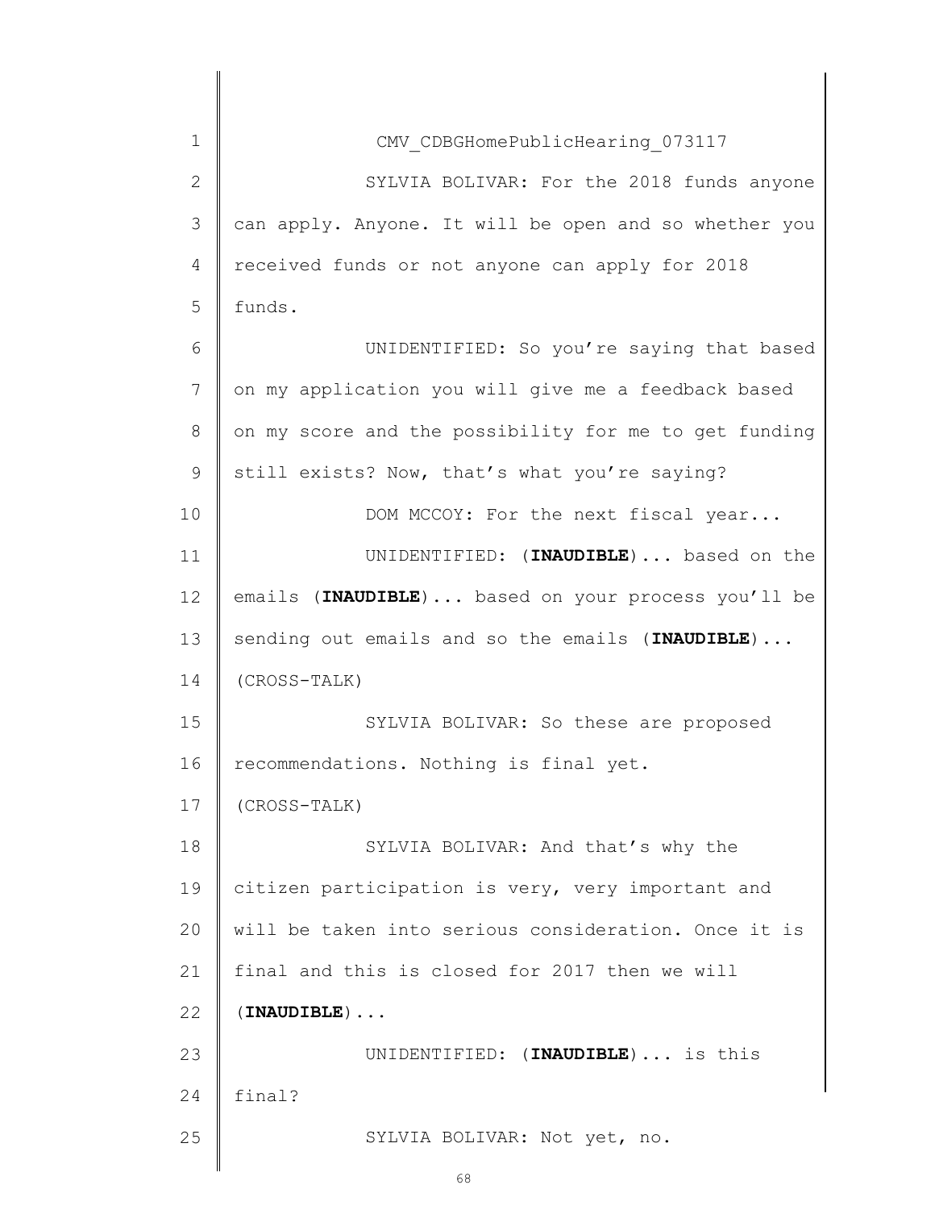CMV_CDBGHomePublicHearing_073117

SYLVIA BOLIVAR: For the 2018 funds anyone can apply. Anyone. It will be open and so whether you received funds or not anyone can apply for 2018 funds.

UNIDENTIFIED: So you're saying that based on my application you will give me a feedback based on my score and the possibility for me to get funding still exists? Now, that's what you're saying?

DOM MCCOY: For the next fiscal year...

UNIDENTIFIED: (**INAUDIBLE**)... based on the emails (**INAUDIBLE**)... based on your process you'll be sending out emails and so the emails (**INAUDIBLE**)...

(CROSS-TALK)

SYLVIA BOLIVAR: So these are proposed recommendations. Nothing is final yet.

(CROSS-TALK)

SYLVIA BOLIVAR: And that's why the citizen participation is very, very important and will be taken into serious consideration. Once it is final and this is closed for 2017 then we will (**INAUDIBLE**)...

UNIDENTIFIED: (**INAUDIBLE**)... is this final?

SYLVIA BOLIVAR: Not yet, no.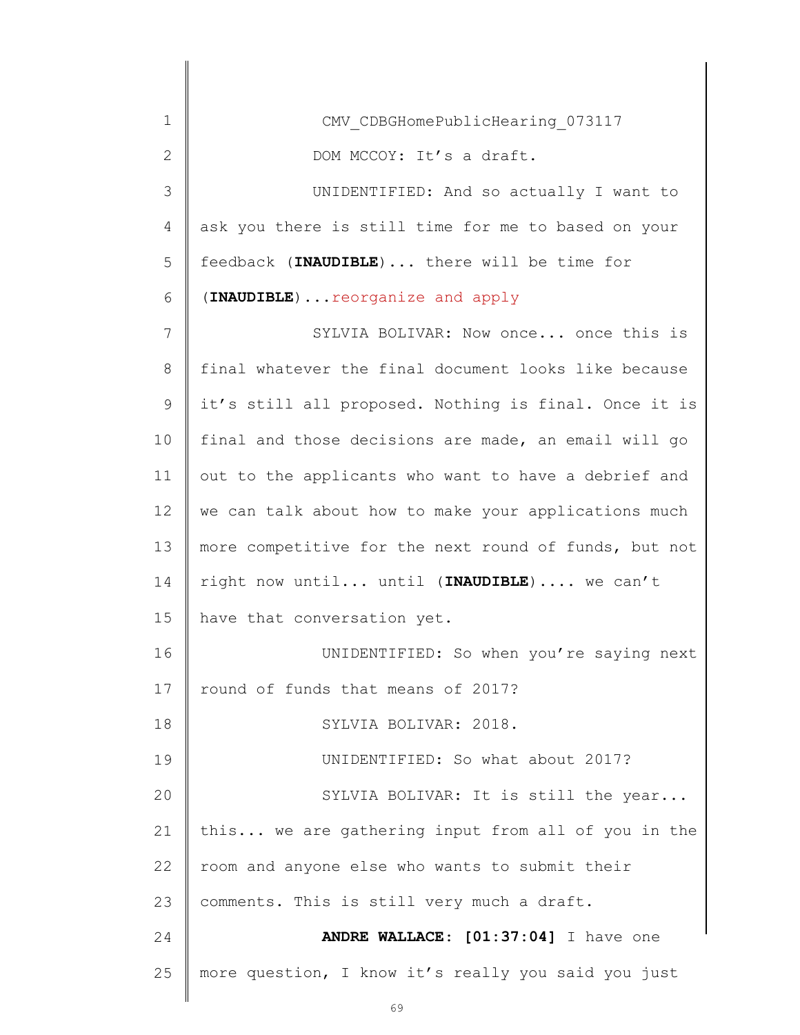CMV_CDBGHomePublicHearing_073117

DOM MCCOY: It's a draft.

UNIDENTIFIED: And so actually I want to ask you there is still time for me to based on your feedback (**INAUDIBLE**)... there will be time for (**INAUDIBLE**)...reorganize and apply

SYLVIA BOLIVAR: Now once... once this is final whatever the final document looks like because it's still all proposed. Nothing is final. Once it is final and those decisions are made, an email will go out to the applicants who want to have a debrief and we can talk about how to make your applications much more competitive for the next round of funds, but not right now until... until (**INAUDIBLE**).... we can't have that conversation yet.

UNIDENTIFIED: So when you're saying next round of funds that means of 2017?

SYLVIA BOLIVAR: 2018.

UNIDENTIFIED: So what about 2017?

SYLVIA BOLIVAR: It is still the year... this... we are gathering input from all of you in the room and anyone else who wants to submit their comments. This is still very much a draft.

**ANDRE WALLACE: [01:37:04]** I have one more question, I know it's really you said you just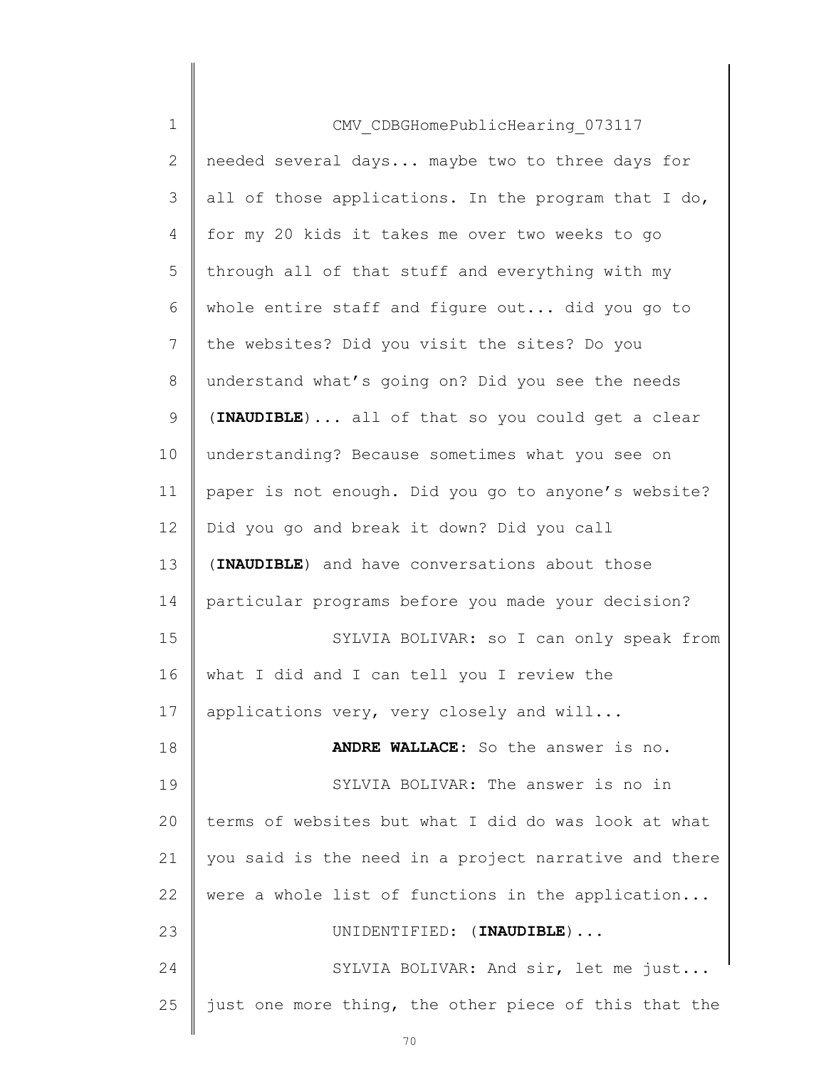needed several days... maybe two to three days for all of those applications. In the program that I do, for my 20 kids it takes me over two weeks to go through all of that stuff and everything with my whole entire staff and figure out... did you go to the websites? Did you visit the sites? Do you understand what's going on? Did you see the needs (**INAUDIBLE**)... all of that so you could get a clear understanding? Because sometimes what you see on paper is not enough. Did you go to anyone's website? Did you go and break it down? Did you call (**INAUDIBLE**) and have conversations about those particular programs before you made your decision?

SYLVIA BOLIVAR: so I can only speak from what I did and I can tell you I review the applications very, very closely and will...

**ANDRE WALLACE**: So the answer is no.

SYLVIA BOLIVAR: The answer is no in terms of websites but what I did do was look at what you said is the need in a project narrative and there were a whole list of functions in the application...

UNIDENTIFIED: (**INAUDIBLE**)...

SYLVIA BOLIVAR: And sir, let me just... just one more thing, the other piece of this that the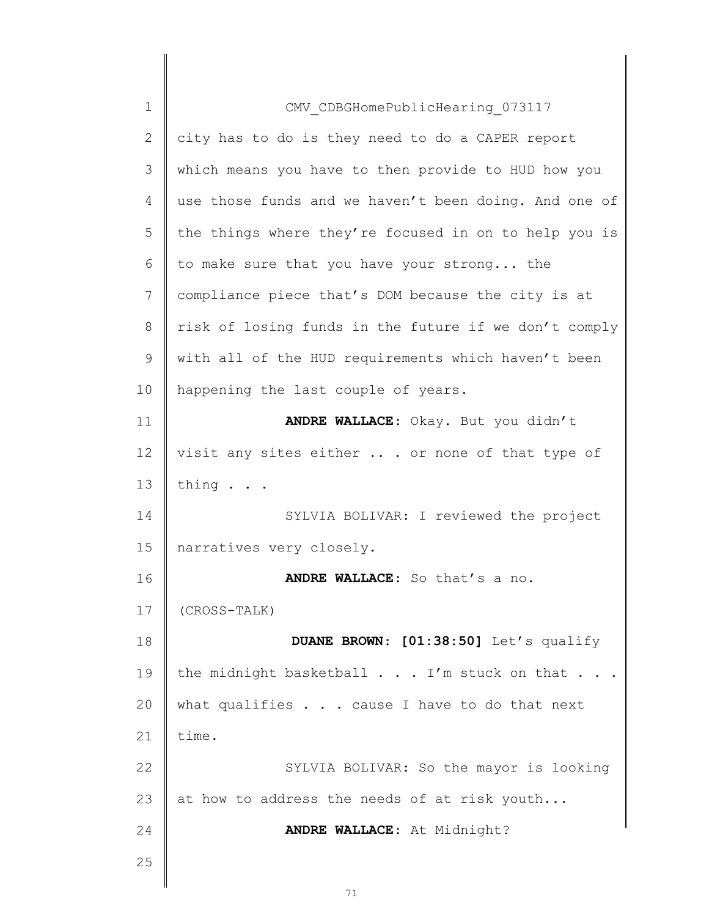CMV_CDBGHomePublicHearing_073117

city has to do is they need to do a CAPER report which means you have to then provide to HUD how you use those funds and we haven't been doing. And one of the things where they're focused in on to help you is to make sure that you have your strong... the compliance piece that's DOM because the city is at risk of losing funds in the future if we don't comply with all of the HUD requirements which haven't been happening the last couple of years.

**ANDRE WALLACE:** Okay. But you didn't visit any sites either .. . or none of that type of thing . . .

SYLVIA BOLIVAR: I reviewed the project narratives very closely.

**ANDRE WALLACE:** So that's a no.

(CROSS-TALK)

**DUANE BROWN: [01:38:50]** Let's qualify the midnight basketball . . . I'm stuck on that . . . what qualifies . . . cause I have to do that next time.

SYLVIA BOLIVAR: So the mayor is looking at how to address the needs of at risk youth...

**ANDRE WALLACE:** At Midnight?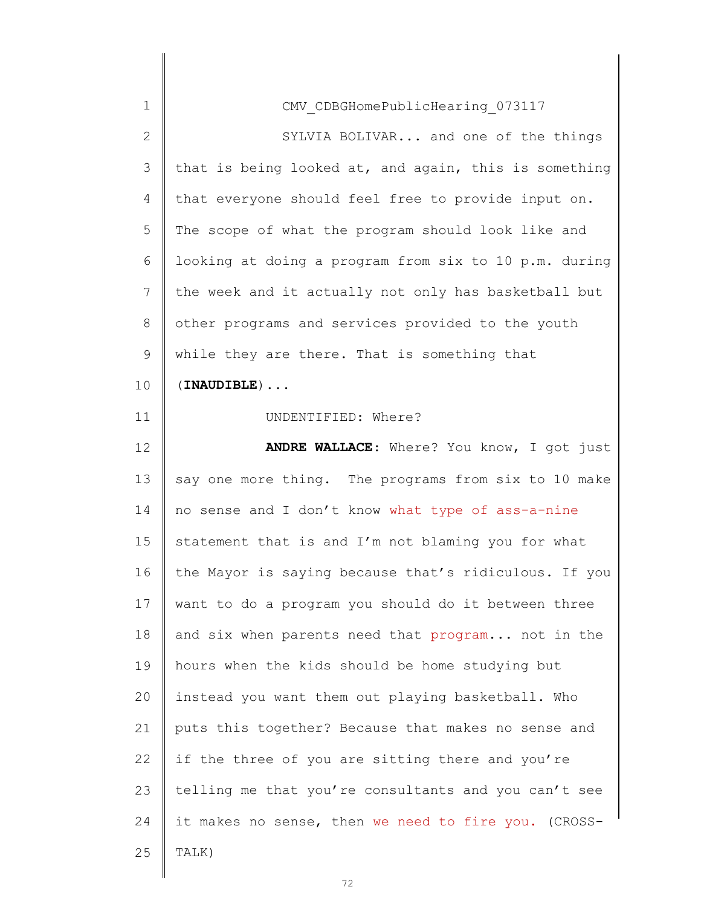CMV_CDBGHomePublicHearing_073117

SYLVIA BOLIVAR... and one of the things that is being looked at, and again, this is something that everyone should feel free to provide input on. The scope of what the program should look like and looking at doing a program from six to 10 p.m. during the week and it actually not only has basketball but other programs and services provided to the youth while they are there. That is something that (**INAUDIBLE**)...

UNDENTIFIED: Where?

**ANDRE WALLACE**: Where? You know, I got just say one more thing. The programs from six to 10 make no sense and I don't know what type of ass-a-nine statement that is and I'm not blaming you for what the Mayor is saying because that's ridiculous. If you want to do a program you should do it between three and six when parents need that program... not in the hours when the kids should be home studying but instead you want them out playing basketball. Who puts this together? Because that makes no sense and if the three of you are sitting there and you're telling me that you're consultants and you can't see it makes no sense, then we need to fire you. (CROSS-TALK)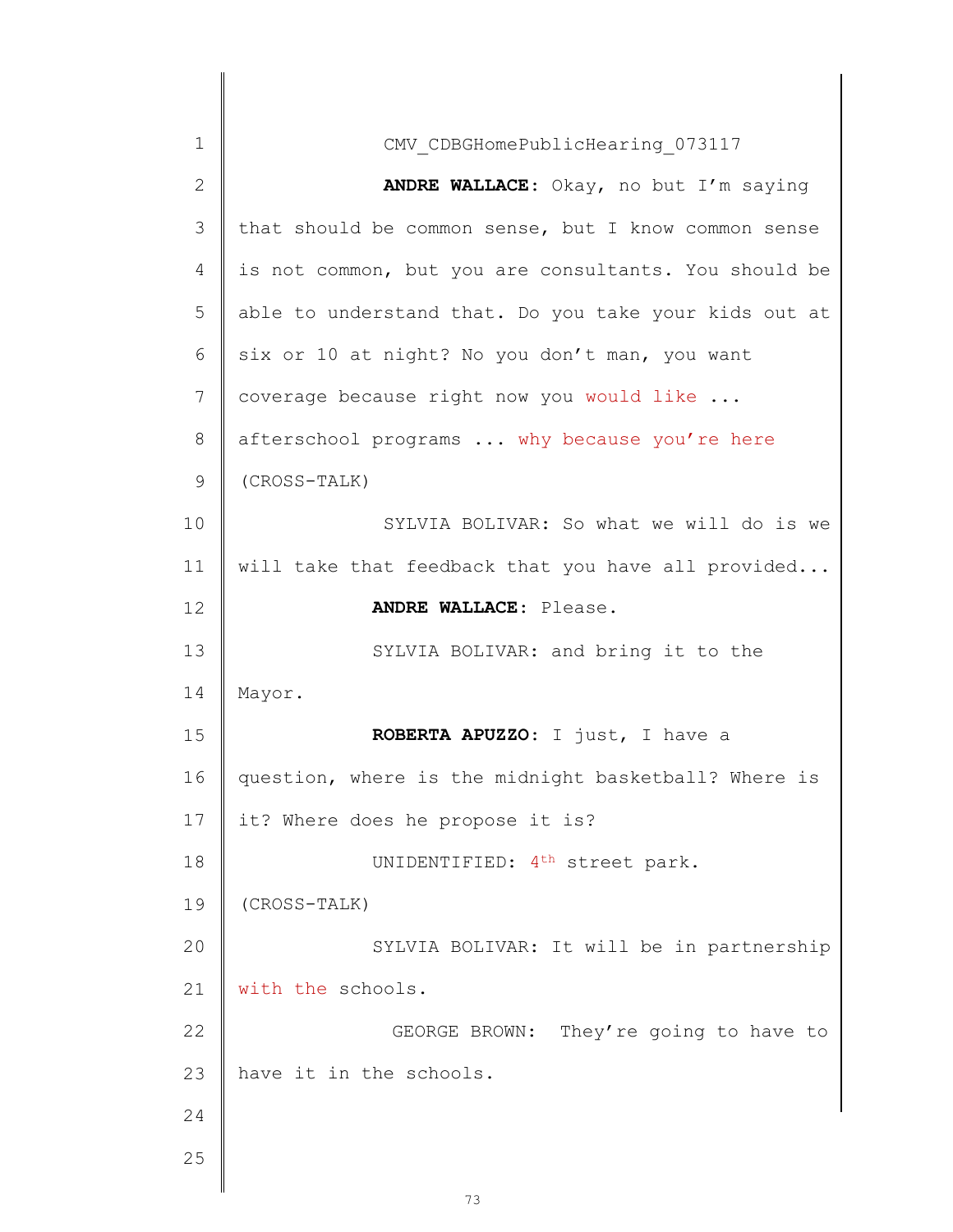CMV_CDBGHomePublicHearing_073117

**ANDRE WALLACE**: Okay, no but I'm saying that should be common sense, but I know common sense is not common, but you are consultants. You should be able to understand that. Do you take your kids out at six or 10 at night? No you don't man, you want coverage because right now you would like ... afterschool programs ... why because you're here

(CROSS-TALK)

SYLVIA BOLIVAR: So what we will do is we will take that feedback that you have all provided...

**ANDRE WALLACE**: Please.

SYLVIA BOLIVAR: and bring it to the Mayor.

**ROBERTA APUZZO**: I just, I have a question, where is the midnight basketball? Where is it? Where does he propose it is?

UNIDENTIFIED: 4th street park.

(CROSS-TALK)

SYLVIA BOLIVAR: It will be in partnership with the schools.

GEORGE BROWN: They're going to have to have it in the schools.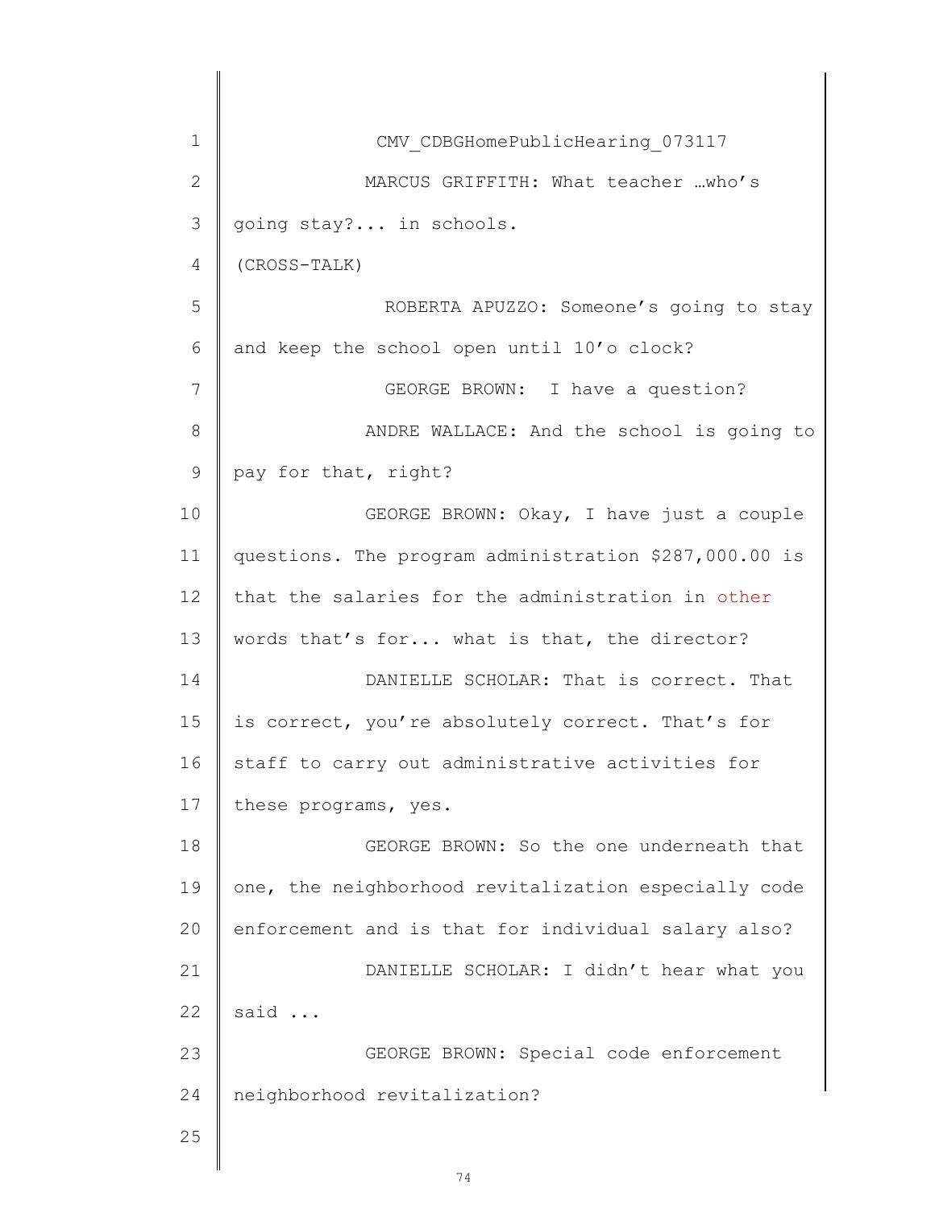CMV_CDBGHomePublicHearing_073117

MARCUS GRIFFITH: What teacher …who's going stay?... in schools.

(CROSS-TALK)

ROBERTA APUZZO: Someone's going to stay and keep the school open until 10'o clock?

GEORGE BROWN: I have a question?

ANDRE WALLACE: And the school is going to pay for that, right?

GEORGE BROWN: Okay, I have just a couple questions. The program administration $287,000.00 is that the salaries for the administration in other words that's for... what is that, the director?

DANIELLE SCHOLAR: That is correct. That is correct, you're absolutely correct. That's for staff to carry out administrative activities for these programs, yes.

GEORGE BROWN: So the one underneath that one, the neighborhood revitalization especially code enforcement and is that for individual salary also?

DANIELLE SCHOLAR: I didn't hear what you said ...

GEORGE BROWN: Special code enforcement neighborhood revitalization?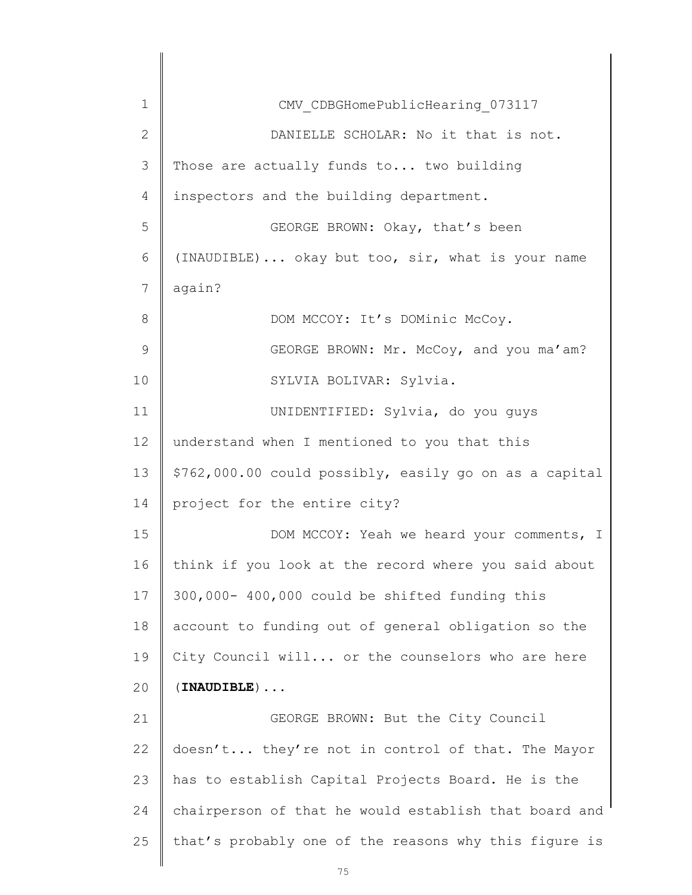CMV_CDBGHomePublicHearing_073117

DANIELLE SCHOLAR: No it that is not. Those are actually funds to... two building inspectors and the building department.

GEORGE BROWN: Okay, that's been (INAUDIBLE)... okay but too, sir, what is your name again?

DOM MCCOY: It's DOMinic McCoy.

GEORGE BROWN: Mr. McCoy, and you ma'am?

SYLVIA BOLIVAR: Sylvia.

UNIDENTIFIED: Sylvia, do you guys understand when I mentioned to you that this $762,000.00 could possibly, easily go on as a capital project for the entire city?

DOM MCCOY: Yeah we heard your comments, I think if you look at the record where you said about 300,000- 400,000 could be shifted funding this account to funding out of general obligation so the City Council will... or the counselors who are here (**INAUDIBLE**)...

GEORGE BROWN: But the City Council doesn't... they're not in control of that. The Mayor has to establish Capital Projects Board. He is the chairperson of that he would establish that board and that's probably one of the reasons why this figure is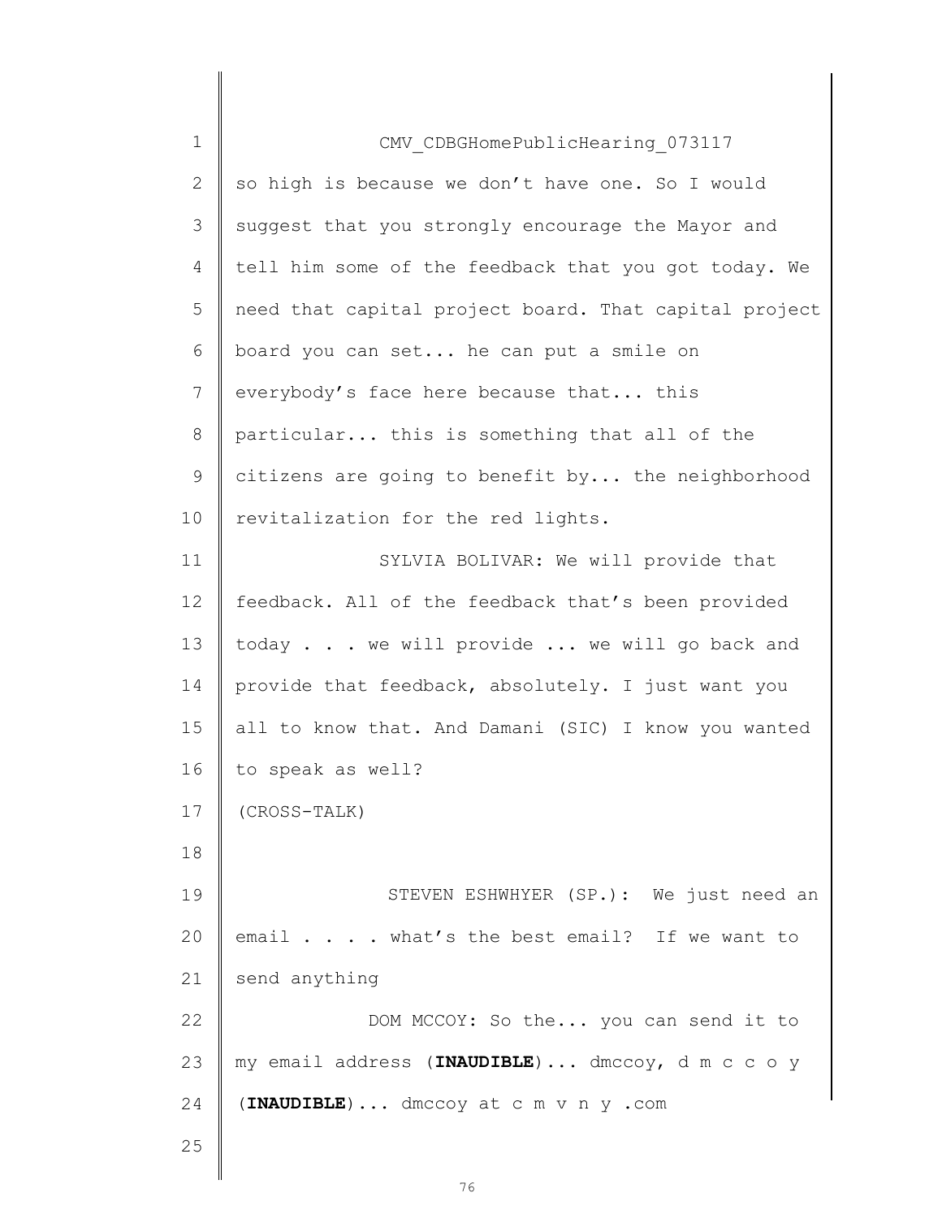CMV_CDBGHomePublicHearing_073117

so high is because we don't have one. So I would suggest that you strongly encourage the Mayor and tell him some of the feedback that you got today. We need that capital project board. That capital project board you can set... he can put a smile on everybody's face here because that... this particular... this is something that all of the citizens are going to benefit by... the neighborhood revitalization for the red lights.

SYLVIA BOLIVAR: We will provide that feedback. All of the feedback that's been provided today . . . we will provide ... we will go back and provide that feedback, absolutely. I just want you all to know that. And Damani (SIC) I know you wanted to speak as well?

(CROSS-TALK)

STEVEN ESHWHYER (SP.): We just need an email . . . . what's the best email? If we want to send anything

DOM MCCOY: So the... you can send it to my email address (**INAUDIBLE**)... dmccoy, d m c c o y (**INAUDIBLE**)... dmccoy at c m v n y .com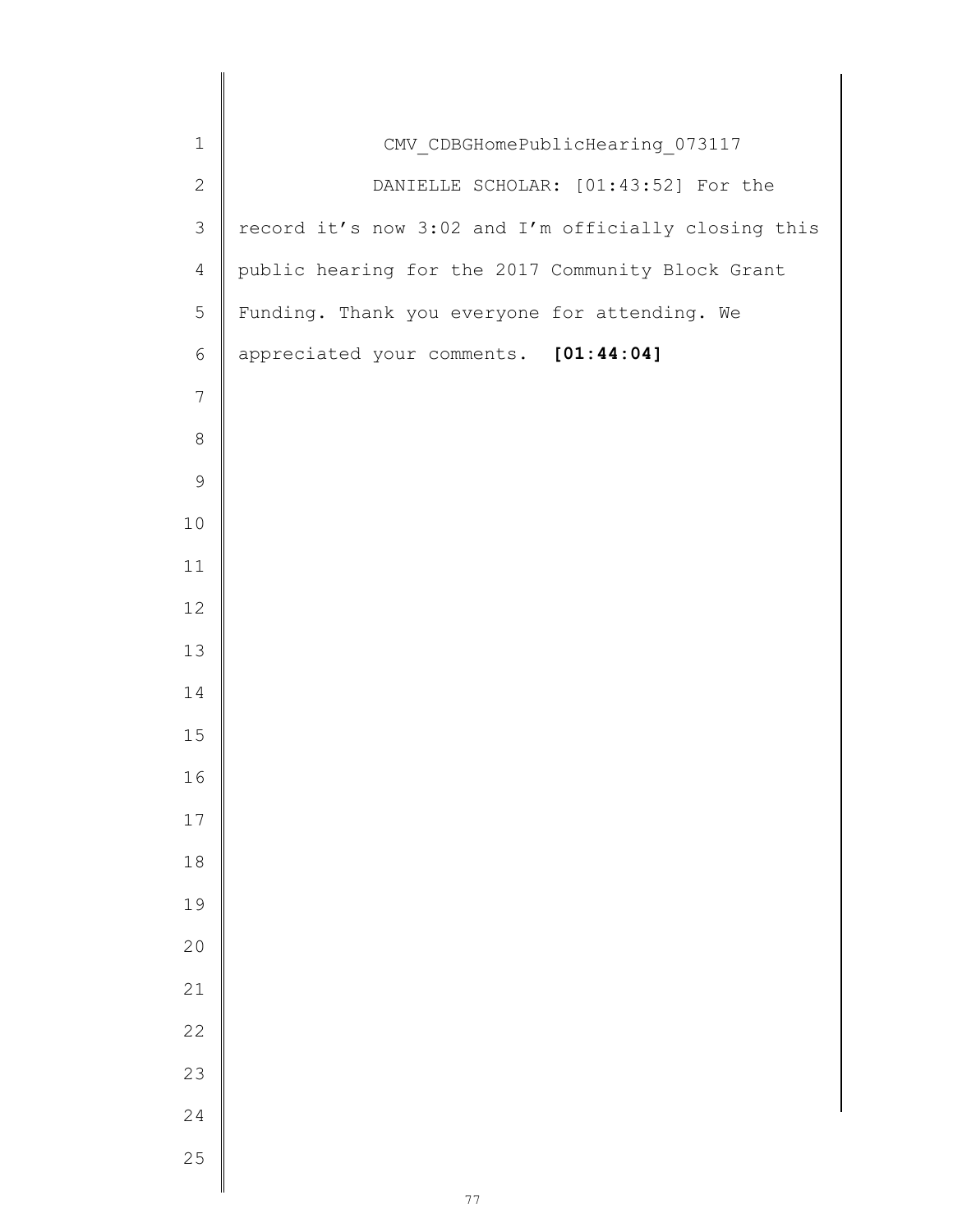CMV_CDBGHomePublicHearing_073117

DANIELLE SCHOLAR: [01:43:52] For the record it’s now 3:02 and I’m officially closing this public hearing for the 2017 Community Block Grant Funding. Thank you everyone for attending. We appreciated your comments. **[01:44:04]**